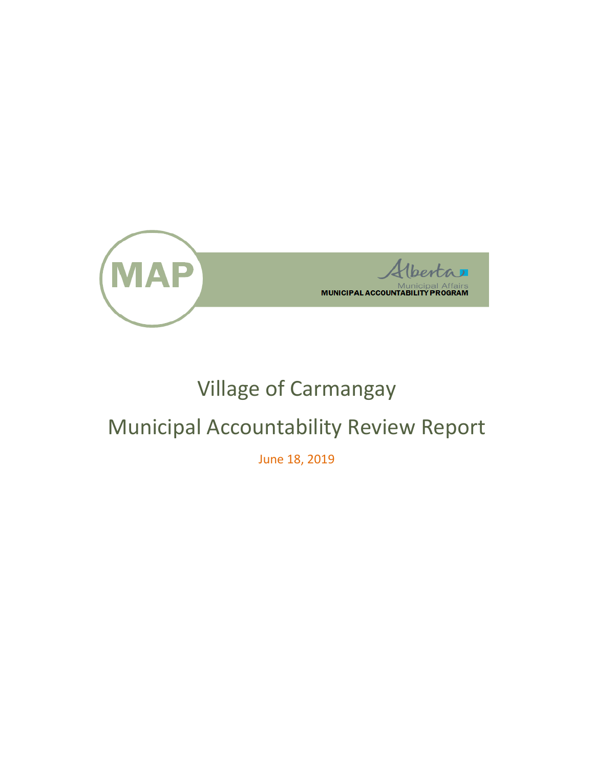MAP

Alberta

Municipal Affairs

MUNICIPAL ACCOUNTABILITY PROGRAM

# Village of Carmangay

# Municipal Accountability Review Report

June 18, 2019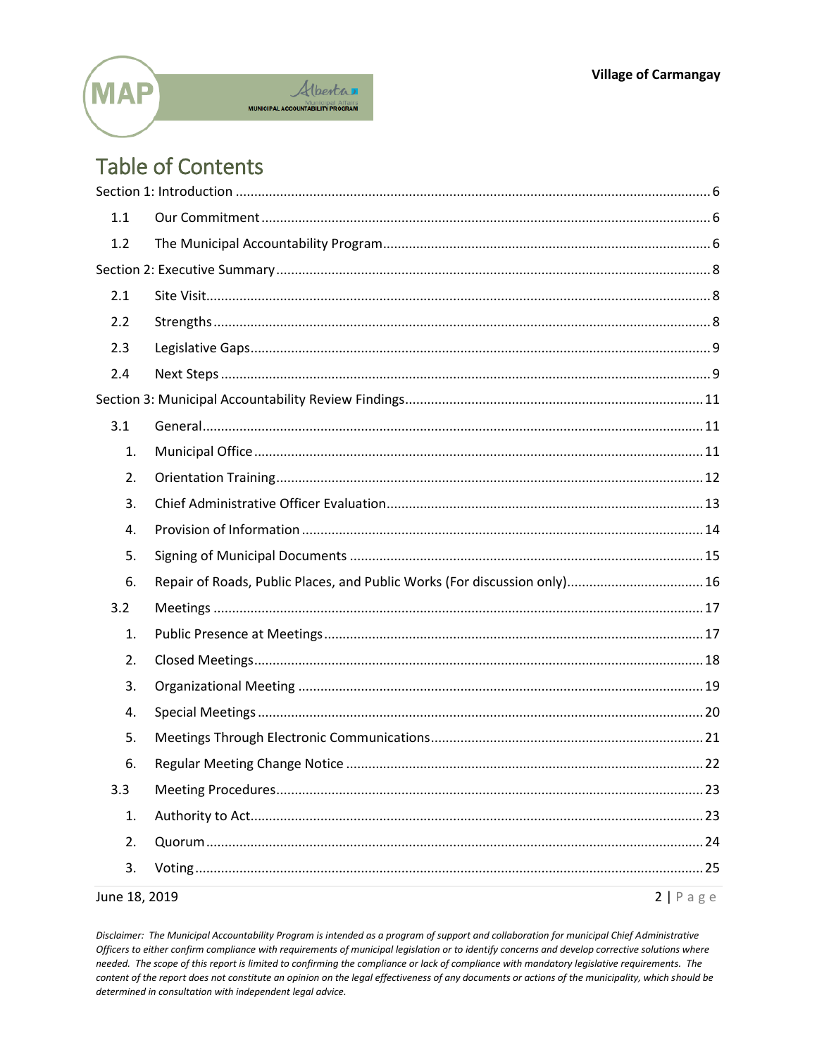# Table of Contents

| | | |
|---|---|---|
| Section 1: Introduction | | 6 |
| 1.1 | Our Commitment | 6 |
| 1.2 | The Municipal Accountability Program | 6 |
| Section 2: Executive Summary | | 8 |
| 2.1 | Site Visit | 8 |
| 2.2 | Strengths | 8 |
| 2.3 | Legislative Gaps | 9 |
| 2.4 | Next Steps | 9 |
| Section 3: Municipal Accountability Review Findings | | 11 |
| 3.1 | General | 11 |
| 1. | Municipal Office | 11 |
| 2. | Orientation Training | 12 |
| 3. | Chief Administrative Officer Evaluation | 13 |
| 4. | Provision of Information | 14 |
| 5. | Signing of Municipal Documents | 15 |
| 6. | Repair of Roads, Public Places, and Public Works (For discussion only) | 16 |
| 3.2 | Meetings | 17 |
| 1. | Public Presence at Meetings | 17 |
| 2. | Closed Meetings | 18 |
| 3. | Organizational Meeting | 19 |
| 4. | Special Meetings | 20 |
| 5. | Meetings Through Electronic Communications | 21 |
| 6. | Regular Meeting Change Notice | 22 |
| 3.3 | Meeting Procedures | 23 |
| 1. | Authority to Act | 23 |
| 2. | Quorum | 24 |
| 3. | Voting | 25 |

June 18, 2019

*Disclaimer: The Municipal Accountability Program is intended as a program of support and collaboration for municipal Chief Administrative Officers to either confirm compliance with requirements of municipal legislation or to identify concerns and develop corrective solutions where needed. The scope of this report is limited to confirming the compliance or lack of compliance with mandatory legislative requirements. The content of the report does not constitute an opinion on the legal effectiveness of any documents or actions of the municipality, which should be determined in consultation with independent legal advice.*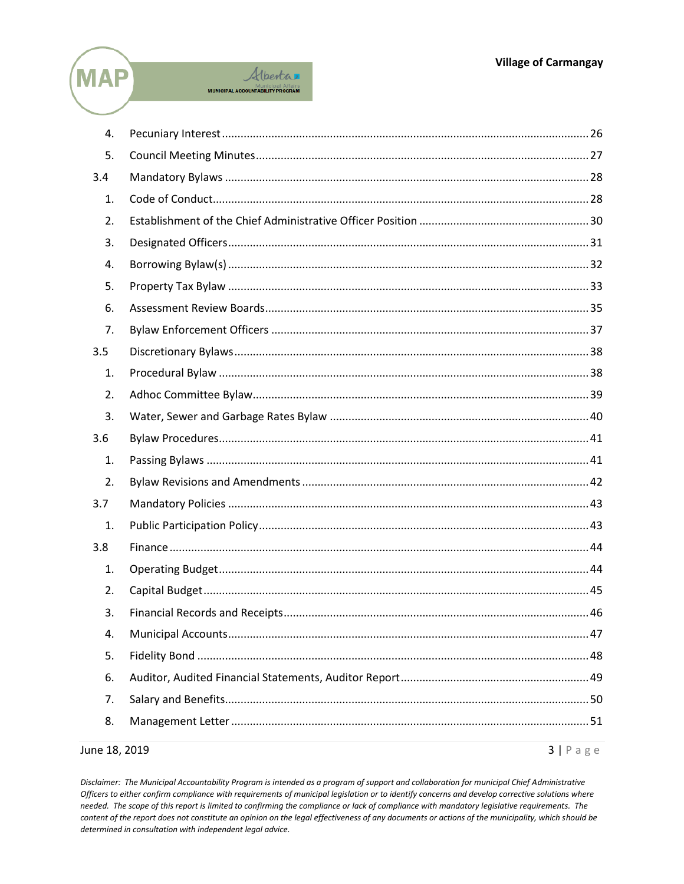4. Pecuniary Interest ........ 26
5. Council Meeting Minutes ........ 27

3.4 Mandatory Bylaws ........ 28

1. Code of Conduct ........ 28
2. Establishment of the Chief Administrative Officer Position ........ 30
3. Designated Officers ........ 31
4. Borrowing Bylaw(s) ........ 32
5. Property Tax Bylaw ........ 33
6. Assessment Review Boards ........ 35
7. Bylaw Enforcement Officers ........ 37

3.5 Discretionary Bylaws ........ 38

1. Procedural Bylaw ........ 38
2. Adhoc Committee Bylaw ........ 39
3. Water, Sewer and Garbage Rates Bylaw ........ 40

3.6 Bylaw Procedures ........ 41

1. Passing Bylaws ........ 41
2. Bylaw Revisions and Amendments ........ 42

3.7 Mandatory Policies ........ 43

1. Public Participation Policy ........ 43

3.8 Finance ........ 44

1. Operating Budget ........ 44
2. Capital Budget ........ 45
3. Financial Records and Receipts ........ 46
4. Municipal Accounts ........ 47
5. Fidelity Bond ........ 48
6. Auditor, Audited Financial Statements, Auditor Report ........ 49
7. Salary and Benefits ........ 50
8. Management Letter ........ 51

*Disclaimer: The Municipal Accountability Program is intended as a program of support and collaboration for municipal Chief Administrative Officers to either confirm compliance with requirements of municipal legislation or to identify concerns and develop corrective solutions where needed. The scope of this report is limited to confirming the compliance or lack of compliance with mandatory legislative requirements. The content of the report does not constitute an opinion on the legal effectiveness of any documents or actions of the municipality, which should be determined in consultation with independent legal advice.*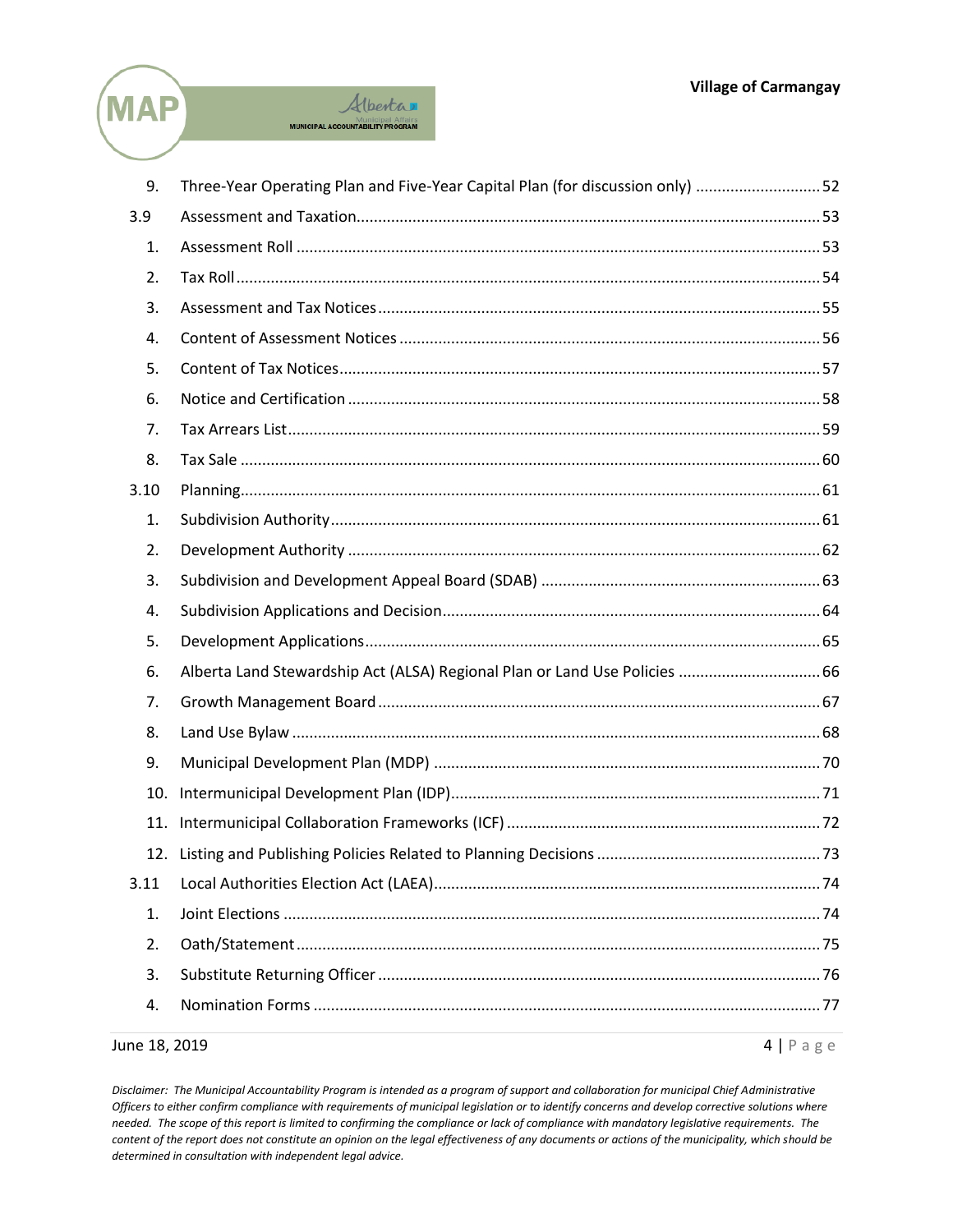| | | |
|---|---|---|
| 9. | Three-Year Operating Plan and Five-Year Capital Plan (for discussion only) | 52 |
| 3.9 | Assessment and Taxation | 53 |
| 1. | Assessment Roll | 53 |
| 2. | Tax Roll | 54 |
| 3. | Assessment and Tax Notices | 55 |
| 4. | Content of Assessment Notices | 56 |
| 5. | Content of Tax Notices | 57 |
| 6. | Notice and Certification | 58 |
| 7. | Tax Arrears List | 59 |
| 8. | Tax Sale | 60 |
| 3.10 | Planning | 61 |
| 1. | Subdivision Authority | 61 |
| 2. | Development Authority | 62 |
| 3. | Subdivision and Development Appeal Board (SDAB) | 63 |
| 4. | Subdivision Applications and Decision | 64 |
| 5. | Development Applications | 65 |
| 6. | Alberta Land Stewardship Act (ALSA) Regional Plan or Land Use Policies | 66 |
| 7. | Growth Management Board | 67 |
| 8. | Land Use Bylaw | 68 |
| 9. | Municipal Development Plan (MDP) | 70 |
| 10. | Intermunicipal Development Plan (IDP) | 71 |
| 11. | Intermunicipal Collaboration Frameworks (ICF) | 72 |
| 12. | Listing and Publishing Policies Related to Planning Decisions | 73 |
| 3.11 | Local Authorities Election Act (LAEA) | 74 |
| 1. | Joint Elections | 74 |
| 2. | Oath/Statement | 75 |
| 3. | Substitute Returning Officer | 76 |
| 4. | Nomination Forms | 77 |

June 18, 2019

*Disclaimer: The Municipal Accountability Program is intended as a program of support and collaboration for municipal Chief Administrative Officers to either confirm compliance with requirements of municipal legislation or to identify concerns and develop corrective solutions where needed. The scope of this report is limited to confirming the compliance or lack of compliance with mandatory legislative requirements. The content of the report does not constitute an opinion on the legal effectiveness of any documents or actions of the municipality, which should be determined in consultation with independent legal advice.*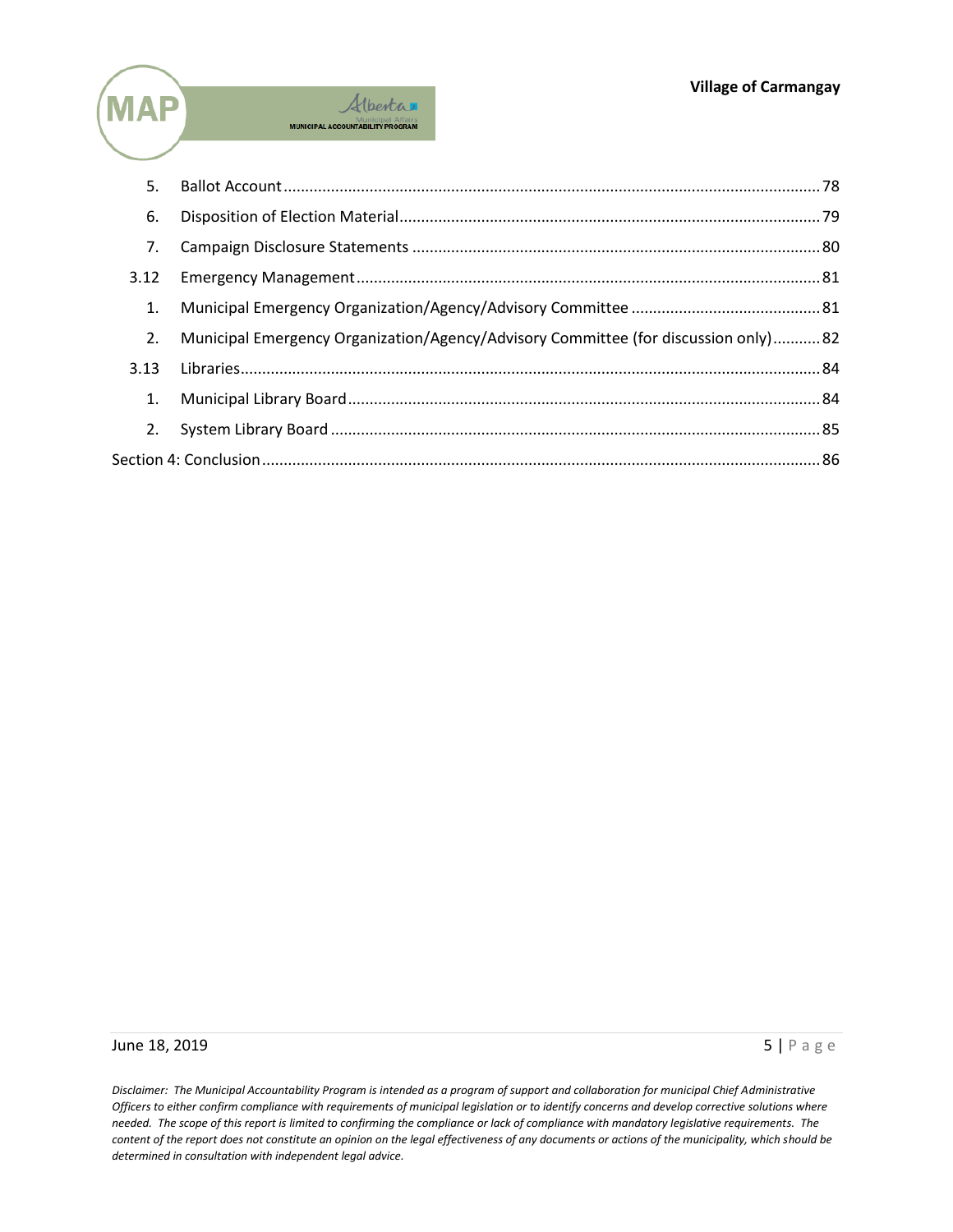| | | |
|---|---|---|
| 5. | Ballot Account | 78 |
| 6. | Disposition of Election Material | 79 |
| 7. | Campaign Disclosure Statements | 80 |
| 3.12 | Emergency Management | 81 |
| 1. | Municipal Emergency Organization/Agency/Advisory Committee | 81 |
| 2. | Municipal Emergency Organization/Agency/Advisory Committee (for discussion only) | 82 |
| 3.13 | Libraries | 84 |
| 1. | Municipal Library Board | 84 |
| 2. | System Library Board | 85 |
| Section 4: Conclusion | | 86 |

*Disclaimer: The Municipal Accountability Program is intended as a program of support and collaboration for municipal Chief Administrative Officers to either confirm compliance with requirements of municipal legislation or to identify concerns and develop corrective solutions where needed. The scope of this report is limited to confirming the compliance or lack of compliance with mandatory legislative requirements. The content of the report does not constitute an opinion on the legal effectiveness of any documents or actions of the municipality, which should be determined in consultation with independent legal advice.*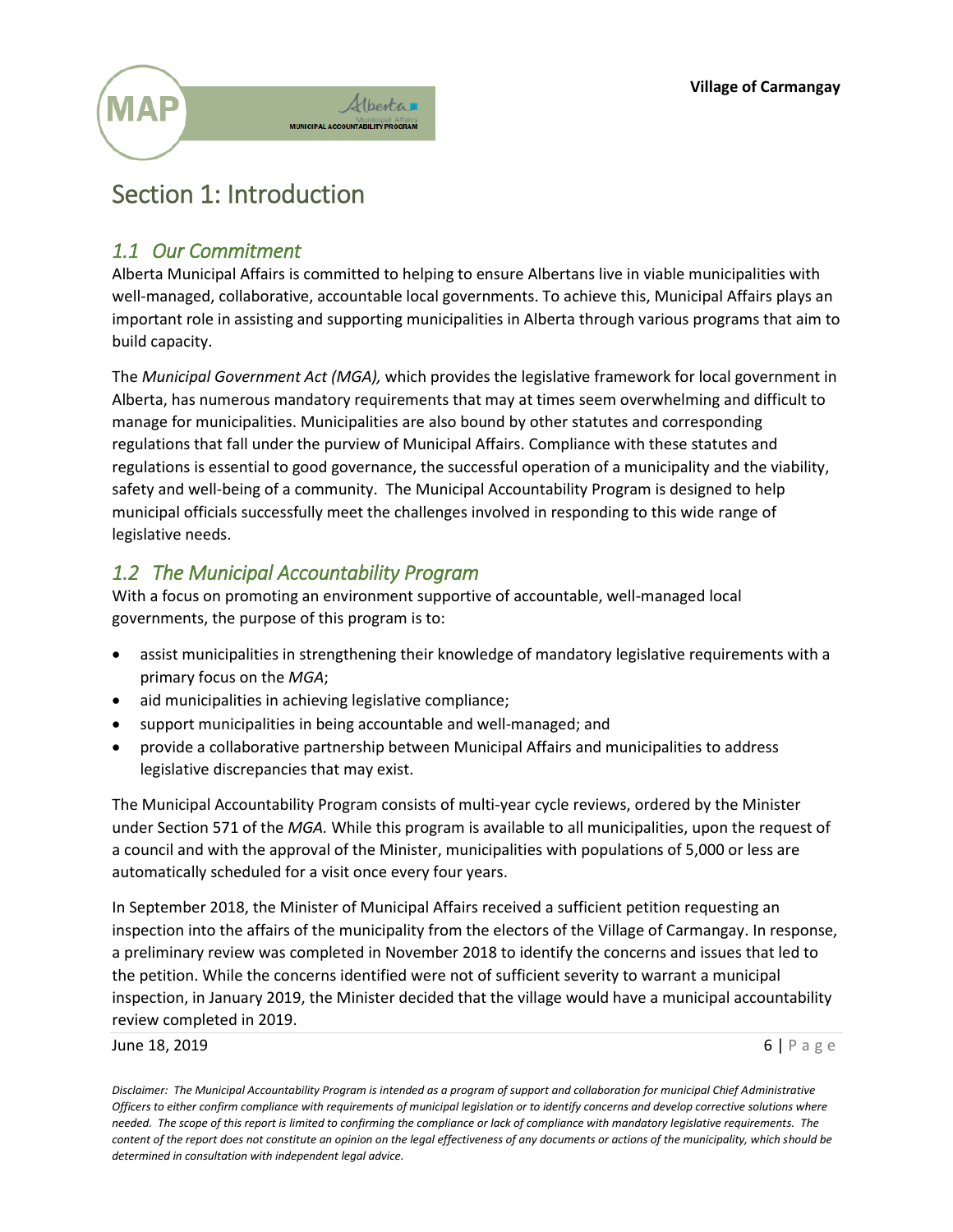# Section 1: Introduction

## *1.1 Our Commitment*

Alberta Municipal Affairs is committed to helping to ensure Albertans live in viable municipalities with well-managed, collaborative, accountable local governments. To achieve this, Municipal Affairs plays an important role in assisting and supporting municipalities in Alberta through various programs that aim to build capacity.

The *Municipal Government Act (MGA),* which provides the legislative framework for local government in Alberta, has numerous mandatory requirements that may at times seem overwhelming and difficult to manage for municipalities. Municipalities are also bound by other statutes and corresponding regulations that fall under the purview of Municipal Affairs. Compliance with these statutes and regulations is essential to good governance, the successful operation of a municipality and the viability, safety and well-being of a community. The Municipal Accountability Program is designed to help municipal officials successfully meet the challenges involved in responding to this wide range of legislative needs.

## *1.2 The Municipal Accountability Program*

With a focus on promoting an environment supportive of accountable, well-managed local governments, the purpose of this program is to:

- assist municipalities in strengthening their knowledge of mandatory legislative requirements with a primary focus on the *MGA*;
- aid municipalities in achieving legislative compliance;
- support municipalities in being accountable and well-managed; and
- provide a collaborative partnership between Municipal Affairs and municipalities to address legislative discrepancies that may exist.

The Municipal Accountability Program consists of multi-year cycle reviews, ordered by the Minister under Section 571 of the *MGA.* While this program is available to all municipalities, upon the request of a council and with the approval of the Minister, municipalities with populations of 5,000 or less are automatically scheduled for a visit once every four years.

In September 2018, the Minister of Municipal Affairs received a sufficient petition requesting an inspection into the affairs of the municipality from the electors of the Village of Carmangay. In response, a preliminary review was completed in November 2018 to identify the concerns and issues that led to the petition. While the concerns identified were not of sufficient severity to warrant a municipal inspection, in January 2019, the Minister decided that the village would have a municipal accountability review completed in 2019.

*Disclaimer: The Municipal Accountability Program is intended as a program of support and collaboration for municipal Chief Administrative Officers to either confirm compliance with requirements of municipal legislation or to identify concerns and develop corrective solutions where needed. The scope of this report is limited to confirming the compliance or lack of compliance with mandatory legislative requirements. The content of the report does not constitute an opinion on the legal effectiveness of any documents or actions of the municipality, which should be determined in consultation with independent legal advice.*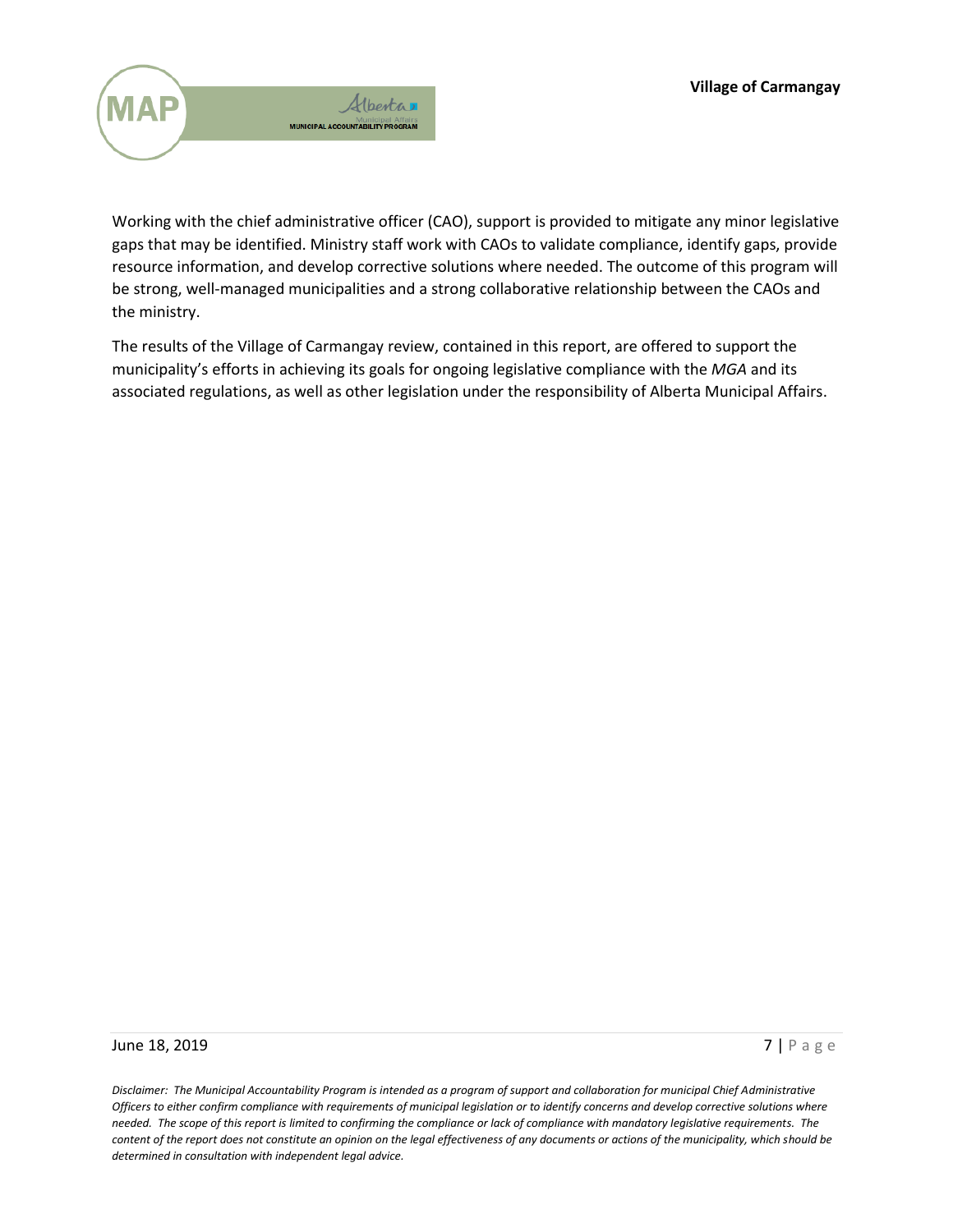Working with the chief administrative officer (CAO), support is provided to mitigate any minor legislative gaps that may be identified. Ministry staff work with CAOs to validate compliance, identify gaps, provide resource information, and develop corrective solutions where needed. The outcome of this program will be strong, well-managed municipalities and a strong collaborative relationship between the CAOs and the ministry.

The results of the Village of Carmangay review, contained in this report, are offered to support the municipality's efforts in achieving its goals for ongoing legislative compliance with the *MGA* and its associated regulations, as well as other legislation under the responsibility of Alberta Municipal Affairs.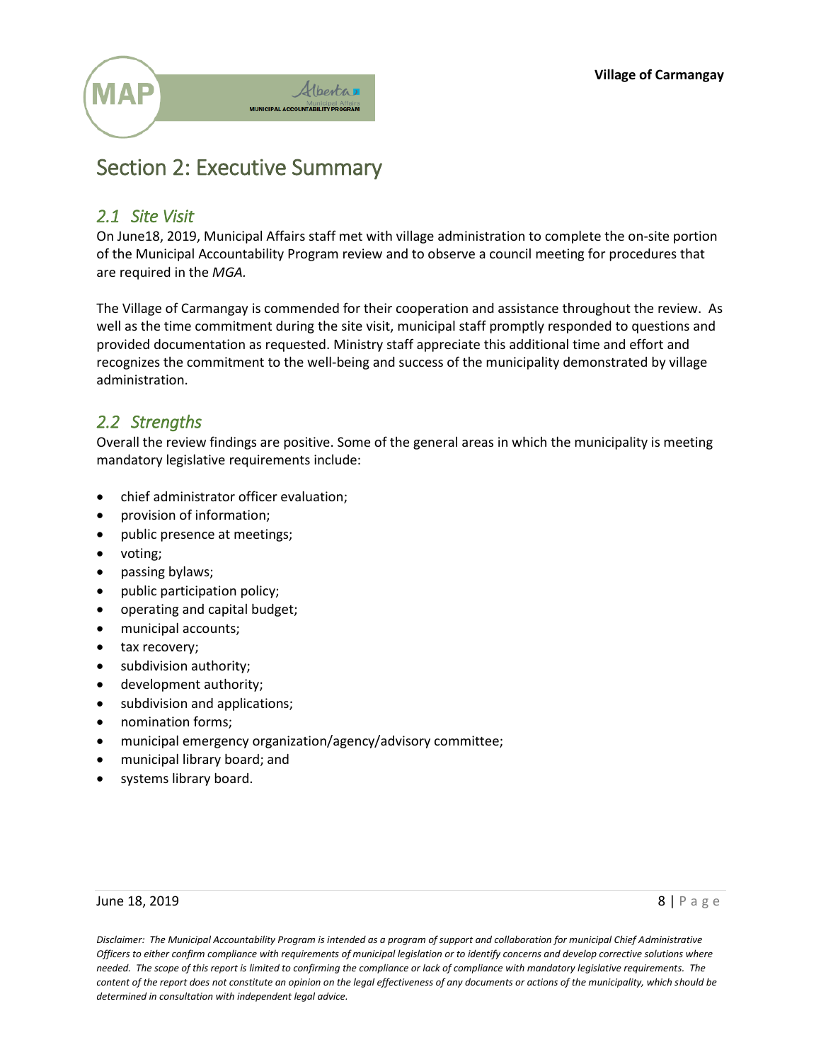# Section 2: Executive Summary

## *2.1 Site Visit*

On June18, 2019, Municipal Affairs staff met with village administration to complete the on-site portion of the Municipal Accountability Program review and to observe a council meeting for procedures that are required in the *MGA.*

The Village of Carmangay is commended for their cooperation and assistance throughout the review. As well as the time commitment during the site visit, municipal staff promptly responded to questions and provided documentation as requested. Ministry staff appreciate this additional time and effort and recognizes the commitment to the well-being and success of the municipality demonstrated by village administration.

## *2.2 Strengths*

Overall the review findings are positive. Some of the general areas in which the municipality is meeting mandatory legislative requirements include:

- chief administrator officer evaluation;
- provision of information;
- public presence at meetings;
- voting;
- passing bylaws;
- public participation policy;
- operating and capital budget;
- municipal accounts;
- tax recovery;
- subdivision authority;
- development authority;
- subdivision and applications;
- nomination forms;
- municipal emergency organization/agency/advisory committee;
- municipal library board; and
- systems library board.

*Disclaimer: The Municipal Accountability Program is intended as a program of support and collaboration for municipal Chief Administrative Officers to either confirm compliance with requirements of municipal legislation or to identify concerns and develop corrective solutions where needed. The scope of this report is limited to confirming the compliance or lack of compliance with mandatory legislative requirements. The content of the report does not constitute an opinion on the legal effectiveness of any documents or actions of the municipality, which should be determined in consultation with independent legal advice.*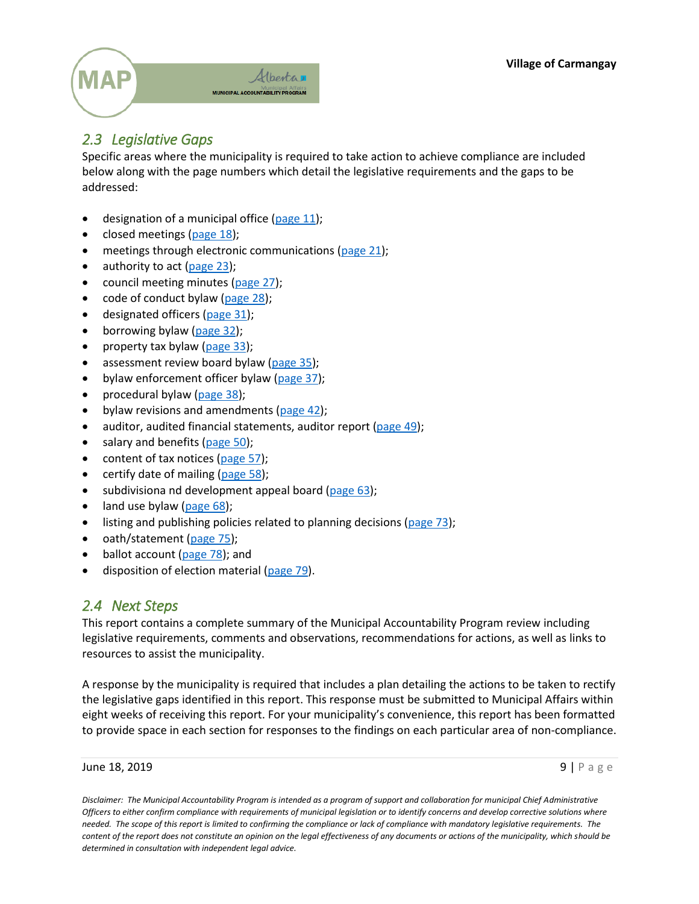## 2.3 Legislative Gaps

Specific areas where the municipality is required to take action to achieve compliance are included below along with the page numbers which detail the legislative requirements and the gaps to be addressed:

- designation of a municipal office (page 11);
- closed meetings (page 18);
- meetings through electronic communications (page 21);
- authority to act (page 23);
- council meeting minutes (page 27);
- code of conduct bylaw (page 28);
- designated officers (page 31);
- borrowing bylaw (page 32);
- property tax bylaw (page 33);
- assessment review board bylaw (page 35);
- bylaw enforcement officer bylaw (page 37);
- procedural bylaw (page 38);
- bylaw revisions and amendments (page 42);
- auditor, audited financial statements, auditor report (page 49);
- salary and benefits (page 50);
- content of tax notices (page 57);
- certify date of mailing (page 58);
- subdivisiona nd development appeal board (page 63);
- land use bylaw (page 68);
- listing and publishing policies related to planning decisions (page 73);
- oath/statement (page 75);
- ballot account (page 78); and
- disposition of election material (page 79).

## 2.4 Next Steps

This report contains a complete summary of the Municipal Accountability Program review including legislative requirements, comments and observations, recommendations for actions, as well as links to resources to assist the municipality.

A response by the municipality is required that includes a plan detailing the actions to be taken to rectify the legislative gaps identified in this report. This response must be submitted to Municipal Affairs within eight weeks of receiving this report. For your municipality's convenience, this report has been formatted to provide space in each section for responses to the findings on each particular area of non-compliance.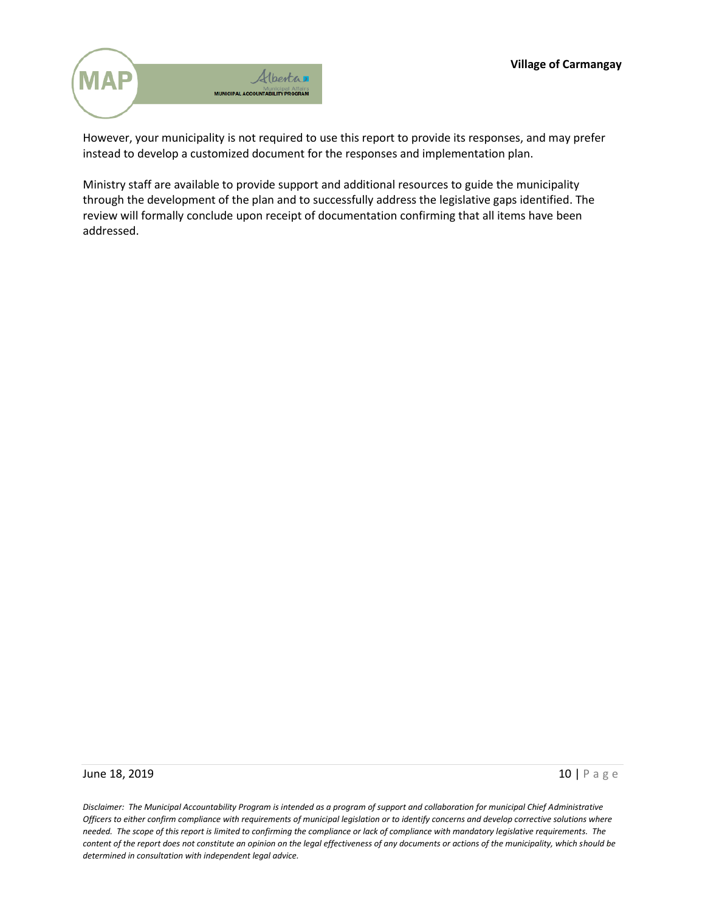However, your municipality is not required to use this report to provide its responses, and may prefer instead to develop a customized document for the responses and implementation plan.

Ministry staff are available to provide support and additional resources to guide the municipality through the development of the plan and to successfully address the legislative gaps identified. The review will formally conclude upon receipt of documentation confirming that all items have been addressed.

*Disclaimer: The Municipal Accountability Program is intended as a program of support and collaboration for municipal Chief Administrative Officers to either confirm compliance with requirements of municipal legislation or to identify concerns and develop corrective solutions where needed. The scope of this report is limited to confirming the compliance or lack of compliance with mandatory legislative requirements. The content of the report does not constitute an opinion on the legal effectiveness of any documents or actions of the municipality, which should be determined in consultation with independent legal advice.*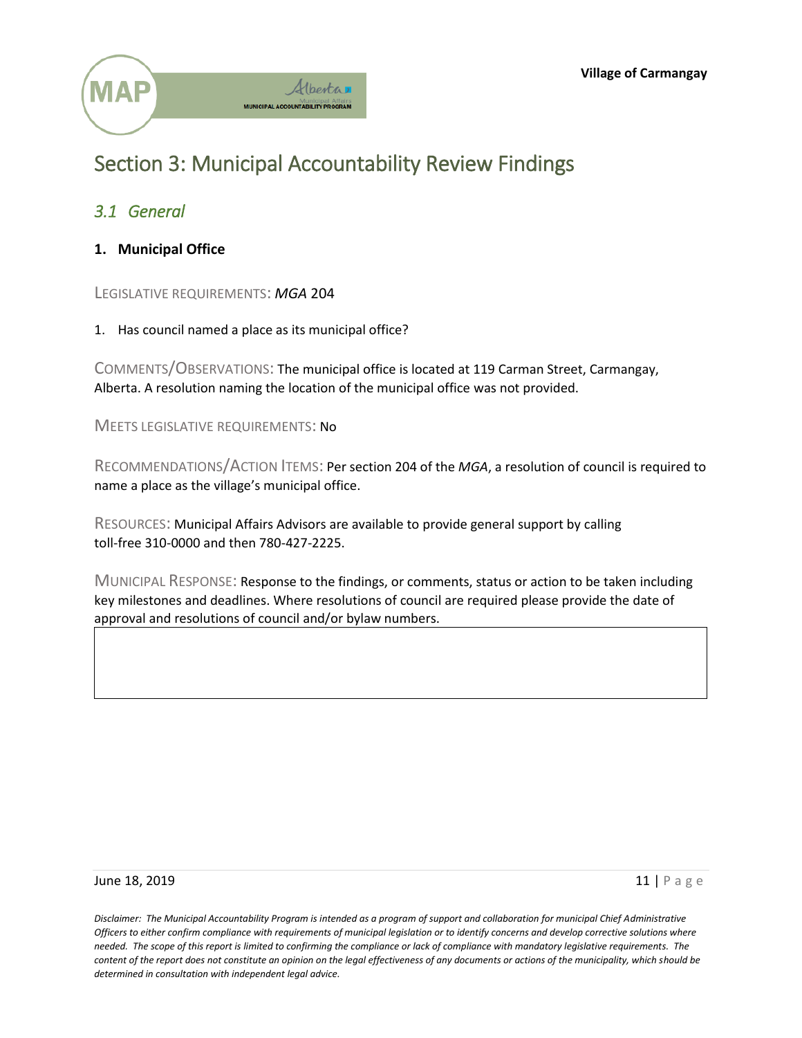# Section 3: Municipal Accountability Review Findings

## *3.1 General*

### 1. Municipal Office

LEGISLATIVE REQUIREMENTS: *MGA* 204

1. Has council named a place as its municipal office?

COMMENTS/OBSERVATIONS: The municipal office is located at 119 Carman Street, Carmangay, Alberta. A resolution naming the location of the municipal office was not provided.

MEETS LEGISLATIVE REQUIREMENTS: No

RECOMMENDATIONS/ACTION ITEMS: Per section 204 of the *MGA*, a resolution of council is required to name a place as the village's municipal office.

RESOURCES: Municipal Affairs Advisors are available to provide general support by calling toll-free 310-0000 and then 780-427-2225.

MUNICIPAL RESPONSE: Response to the findings, or comments, status or action to be taken including key milestones and deadlines. Where resolutions of council are required please provide the date of approval and resolutions of council and/or bylaw numbers.

| |
|---|
| |

*Disclaimer: The Municipal Accountability Program is intended as a program of support and collaboration for municipal Chief Administrative Officers to either confirm compliance with requirements of municipal legislation or to identify concerns and develop corrective solutions where needed. The scope of this report is limited to confirming the compliance or lack of compliance with mandatory legislative requirements. The content of the report does not constitute an opinion on the legal effectiveness of any documents or actions of the municipality, which should be determined in consultation with independent legal advice.*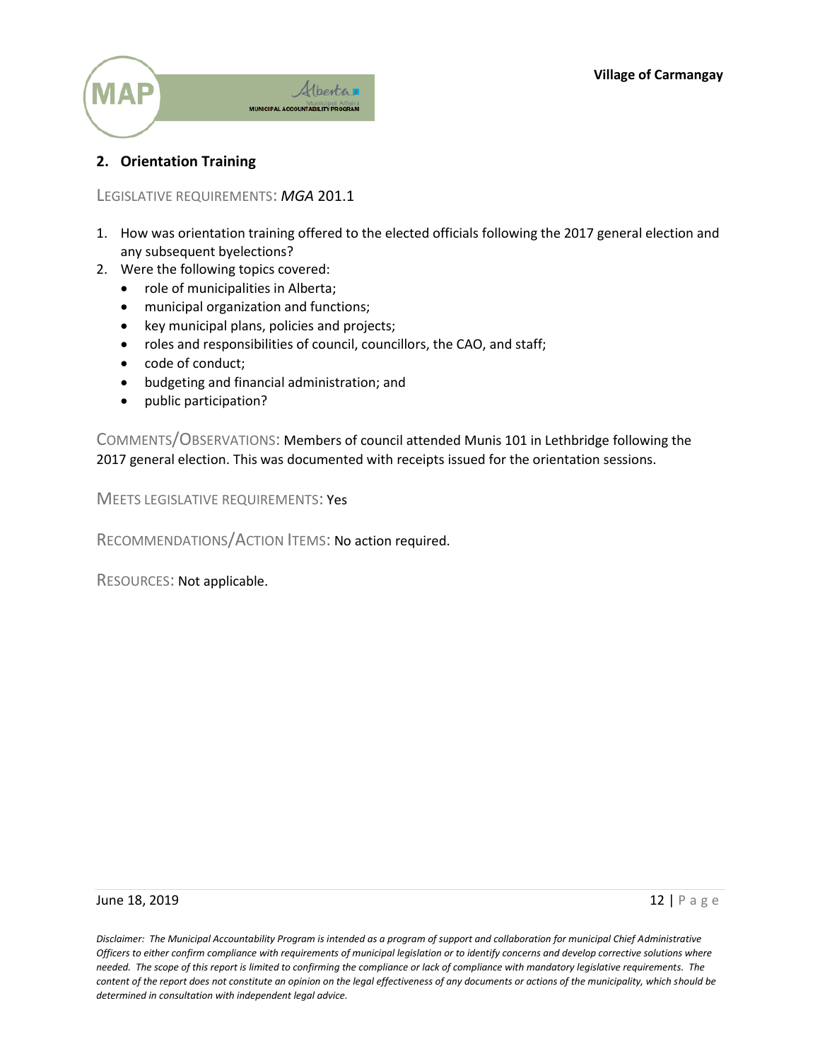## 2. Orientation Training

LEGISLATIVE REQUIREMENTS: *MGA* 201.1

1. How was orientation training offered to the elected officials following the 2017 general election and any subsequent byelections?
2. Were the following topics covered:
   - role of municipalities in Alberta;
   - municipal organization and functions;
   - key municipal plans, policies and projects;
   - roles and responsibilities of council, councillors, the CAO, and staff;
   - code of conduct;
   - budgeting and financial administration; and
   - public participation?

COMMENTS/OBSERVATIONS: Members of council attended Munis 101 in Lethbridge following the 2017 general election. This was documented with receipts issued for the orientation sessions.

MEETS LEGISLATIVE REQUIREMENTS: Yes

RECOMMENDATIONS/ACTION ITEMS: No action required.

RESOURCES: Not applicable.

*Disclaimer: The Municipal Accountability Program is intended as a program of support and collaboration for municipal Chief Administrative Officers to either confirm compliance with requirements of municipal legislation or to identify concerns and develop corrective solutions where needed. The scope of this report is limited to confirming the compliance or lack of compliance with mandatory legislative requirements. The content of the report does not constitute an opinion on the legal effectiveness of any documents or actions of the municipality, which should be determined in consultation with independent legal advice.*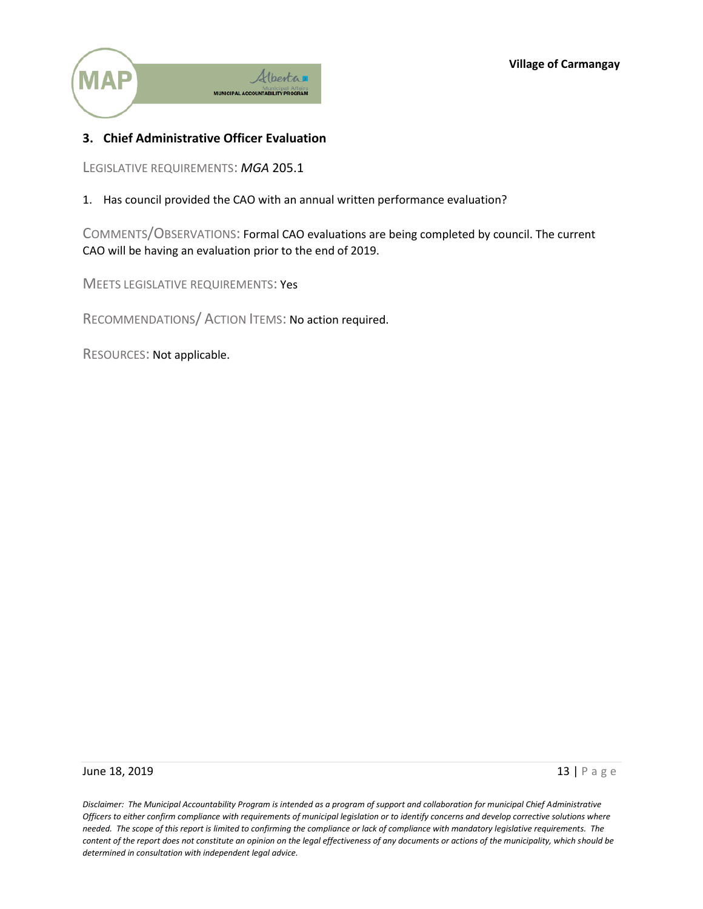## 3. Chief Administrative Officer Evaluation

LEGISLATIVE REQUIREMENTS: *MGA* 205.1

1. Has council provided the CAO with an annual written performance evaluation?

COMMENTS/OBSERVATIONS: Formal CAO evaluations are being completed by council. The current CAO will be having an evaluation prior to the end of 2019.

MEETS LEGISLATIVE REQUIREMENTS: Yes

RECOMMENDATIONS/ ACTION ITEMS: No action required.

RESOURCES: Not applicable.

*Disclaimer: The Municipal Accountability Program is intended as a program of support and collaboration for municipal Chief Administrative Officers to either confirm compliance with requirements of municipal legislation or to identify concerns and develop corrective solutions where needed. The scope of this report is limited to confirming the compliance or lack of compliance with mandatory legislative requirements. The content of the report does not constitute an opinion on the legal effectiveness of any documents or actions of the municipality, which should be determined in consultation with independent legal advice.*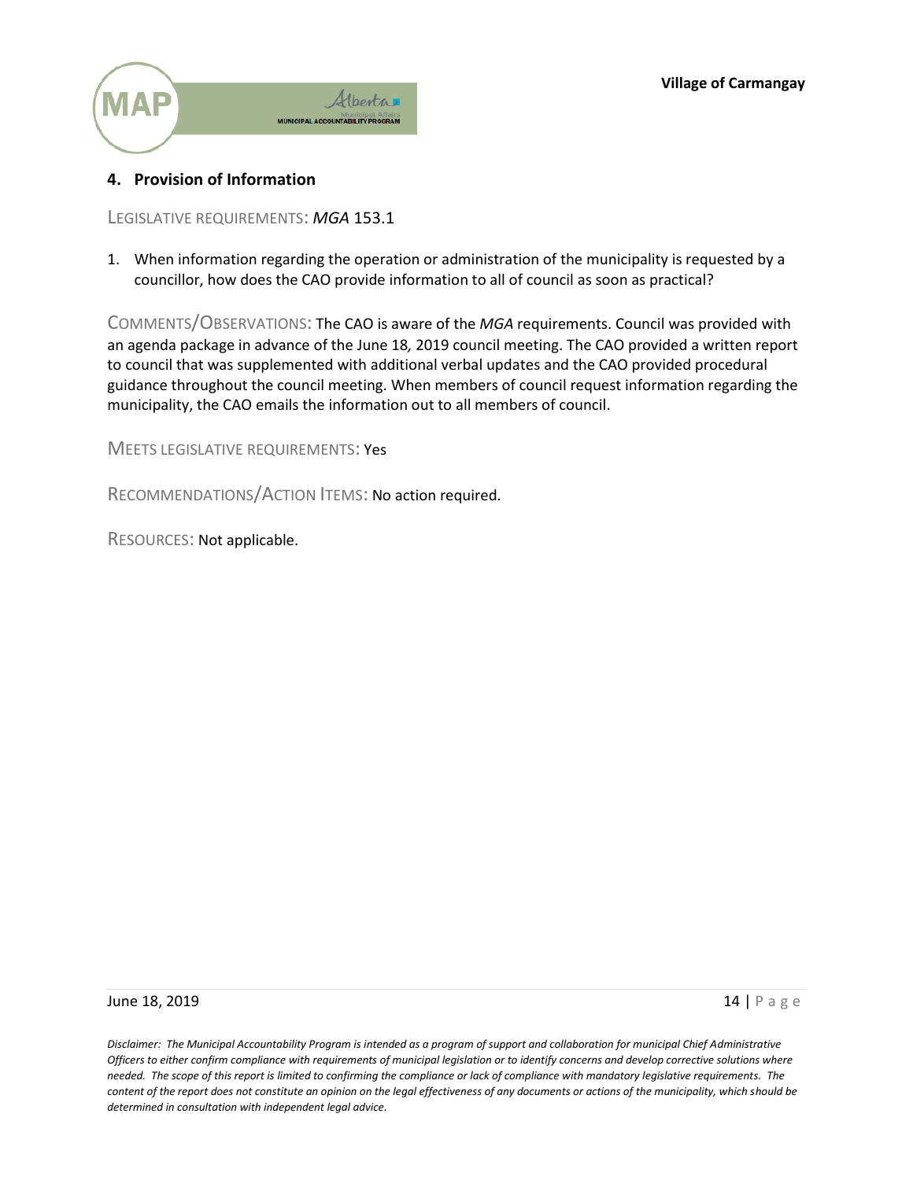## 4. Provision of Information

LEGISLATIVE REQUIREMENTS: *MGA* 153.1

1. When information regarding the operation or administration of the municipality is requested by a councillor, how does the CAO provide information to all of council as soon as practical?

COMMENTS/OBSERVATIONS: The CAO is aware of the *MGA* requirements. Council was provided with an agenda package in advance of the June 18, 2019 council meeting. The CAO provided a written report to council that was supplemented with additional verbal updates and the CAO provided procedural guidance throughout the council meeting. When members of council request information regarding the municipality, the CAO emails the information out to all members of council.

MEETS LEGISLATIVE REQUIREMENTS: Yes

RECOMMENDATIONS/ACTION ITEMS: No action required.

RESOURCES: Not applicable.

*Disclaimer: The Municipal Accountability Program is intended as a program of support and collaboration for municipal Chief Administrative Officers to either confirm compliance with requirements of municipal legislation or to identify concerns and develop corrective solutions where needed. The scope of this report is limited to confirming the compliance or lack of compliance with mandatory legislative requirements. The content of the report does not constitute an opinion on the legal effectiveness of any documents or actions of the municipality, which should be determined in consultation with independent legal advice.*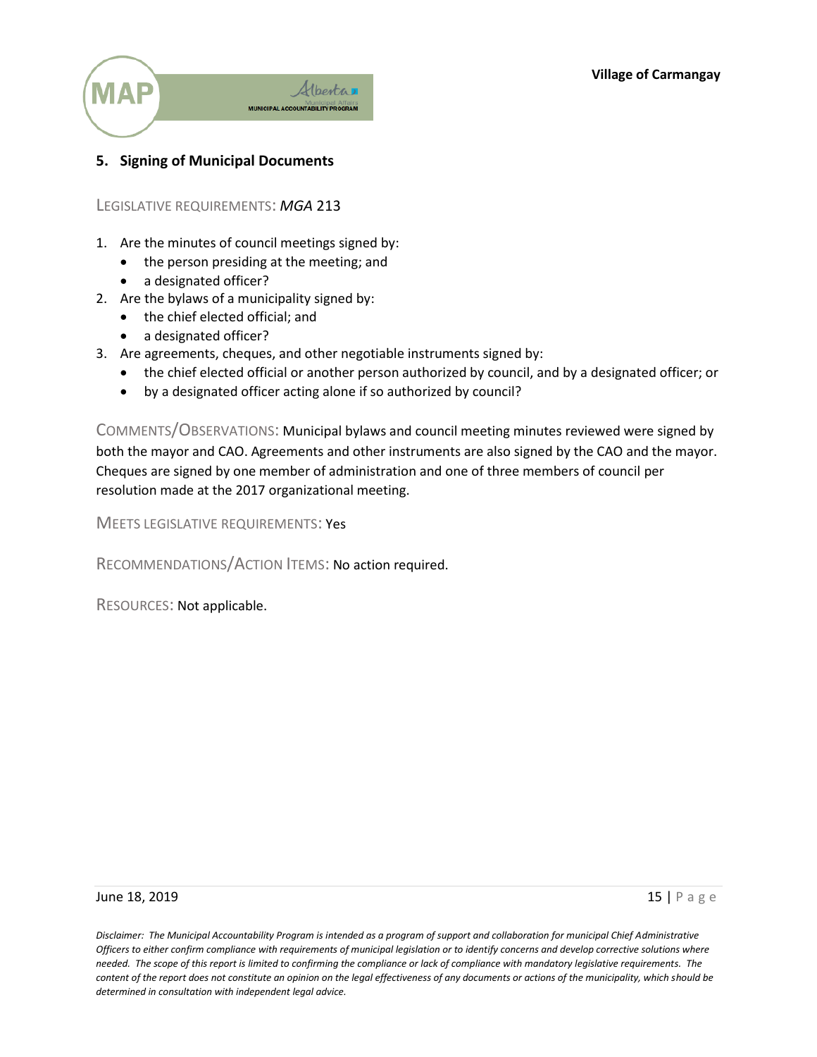## 5. Signing of Municipal Documents

LEGISLATIVE REQUIREMENTS: *MGA* 213

1. Are the minutes of council meetings signed by:
   - the person presiding at the meeting; and
   - a designated officer?
2. Are the bylaws of a municipality signed by:
   - the chief elected official; and
   - a designated officer?
3. Are agreements, cheques, and other negotiable instruments signed by:
   - the chief elected official or another person authorized by council, and by a designated officer; or
   - by a designated officer acting alone if so authorized by council?

COMMENTS/OBSERVATIONS: Municipal bylaws and council meeting minutes reviewed were signed by both the mayor and CAO. Agreements and other instruments are also signed by the CAO and the mayor. Cheques are signed by one member of administration and one of three members of council per resolution made at the 2017 organizational meeting.

MEETS LEGISLATIVE REQUIREMENTS: Yes

RECOMMENDATIONS/ACTION ITEMS: No action required.

RESOURCES: Not applicable.

*Disclaimer: The Municipal Accountability Program is intended as a program of support and collaboration for municipal Chief Administrative Officers to either confirm compliance with requirements of municipal legislation or to identify concerns and develop corrective solutions where needed. The scope of this report is limited to confirming the compliance or lack of compliance with mandatory legislative requirements. The content of the report does not constitute an opinion on the legal effectiveness of any documents or actions of the municipality, which should be determined in consultation with independent legal advice.*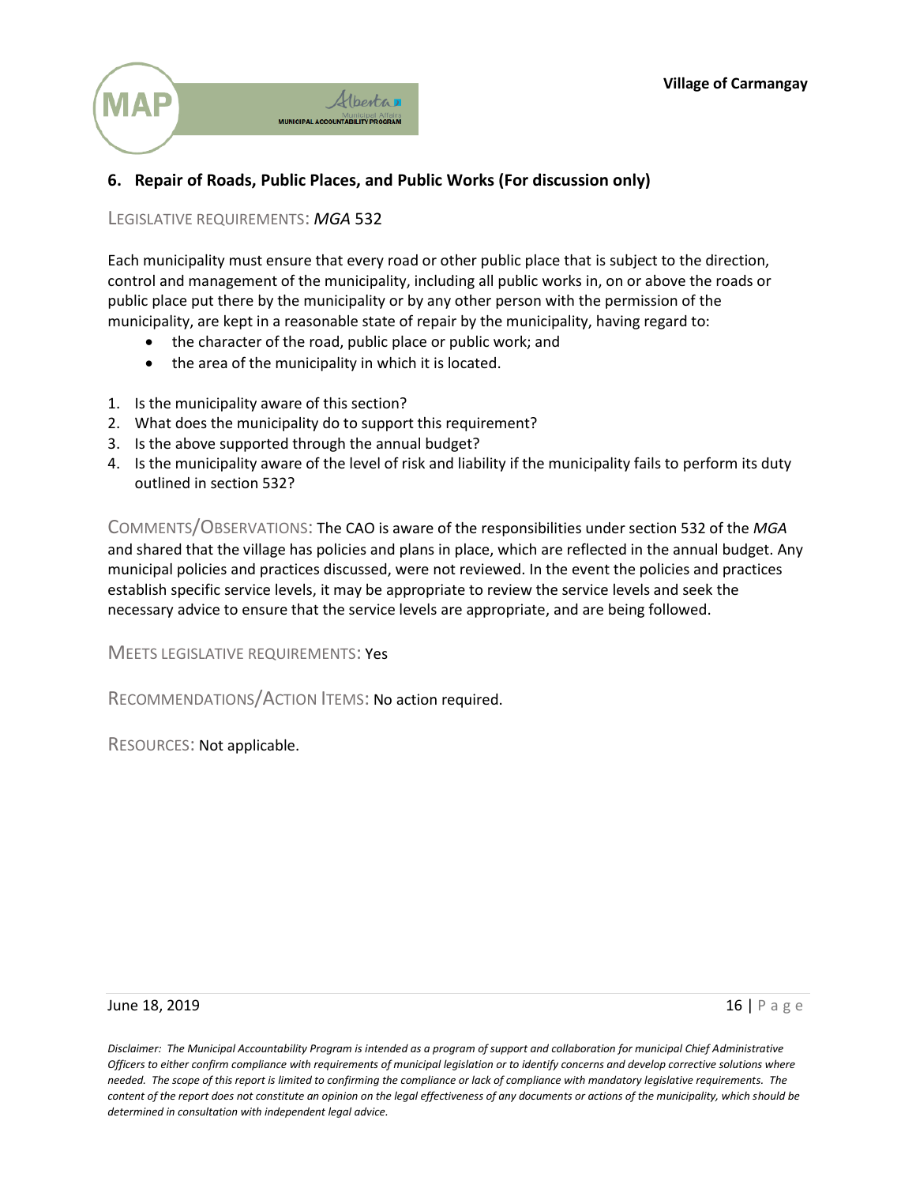## 6. Repair of Roads, Public Places, and Public Works (For discussion only)

LEGISLATIVE REQUIREMENTS: *MGA* 532

Each municipality must ensure that every road or other public place that is subject to the direction, control and management of the municipality, including all public works in, on or above the roads or public place put there by the municipality or by any other person with the permission of the municipality, are kept in a reasonable state of repair by the municipality, having regard to:

- the character of the road, public place or public work; and
- the area of the municipality in which it is located.

1. Is the municipality aware of this section?
2. What does the municipality do to support this requirement?
3. Is the above supported through the annual budget?
4. Is the municipality aware of the level of risk and liability if the municipality fails to perform its duty outlined in section 532?

COMMENTS/OBSERVATIONS: The CAO is aware of the responsibilities under section 532 of the *MGA* and shared that the village has policies and plans in place, which are reflected in the annual budget. Any municipal policies and practices discussed, were not reviewed. In the event the policies and practices establish specific service levels, it may be appropriate to review the service levels and seek the necessary advice to ensure that the service levels are appropriate, and are being followed.

MEETS LEGISLATIVE REQUIREMENTS: Yes

RECOMMENDATIONS/ACTION ITEMS: No action required.

RESOURCES: Not applicable.

*Disclaimer: The Municipal Accountability Program is intended as a program of support and collaboration for municipal Chief Administrative Officers to either confirm compliance with requirements of municipal legislation or to identify concerns and develop corrective solutions where needed. The scope of this report is limited to confirming the compliance or lack of compliance with mandatory legislative requirements. The content of the report does not constitute an opinion on the legal effectiveness of any documents or actions of the municipality, which should be determined in consultation with independent legal advice.*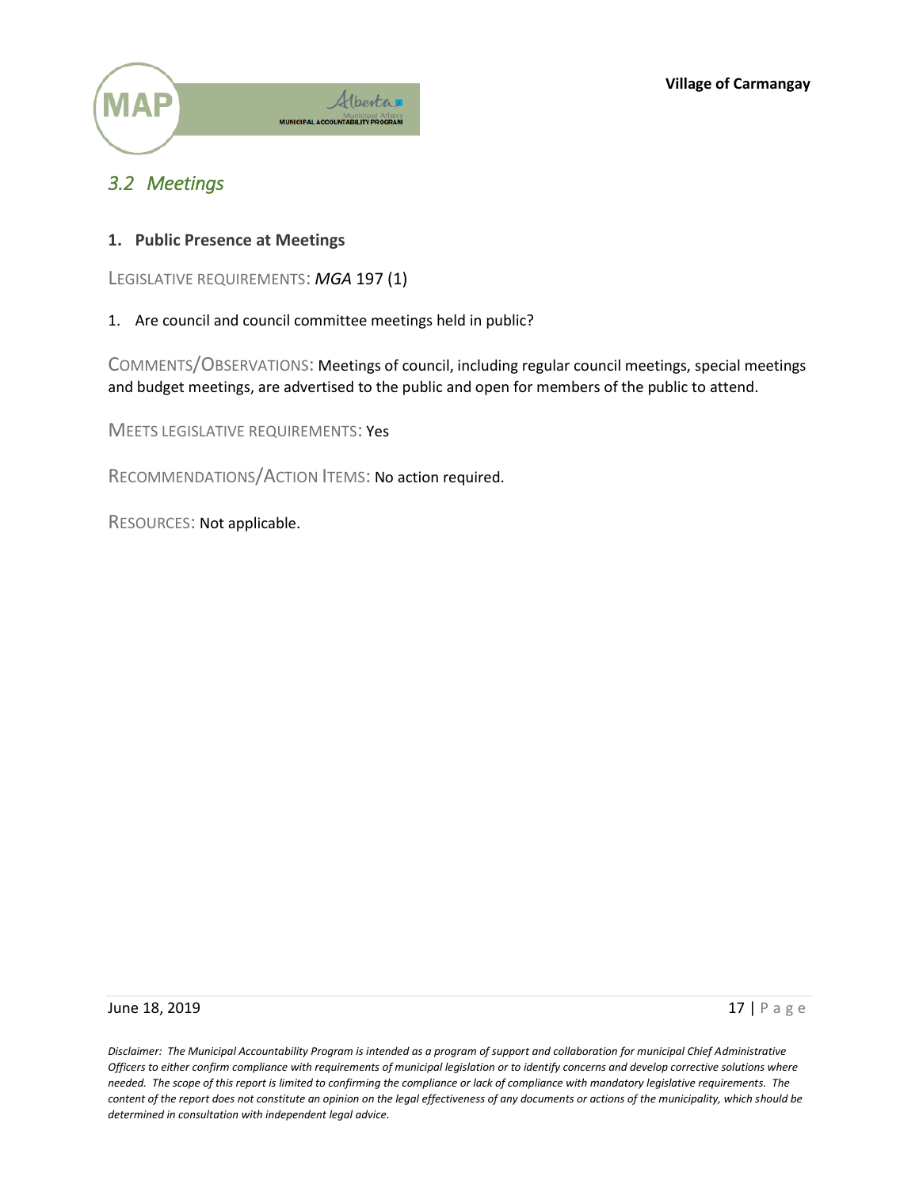## *3.2 Meetings*

### 1. Public Presence at Meetings

LEGISLATIVE REQUIREMENTS: *MGA* 197 (1)

1. Are council and council committee meetings held in public?

COMMENTS/OBSERVATIONS: Meetings of council, including regular council meetings, special meetings and budget meetings, are advertised to the public and open for members of the public to attend.

MEETS LEGISLATIVE REQUIREMENTS: Yes

RECOMMENDATIONS/ACTION ITEMS: No action required.

RESOURCES: Not applicable.

*Disclaimer: The Municipal Accountability Program is intended as a program of support and collaboration for municipal Chief Administrative Officers to either confirm compliance with requirements of municipal legislation or to identify concerns and develop corrective solutions where needed. The scope of this report is limited to confirming the compliance or lack of compliance with mandatory legislative requirements. The content of the report does not constitute an opinion on the legal effectiveness of any documents or actions of the municipality, which should be determined in consultation with independent legal advice.*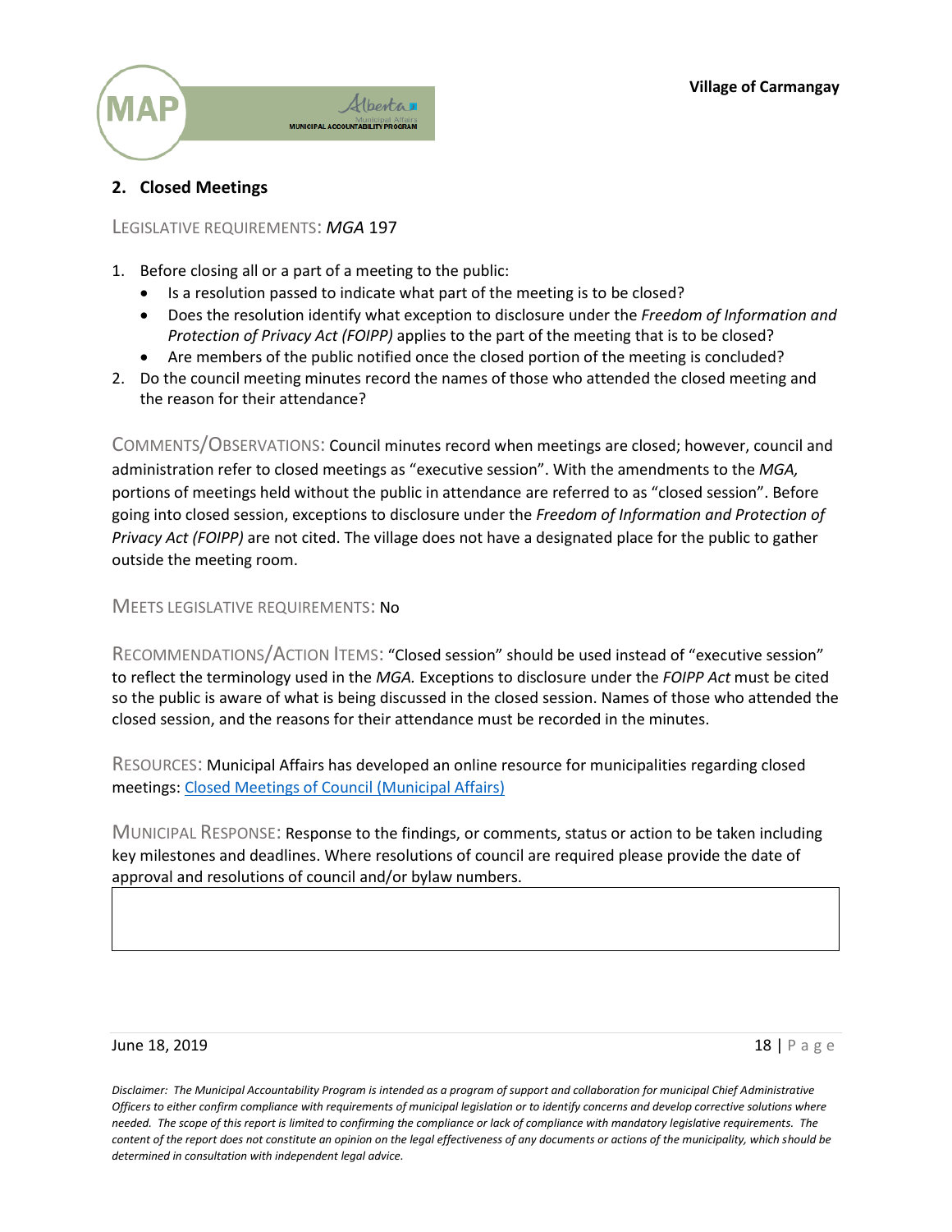## 2. Closed Meetings

LEGISLATIVE REQUIREMENTS: *MGA* 197

1. Before closing all or a part of a meeting to the public:
   - Is a resolution passed to indicate what part of the meeting is to be closed?
   - Does the resolution identify what exception to disclosure under the *Freedom of Information and Protection of Privacy Act (FOIPP)* applies to the part of the meeting that is to be closed?
   - Are members of the public notified once the closed portion of the meeting is concluded?
2. Do the council meeting minutes record the names of those who attended the closed meeting and the reason for their attendance?

COMMENTS/OBSERVATIONS: Council minutes record when meetings are closed; however, council and administration refer to closed meetings as "executive session". With the amendments to the *MGA,* portions of meetings held without the public in attendance are referred to as "closed session". Before going into closed session, exceptions to disclosure under the *Freedom of Information and Protection of Privacy Act (FOIPP)* are not cited. The village does not have a designated place for the public to gather outside the meeting room.

MEETS LEGISLATIVE REQUIREMENTS: No

RECOMMENDATIONS/ACTION ITEMS: "Closed session" should be used instead of "executive session" to reflect the terminology used in the *MGA.* Exceptions to disclosure under the *FOIPP Act* must be cited so the public is aware of what is being discussed in the closed session. Names of those who attended the closed session, and the reasons for their attendance must be recorded in the minutes.

RESOURCES: Municipal Affairs has developed an online resource for municipalities regarding closed meetings: [Closed Meetings of Council (Municipal Affairs)]()

MUNICIPAL RESPONSE: Response to the findings, or comments, status or action to be taken including key milestones and deadlines. Where resolutions of council are required please provide the date of approval and resolutions of council and/or bylaw numbers.

| |
|---|
| |

*Disclaimer: The Municipal Accountability Program is intended as a program of support and collaboration for municipal Chief Administrative Officers to either confirm compliance with requirements of municipal legislation or to identify concerns and develop corrective solutions where needed. The scope of this report is limited to confirming the compliance or lack of compliance with mandatory legislative requirements. The content of the report does not constitute an opinion on the legal effectiveness of any documents or actions of the municipality, which should be determined in consultation with independent legal advice.*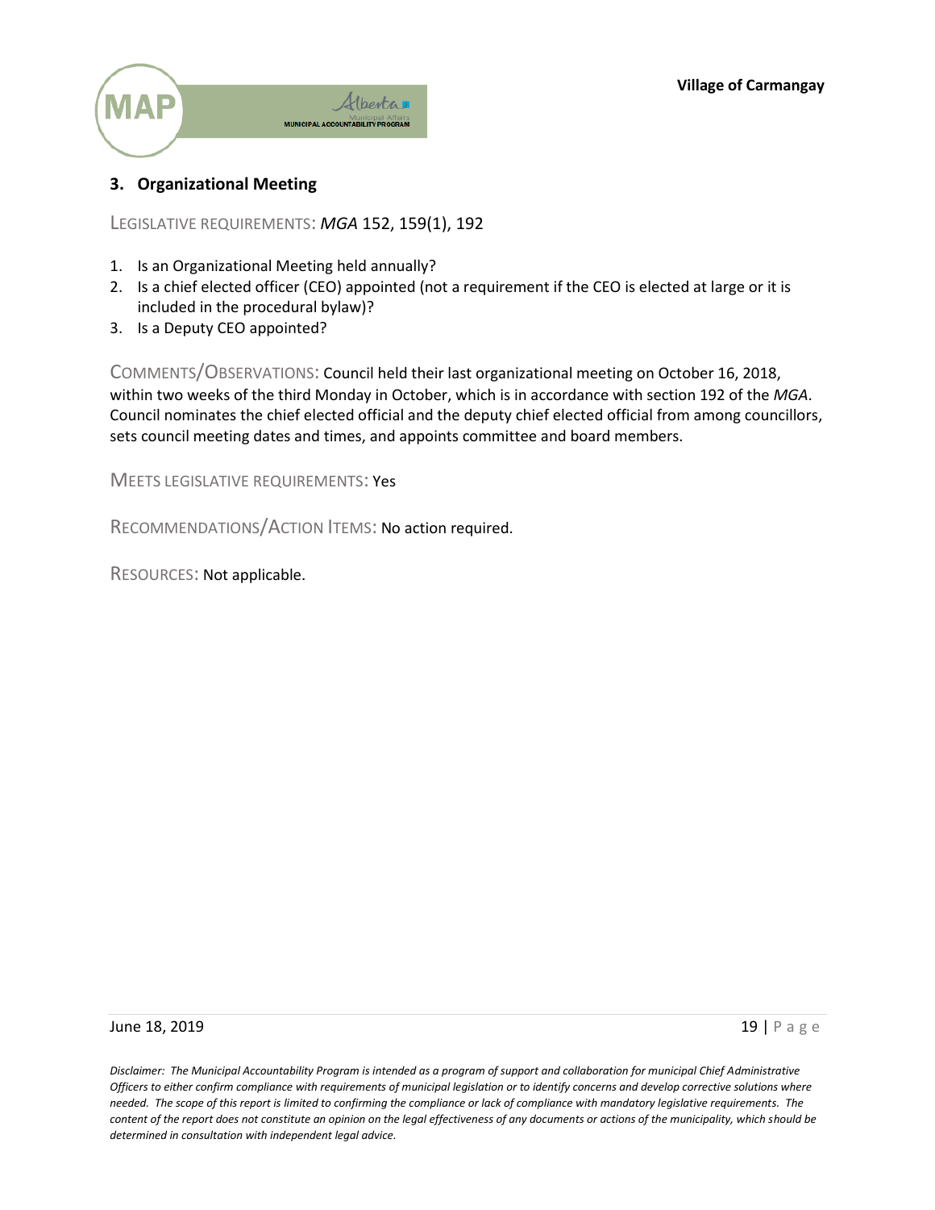## 3. Organizational Meeting

LEGISLATIVE REQUIREMENTS: *MGA* 152, 159(1), 192

1. Is an Organizational Meeting held annually?
2. Is a chief elected officer (CEO) appointed (not a requirement if the CEO is elected at large or it is included in the procedural bylaw)?
3. Is a Deputy CEO appointed?

COMMENTS/OBSERVATIONS: Council held their last organizational meeting on October 16, 2018, within two weeks of the third Monday in October, which is in accordance with section 192 of the *MGA*. Council nominates the chief elected official and the deputy chief elected official from among councillors, sets council meeting dates and times, and appoints committee and board members.

MEETS LEGISLATIVE REQUIREMENTS: Yes

RECOMMENDATIONS/ACTION ITEMS: No action required.

RESOURCES: Not applicable.

*Disclaimer: The Municipal Accountability Program is intended as a program of support and collaboration for municipal Chief Administrative Officers to either confirm compliance with requirements of municipal legislation or to identify concerns and develop corrective solutions where needed. The scope of this report is limited to confirming the compliance or lack of compliance with mandatory legislative requirements. The content of the report does not constitute an opinion on the legal effectiveness of any documents or actions of the municipality, which should be determined in consultation with independent legal advice.*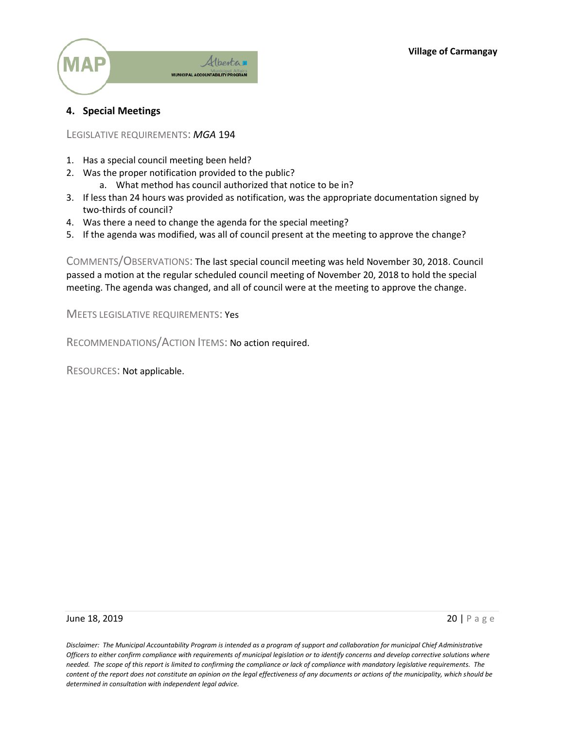## 4. Special Meetings

LEGISLATIVE REQUIREMENTS: *MGA* 194

1. Has a special council meeting been held?
2. Was the proper notification provided to the public?
   a. What method has council authorized that notice to be in?
3. If less than 24 hours was provided as notification, was the appropriate documentation signed by two-thirds of council?
4. Was there a need to change the agenda for the special meeting?
5. If the agenda was modified, was all of council present at the meeting to approve the change?

COMMENTS/OBSERVATIONS: The last special council meeting was held November 30, 2018. Council passed a motion at the regular scheduled council meeting of November 20, 2018 to hold the special meeting. The agenda was changed, and all of council were at the meeting to approve the change.

MEETS LEGISLATIVE REQUIREMENTS: Yes

RECOMMENDATIONS/ACTION ITEMS: No action required.

RESOURCES: Not applicable.

*Disclaimer: The Municipal Accountability Program is intended as a program of support and collaboration for municipal Chief Administrative Officers to either confirm compliance with requirements of municipal legislation or to identify concerns and develop corrective solutions where needed. The scope of this report is limited to confirming the compliance or lack of compliance with mandatory legislative requirements. The content of the report does not constitute an opinion on the legal effectiveness of any documents or actions of the municipality, which should be determined in consultation with independent legal advice.*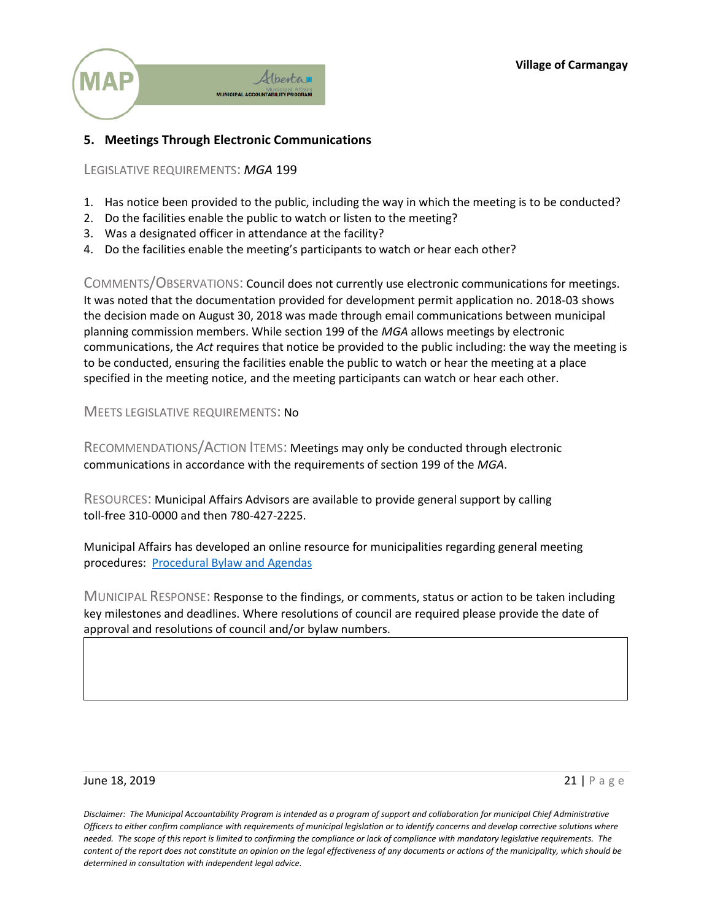## 5. Meetings Through Electronic Communications

LEGISLATIVE REQUIREMENTS: *MGA* 199

1. Has notice been provided to the public, including the way in which the meeting is to be conducted?
2. Do the facilities enable the public to watch or listen to the meeting?
3. Was a designated officer in attendance at the facility?
4. Do the facilities enable the meeting's participants to watch or hear each other?

COMMENTS/OBSERVATIONS: Council does not currently use electronic communications for meetings. It was noted that the documentation provided for development permit application no. 2018-03 shows the decision made on August 30, 2018 was made through email communications between municipal planning commission members. While section 199 of the *MGA* allows meetings by electronic communications, the *Act* requires that notice be provided to the public including: the way the meeting is to be conducted, ensuring the facilities enable the public to watch or hear the meeting at a place specified in the meeting notice, and the meeting participants can watch or hear each other.

MEETS LEGISLATIVE REQUIREMENTS: No

RECOMMENDATIONS/ACTION ITEMS: Meetings may only be conducted through electronic communications in accordance with the requirements of section 199 of the *MGA*.

RESOURCES: Municipal Affairs Advisors are available to provide general support by calling toll-free 310-0000 and then 780-427-2225.

Municipal Affairs has developed an online resource for municipalities regarding general meeting procedures: [Procedural Bylaw and Agendas]

MUNICIPAL RESPONSE: Response to the findings, or comments, status or action to be taken including key milestones and deadlines. Where resolutions of council are required please provide the date of approval and resolutions of council and/or bylaw numbers.

| |
|---|
| |

*Disclaimer: The Municipal Accountability Program is intended as a program of support and collaboration for municipal Chief Administrative Officers to either confirm compliance with requirements of municipal legislation or to identify concerns and develop corrective solutions where needed. The scope of this report is limited to confirming the compliance or lack of compliance with mandatory legislative requirements. The content of the report does not constitute an opinion on the legal effectiveness of any documents or actions of the municipality, which should be determined in consultation with independent legal advice.*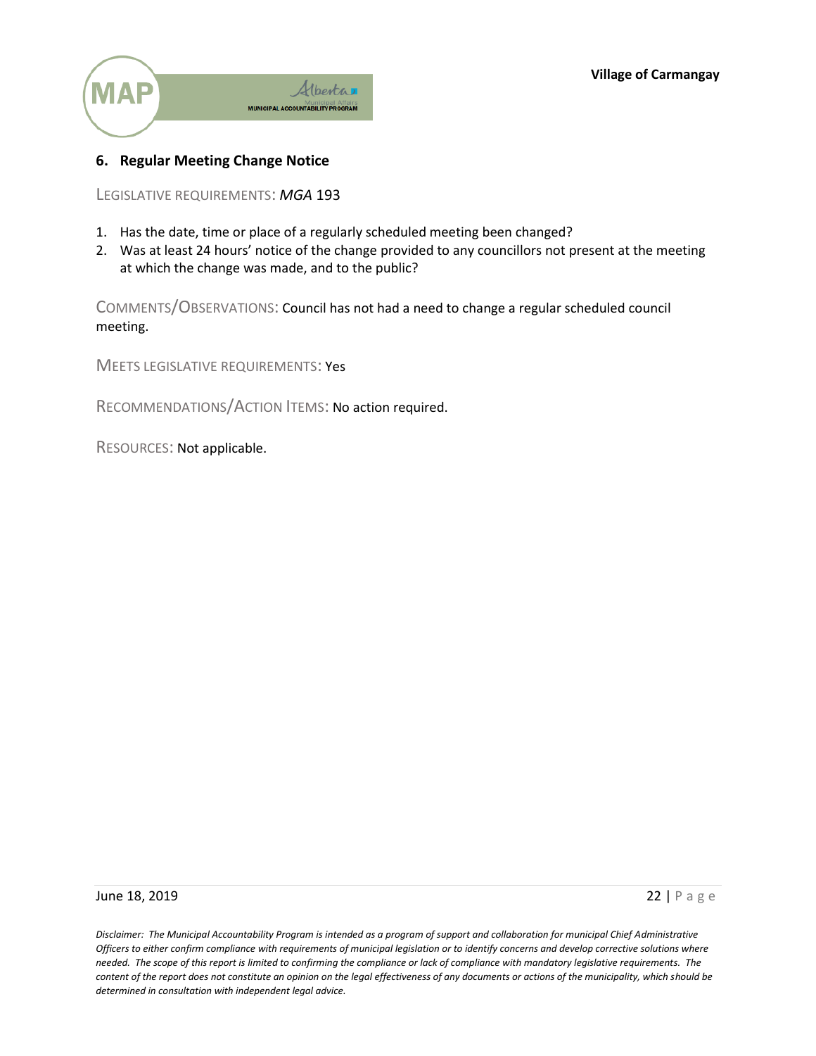## 6. Regular Meeting Change Notice

LEGISLATIVE REQUIREMENTS: *MGA* 193

1. Has the date, time or place of a regularly scheduled meeting been changed?
2. Was at least 24 hours' notice of the change provided to any councillors not present at the meeting at which the change was made, and to the public?

COMMENTS/OBSERVATIONS: Council has not had a need to change a regular scheduled council meeting.

MEETS LEGISLATIVE REQUIREMENTS: Yes

RECOMMENDATIONS/ACTION ITEMS: No action required.

RESOURCES: Not applicable.

*Disclaimer: The Municipal Accountability Program is intended as a program of support and collaboration for municipal Chief Administrative Officers to either confirm compliance with requirements of municipal legislation or to identify concerns and develop corrective solutions where needed. The scope of this report is limited to confirming the compliance or lack of compliance with mandatory legislative requirements. The content of the report does not constitute an opinion on the legal effectiveness of any documents or actions of the municipality, which should be determined in consultation with independent legal advice.*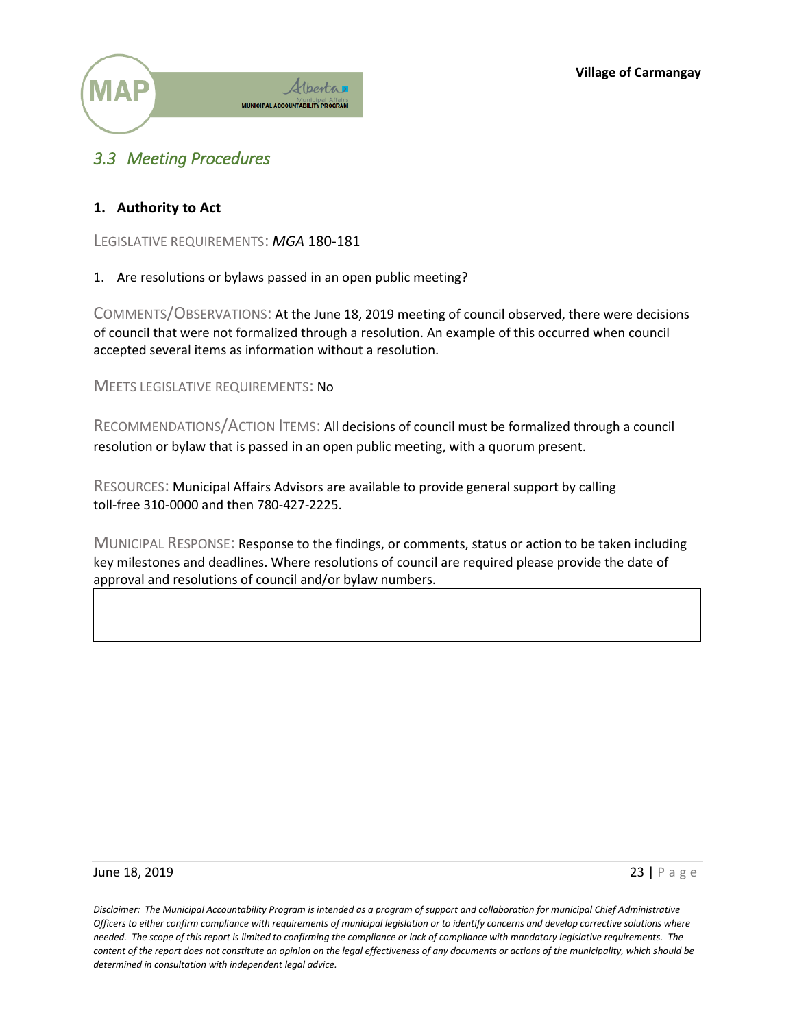## 3.3 Meeting Procedures

### 1. Authority to Act

LEGISLATIVE REQUIREMENTS: *MGA* 180-181

1. Are resolutions or bylaws passed in an open public meeting?

COMMENTS/OBSERVATIONS: At the June 18, 2019 meeting of council observed, there were decisions of council that were not formalized through a resolution. An example of this occurred when council accepted several items as information without a resolution.

MEETS LEGISLATIVE REQUIREMENTS: No

RECOMMENDATIONS/ACTION ITEMS: All decisions of council must be formalized through a council resolution or bylaw that is passed in an open public meeting, with a quorum present.

RESOURCES: Municipal Affairs Advisors are available to provide general support by calling toll-free 310-0000 and then 780-427-2225.

MUNICIPAL RESPONSE: Response to the findings, or comments, status or action to be taken including key milestones and deadlines. Where resolutions of council are required please provide the date of approval and resolutions of council and/or bylaw numbers.

*Disclaimer: The Municipal Accountability Program is intended as a program of support and collaboration for municipal Chief Administrative Officers to either confirm compliance with requirements of municipal legislation or to identify concerns and develop corrective solutions where needed. The scope of this report is limited to confirming the compliance or lack of compliance with mandatory legislative requirements. The content of the report does not constitute an opinion on the legal effectiveness of any documents or actions of the municipality, which should be determined in consultation with independent legal advice.*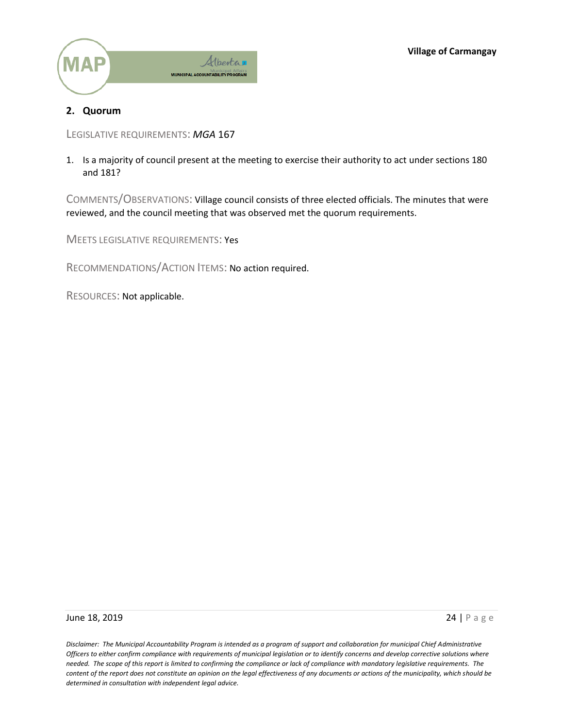## 2. Quorum

LEGISLATIVE REQUIREMENTS: *MGA* 167

1. Is a majority of council present at the meeting to exercise their authority to act under sections 180 and 181?

COMMENTS/OBSERVATIONS: Village council consists of three elected officials. The minutes that were reviewed, and the council meeting that was observed met the quorum requirements.

MEETS LEGISLATIVE REQUIREMENTS: Yes

RECOMMENDATIONS/ACTION ITEMS: No action required.

RESOURCES: Not applicable.

*Disclaimer: The Municipal Accountability Program is intended as a program of support and collaboration for municipal Chief Administrative Officers to either confirm compliance with requirements of municipal legislation or to identify concerns and develop corrective solutions where needed. The scope of this report is limited to confirming the compliance or lack of compliance with mandatory legislative requirements. The content of the report does not constitute an opinion on the legal effectiveness of any documents or actions of the municipality, which should be determined in consultation with independent legal advice.*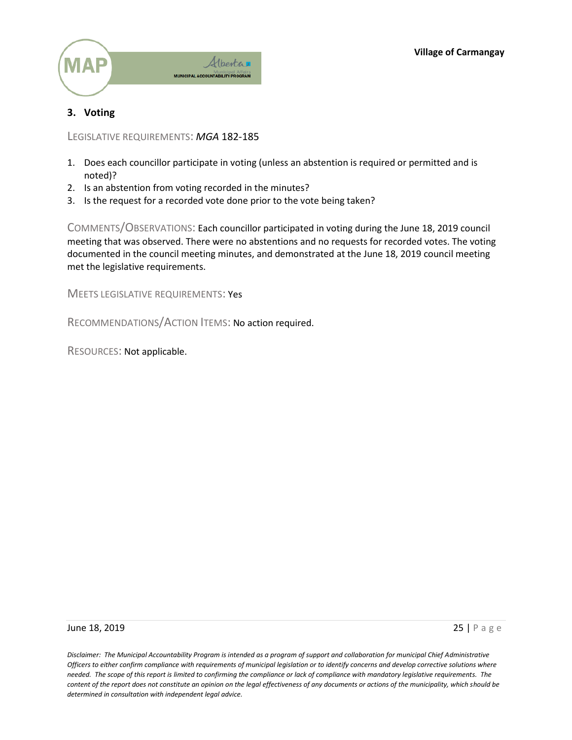## 3. Voting

LEGISLATIVE REQUIREMENTS: *MGA* 182-185

1. Does each councillor participate in voting (unless an abstention is required or permitted and is noted)?
2. Is an abstention from voting recorded in the minutes?
3. Is the request for a recorded vote done prior to the vote being taken?

COMMENTS/OBSERVATIONS: Each councillor participated in voting during the June 18, 2019 council meeting that was observed. There were no abstentions and no requests for recorded votes. The voting documented in the council meeting minutes, and demonstrated at the June 18, 2019 council meeting met the legislative requirements.

MEETS LEGISLATIVE REQUIREMENTS: Yes

RECOMMENDATIONS/ACTION ITEMS: No action required.

RESOURCES: Not applicable.

*Disclaimer: The Municipal Accountability Program is intended as a program of support and collaboration for municipal Chief Administrative Officers to either confirm compliance with requirements of municipal legislation or to identify concerns and develop corrective solutions where needed. The scope of this report is limited to confirming the compliance or lack of compliance with mandatory legislative requirements. The content of the report does not constitute an opinion on the legal effectiveness of any documents or actions of the municipality, which should be determined in consultation with independent legal advice.*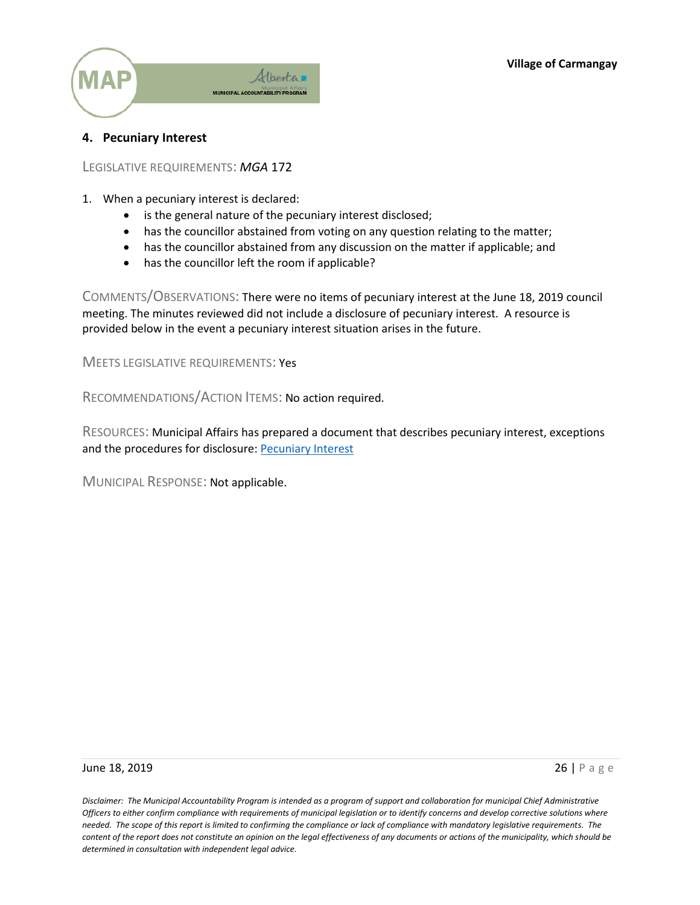## 4. Pecuniary Interest

LEGISLATIVE REQUIREMENTS: *MGA* 172

1. When a pecuniary interest is declared:
   - is the general nature of the pecuniary interest disclosed;
   - has the councillor abstained from voting on any question relating to the matter;
   - has the councillor abstained from any discussion on the matter if applicable; and
   - has the councillor left the room if applicable?

COMMENTS/OBSERVATIONS: There were no items of pecuniary interest at the June 18, 2019 council meeting. The minutes reviewed did not include a disclosure of pecuniary interest. A resource is provided below in the event a pecuniary interest situation arises in the future.

MEETS LEGISLATIVE REQUIREMENTS: Yes

RECOMMENDATIONS/ACTION ITEMS: No action required.

RESOURCES: Municipal Affairs has prepared a document that describes pecuniary interest, exceptions and the procedures for disclosure: Pecuniary Interest

MUNICIPAL RESPONSE: Not applicable.

*Disclaimer: The Municipal Accountability Program is intended as a program of support and collaboration for municipal Chief Administrative Officers to either confirm compliance with requirements of municipal legislation or to identify concerns and develop corrective solutions where needed. The scope of this report is limited to confirming the compliance or lack of compliance with mandatory legislative requirements. The content of the report does not constitute an opinion on the legal effectiveness of any documents or actions of the municipality, which should be determined in consultation with independent legal advice.*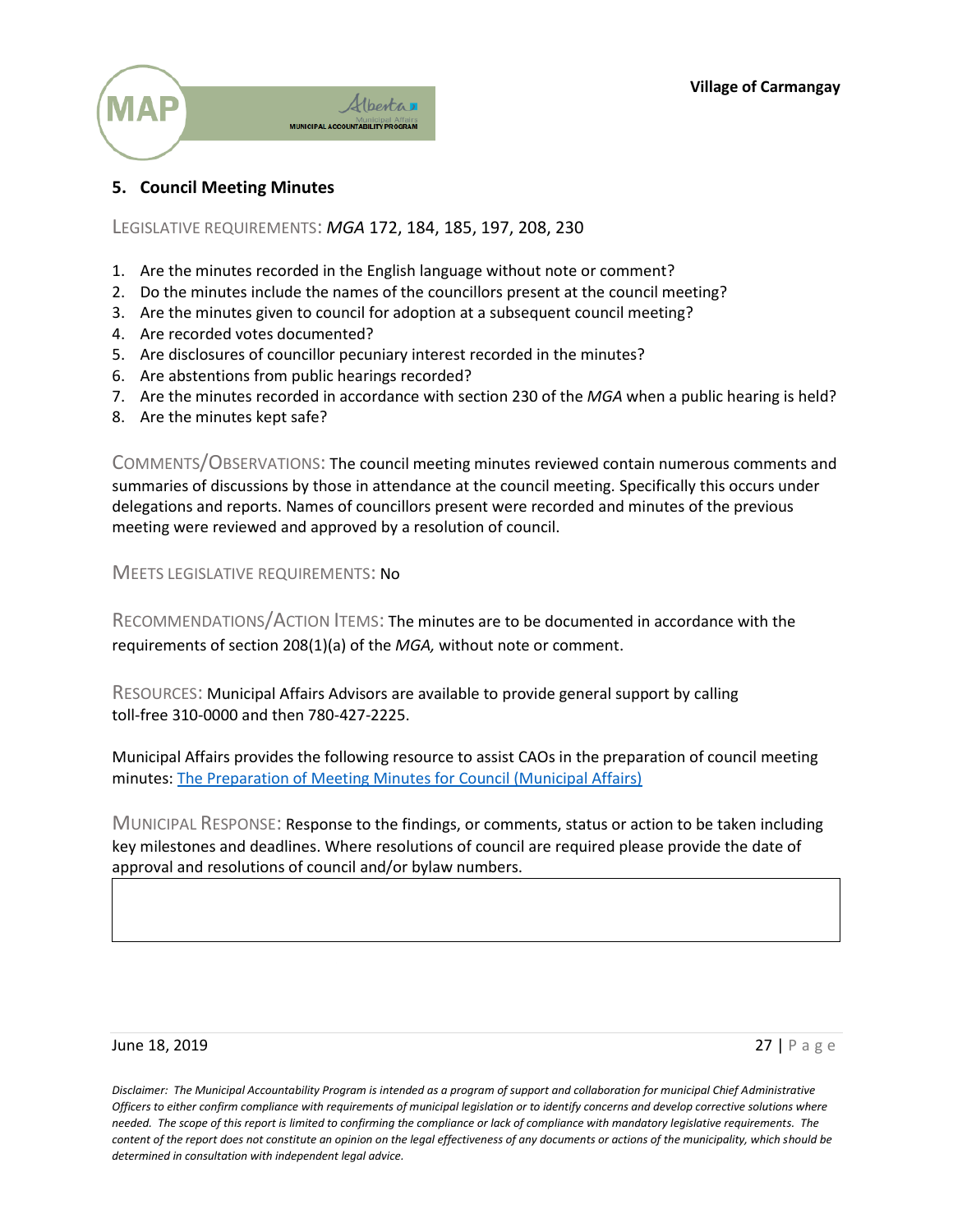## 5. Council Meeting Minutes

LEGISLATIVE REQUIREMENTS: *MGA* 172, 184, 185, 197, 208, 230

1. Are the minutes recorded in the English language without note or comment?
2. Do the minutes include the names of the councillors present at the council meeting?
3. Are the minutes given to council for adoption at a subsequent council meeting?
4. Are recorded votes documented?
5. Are disclosures of councillor pecuniary interest recorded in the minutes?
6. Are abstentions from public hearings recorded?
7. Are the minutes recorded in accordance with section 230 of the *MGA* when a public hearing is held?
8. Are the minutes kept safe?

COMMENTS/OBSERVATIONS: The council meeting minutes reviewed contain numerous comments and summaries of discussions by those in attendance at the council meeting. Specifically this occurs under delegations and reports. Names of councillors present were recorded and minutes of the previous meeting were reviewed and approved by a resolution of council.

MEETS LEGISLATIVE REQUIREMENTS: No

RECOMMENDATIONS/ACTION ITEMS: The minutes are to be documented in accordance with the requirements of section 208(1)(a) of the *MGA,* without note or comment.

RESOURCES: Municipal Affairs Advisors are available to provide general support by calling toll-free 310-0000 and then 780-427-2225.

Municipal Affairs provides the following resource to assist CAOs in the preparation of council meeting minutes: [The Preparation of Meeting Minutes for Council (Municipal Affairs)]

MUNICIPAL RESPONSE: Response to the findings, or comments, status or action to be taken including key milestones and deadlines. Where resolutions of council are required please provide the date of approval and resolutions of council and/or bylaw numbers.

| |
|---|
| |

*Disclaimer: The Municipal Accountability Program is intended as a program of support and collaboration for municipal Chief Administrative Officers to either confirm compliance with requirements of municipal legislation or to identify concerns and develop corrective solutions where needed. The scope of this report is limited to confirming the compliance or lack of compliance with mandatory legislative requirements. The content of the report does not constitute an opinion on the legal effectiveness of any documents or actions of the municipality, which should be determined in consultation with independent legal advice.*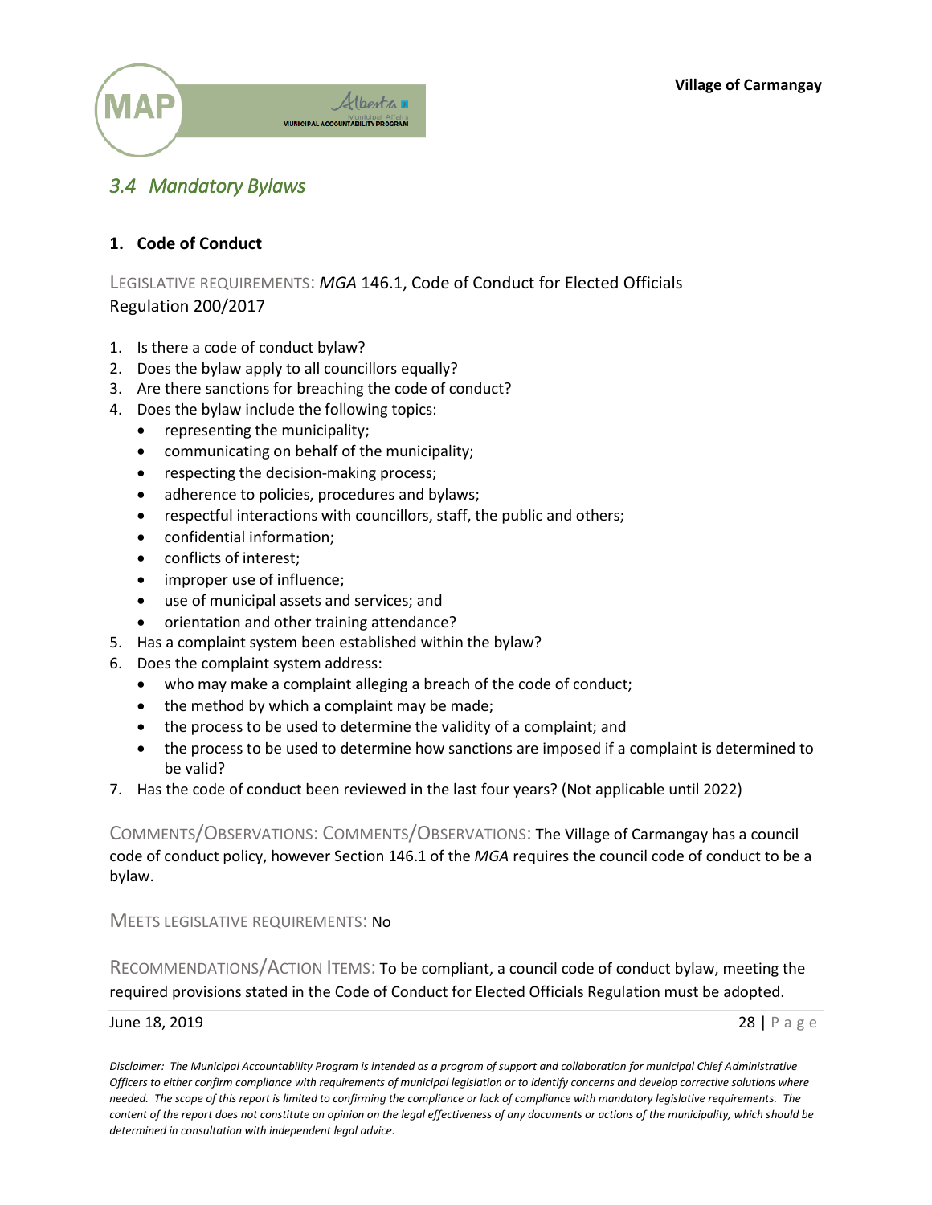## 3.4 Mandatory Bylaws

### 1. Code of Conduct

LEGISLATIVE REQUIREMENTS: *MGA* 146.1, Code of Conduct for Elected Officials Regulation 200/2017

1. Is there a code of conduct bylaw?
2. Does the bylaw apply to all councillors equally?
3. Are there sanctions for breaching the code of conduct?
4. Does the bylaw include the following topics:
   - representing the municipality;
   - communicating on behalf of the municipality;
   - respecting the decision-making process;
   - adherence to policies, procedures and bylaws;
   - respectful interactions with councillors, staff, the public and others;
   - confidential information;
   - conflicts of interest;
   - improper use of influence;
   - use of municipal assets and services; and
   - orientation and other training attendance?
5. Has a complaint system been established within the bylaw?
6. Does the complaint system address:
   - who may make a complaint alleging a breach of the code of conduct;
   - the method by which a complaint may be made;
   - the process to be used to determine the validity of a complaint; and
   - the process to be used to determine how sanctions are imposed if a complaint is determined to be valid?
7. Has the code of conduct been reviewed in the last four years? (Not applicable until 2022)

COMMENTS/OBSERVATIONS: COMMENTS/OBSERVATIONS: The Village of Carmangay has a council code of conduct policy, however Section 146.1 of the *MGA* requires the council code of conduct to be a bylaw.

MEETS LEGISLATIVE REQUIREMENTS: No

RECOMMENDATIONS/ACTION ITEMS: To be compliant, a council code of conduct bylaw, meeting the required provisions stated in the Code of Conduct for Elected Officials Regulation must be adopted.

*Disclaimer: The Municipal Accountability Program is intended as a program of support and collaboration for municipal Chief Administrative Officers to either confirm compliance with requirements of municipal legislation or to identify concerns and develop corrective solutions where needed. The scope of this report is limited to confirming the compliance or lack of compliance with mandatory legislative requirements. The content of the report does not constitute an opinion on the legal effectiveness of any documents or actions of the municipality, which should be determined in consultation with independent legal advice.*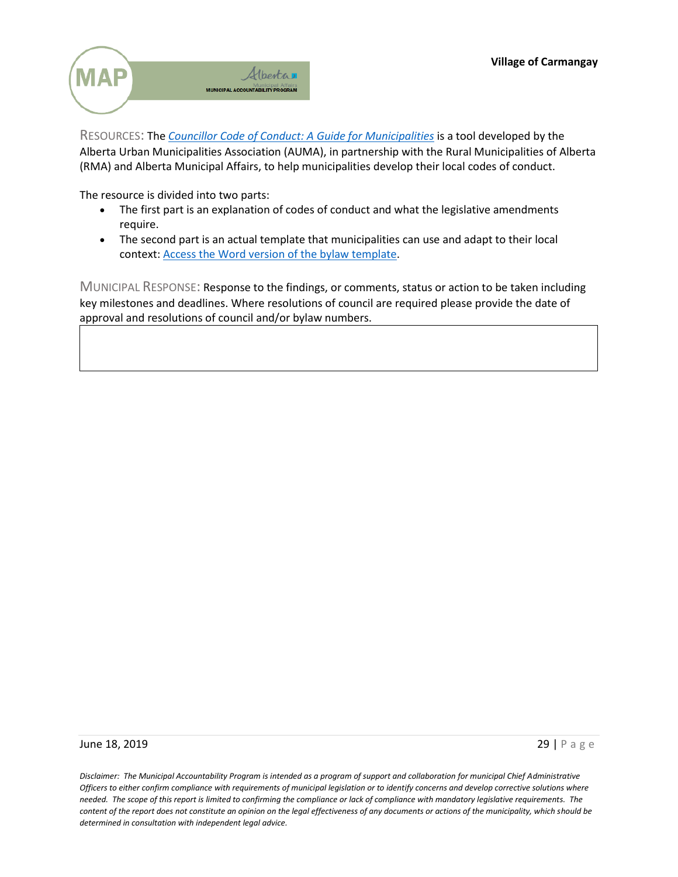RESOURCES: The *Councillor Code of Conduct: A Guide for Municipalities* is a tool developed by the Alberta Urban Municipalities Association (AUMA), in partnership with the Rural Municipalities of Alberta (RMA) and Alberta Municipal Affairs, to help municipalities develop their local codes of conduct.

The resource is divided into two parts:

- The first part is an explanation of codes of conduct and what the legislative amendments require.
- The second part is an actual template that municipalities can use and adapt to their local context: Access the Word version of the bylaw template.

MUNICIPAL RESPONSE: Response to the findings, or comments, status or action to be taken including key milestones and deadlines. Where resolutions of council are required please provide the date of approval and resolutions of council and/or bylaw numbers.

| |
|---|
| |

*Disclaimer: The Municipal Accountability Program is intended as a program of support and collaboration for municipal Chief Administrative Officers to either confirm compliance with requirements of municipal legislation or to identify concerns and develop corrective solutions where needed. The scope of this report is limited to confirming the compliance or lack of compliance with mandatory legislative requirements. The content of the report does not constitute an opinion on the legal effectiveness of any documents or actions of the municipality, which should be determined in consultation with independent legal advice.*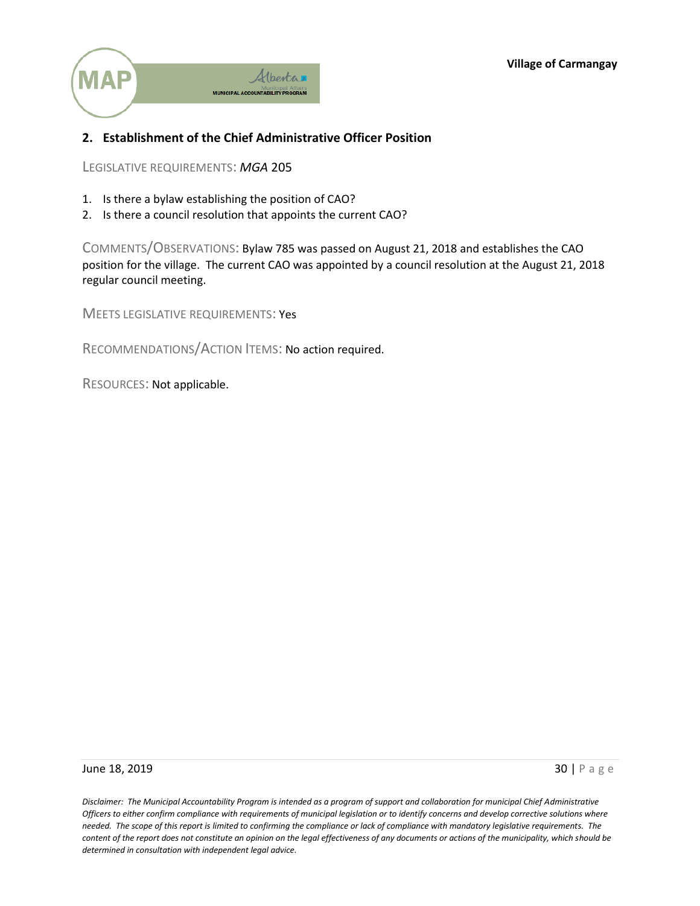## 2. Establishment of the Chief Administrative Officer Position

LEGISLATIVE REQUIREMENTS: *MGA* 205

1. Is there a bylaw establishing the position of CAO?
2. Is there a council resolution that appoints the current CAO?

COMMENTS/OBSERVATIONS: Bylaw 785 was passed on August 21, 2018 and establishes the CAO position for the village. The current CAO was appointed by a council resolution at the August 21, 2018 regular council meeting.

MEETS LEGISLATIVE REQUIREMENTS: Yes

RECOMMENDATIONS/ACTION ITEMS: No action required.

RESOURCES: Not applicable.

*Disclaimer: The Municipal Accountability Program is intended as a program of support and collaboration for municipal Chief Administrative Officers to either confirm compliance with requirements of municipal legislation or to identify concerns and develop corrective solutions where needed. The scope of this report is limited to confirming the compliance or lack of compliance with mandatory legislative requirements. The content of the report does not constitute an opinion on the legal effectiveness of any documents or actions of the municipality, which should be determined in consultation with independent legal advice.*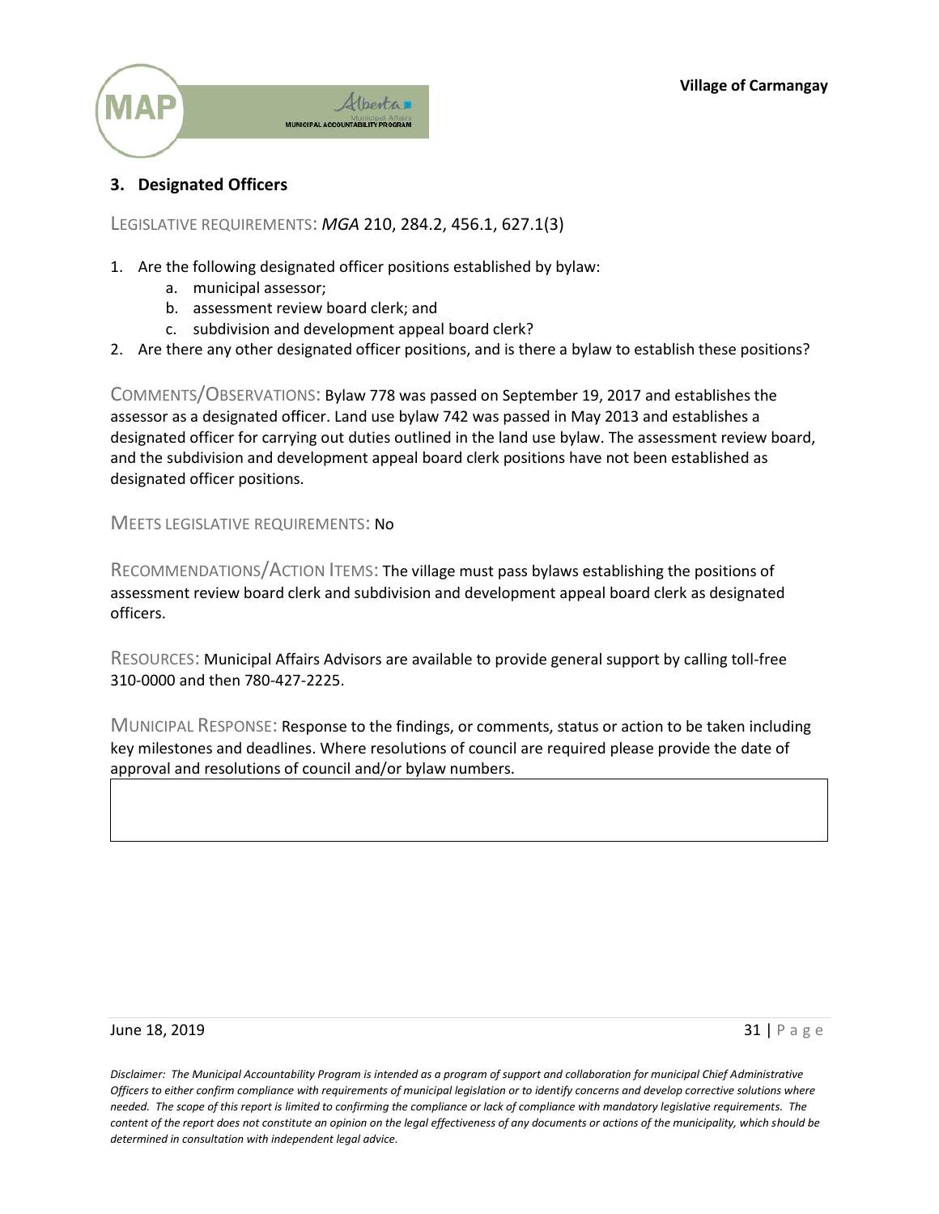## 3. Designated Officers

LEGISLATIVE REQUIREMENTS: *MGA* 210, 284.2, 456.1, 627.1(3)

1. Are the following designated officer positions established by bylaw:
   a. municipal assessor;
   b. assessment review board clerk; and
   c. subdivision and development appeal board clerk?
2. Are there any other designated officer positions, and is there a bylaw to establish these positions?

COMMENTS/OBSERVATIONS: Bylaw 778 was passed on September 19, 2017 and establishes the assessor as a designated officer. Land use bylaw 742 was passed in May 2013 and establishes a designated officer for carrying out duties outlined in the land use bylaw. The assessment review board, and the subdivision and development appeal board clerk positions have not been established as designated officer positions.

MEETS LEGISLATIVE REQUIREMENTS: No

RECOMMENDATIONS/ACTION ITEMS: The village must pass bylaws establishing the positions of assessment review board clerk and subdivision and development appeal board clerk as designated officers.

RESOURCES: Municipal Affairs Advisors are available to provide general support by calling toll-free 310-0000 and then 780-427-2225.

MUNICIPAL RESPONSE: Response to the findings, or comments, status or action to be taken including key milestones and deadlines. Where resolutions of council are required please provide the date of approval and resolutions of council and/or bylaw numbers.

*Disclaimer: The Municipal Accountability Program is intended as a program of support and collaboration for municipal Chief Administrative Officers to either confirm compliance with requirements of municipal legislation or to identify concerns and develop corrective solutions where needed. The scope of this report is limited to confirming the compliance or lack of compliance with mandatory legislative requirements. The content of the report does not constitute an opinion on the legal effectiveness of any documents or actions of the municipality, which should be determined in consultation with independent legal advice.*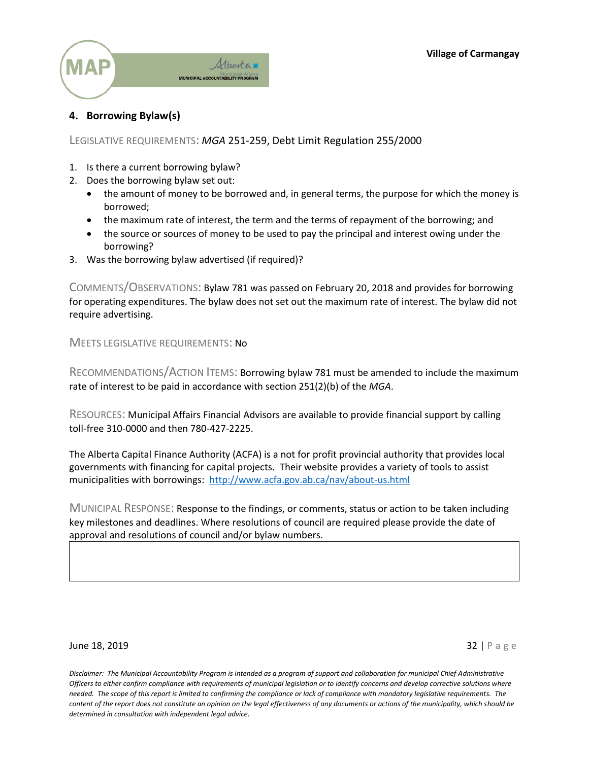## 4. Borrowing Bylaw(s)

LEGISLATIVE REQUIREMENTS: *MGA* 251-259, Debt Limit Regulation 255/2000

1. Is there a current borrowing bylaw?
2. Does the borrowing bylaw set out:
   - the amount of money to be borrowed and, in general terms, the purpose for which the money is borrowed;
   - the maximum rate of interest, the term and the terms of repayment of the borrowing; and
   - the source or sources of money to be used to pay the principal and interest owing under the borrowing?
3. Was the borrowing bylaw advertised (if required)?

COMMENTS/OBSERVATIONS: Bylaw 781 was passed on February 20, 2018 and provides for borrowing for operating expenditures. The bylaw does not set out the maximum rate of interest. The bylaw did not require advertising.

MEETS LEGISLATIVE REQUIREMENTS: No

RECOMMENDATIONS/ACTION ITEMS: Borrowing bylaw 781 must be amended to include the maximum rate of interest to be paid in accordance with section 251(2)(b) of the *MGA*.

RESOURCES: Municipal Affairs Financial Advisors are available to provide financial support by calling toll-free 310-0000 and then 780-427-2225.

The Alberta Capital Finance Authority (ACFA) is a not for profit provincial authority that provides local governments with financing for capital projects. Their website provides a variety of tools to assist municipalities with borrowings: http://www.acfa.gov.ab.ca/nav/about-us.html

MUNICIPAL RESPONSE: Response to the findings, or comments, status or action to be taken including key milestones and deadlines. Where resolutions of council are required please provide the date of approval and resolutions of council and/or bylaw numbers.

| |
|---|
| |

*Disclaimer: The Municipal Accountability Program is intended as a program of support and collaboration for municipal Chief Administrative Officers to either confirm compliance with requirements of municipal legislation or to identify concerns and develop corrective solutions where needed. The scope of this report is limited to confirming the compliance or lack of compliance with mandatory legislative requirements. The content of the report does not constitute an opinion on the legal effectiveness of any documents or actions of the municipality, which should be determined in consultation with independent legal advice.*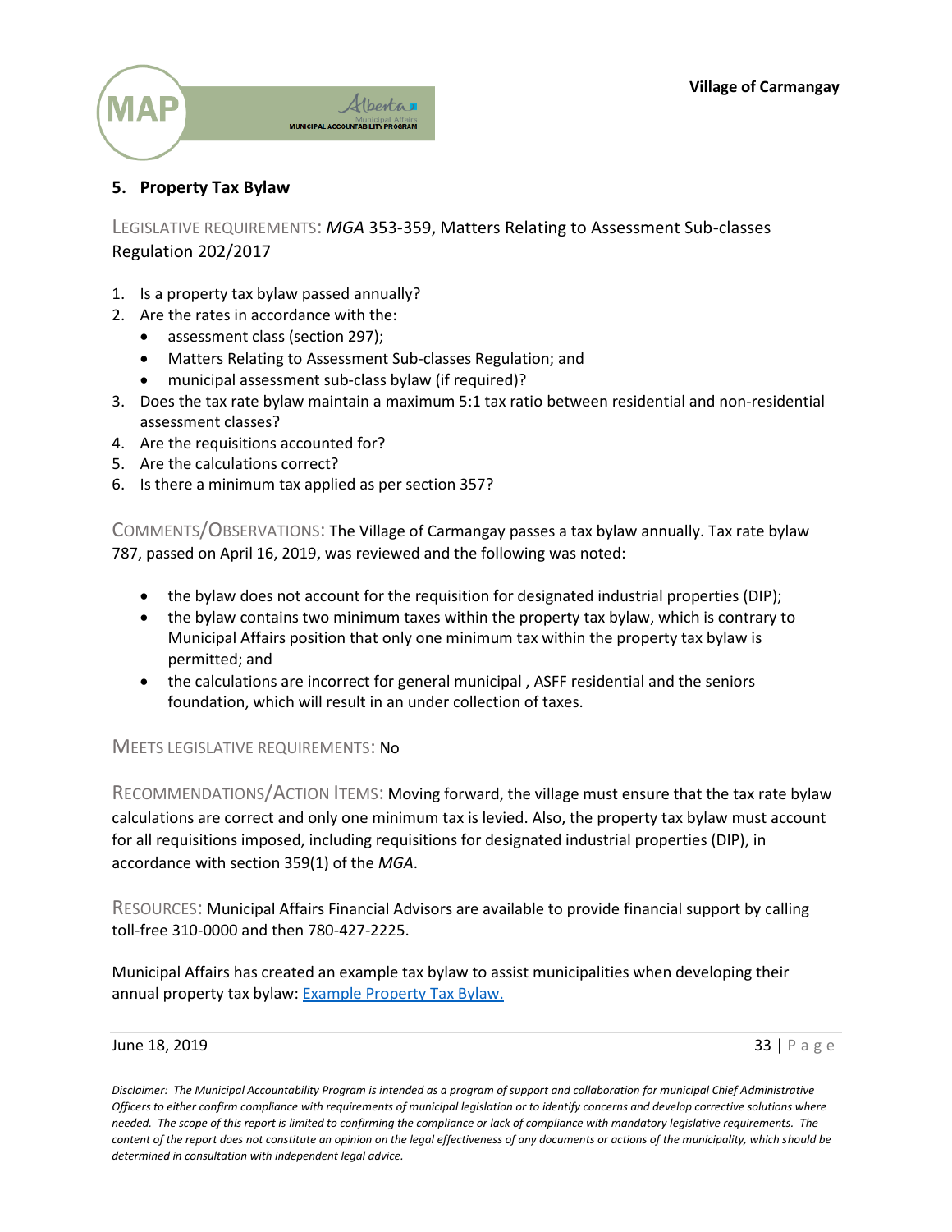## 5. Property Tax Bylaw

LEGISLATIVE REQUIREMENTS: *MGA* 353-359, Matters Relating to Assessment Sub-classes Regulation 202/2017

1. Is a property tax bylaw passed annually?
2. Are the rates in accordance with the:
   - assessment class (section 297);
   - Matters Relating to Assessment Sub-classes Regulation; and
   - municipal assessment sub-class bylaw (if required)?
3. Does the tax rate bylaw maintain a maximum 5:1 tax ratio between residential and non-residential assessment classes?
4. Are the requisitions accounted for?
5. Are the calculations correct?
6. Is there a minimum tax applied as per section 357?

COMMENTS/OBSERVATIONS: The Village of Carmangay passes a tax bylaw annually. Tax rate bylaw 787, passed on April 16, 2019, was reviewed and the following was noted:

- the bylaw does not account for the requisition for designated industrial properties (DIP);
- the bylaw contains two minimum taxes within the property tax bylaw, which is contrary to Municipal Affairs position that only one minimum tax within the property tax bylaw is permitted; and
- the calculations are incorrect for general municipal , ASFF residential and the seniors foundation, which will result in an under collection of taxes.

MEETS LEGISLATIVE REQUIREMENTS: No

RECOMMENDATIONS/ACTION ITEMS: Moving forward, the village must ensure that the tax rate bylaw calculations are correct and only one minimum tax is levied. Also, the property tax bylaw must account for all requisitions imposed, including requisitions for designated industrial properties (DIP), in accordance with section 359(1) of the *MGA*.

RESOURCES: Municipal Affairs Financial Advisors are available to provide financial support by calling toll-free 310-0000 and then 780-427-2225.

Municipal Affairs has created an example tax bylaw to assist municipalities when developing their annual property tax bylaw: [Example Property Tax Bylaw.]()

June 18, 2019

*Disclaimer: The Municipal Accountability Program is intended as a program of support and collaboration for municipal Chief Administrative Officers to either confirm compliance with requirements of municipal legislation or to identify concerns and develop corrective solutions where needed. The scope of this report is limited to confirming the compliance or lack of compliance with mandatory legislative requirements. The content of the report does not constitute an opinion on the legal effectiveness of any documents or actions of the municipality, which should be determined in consultation with independent legal advice.*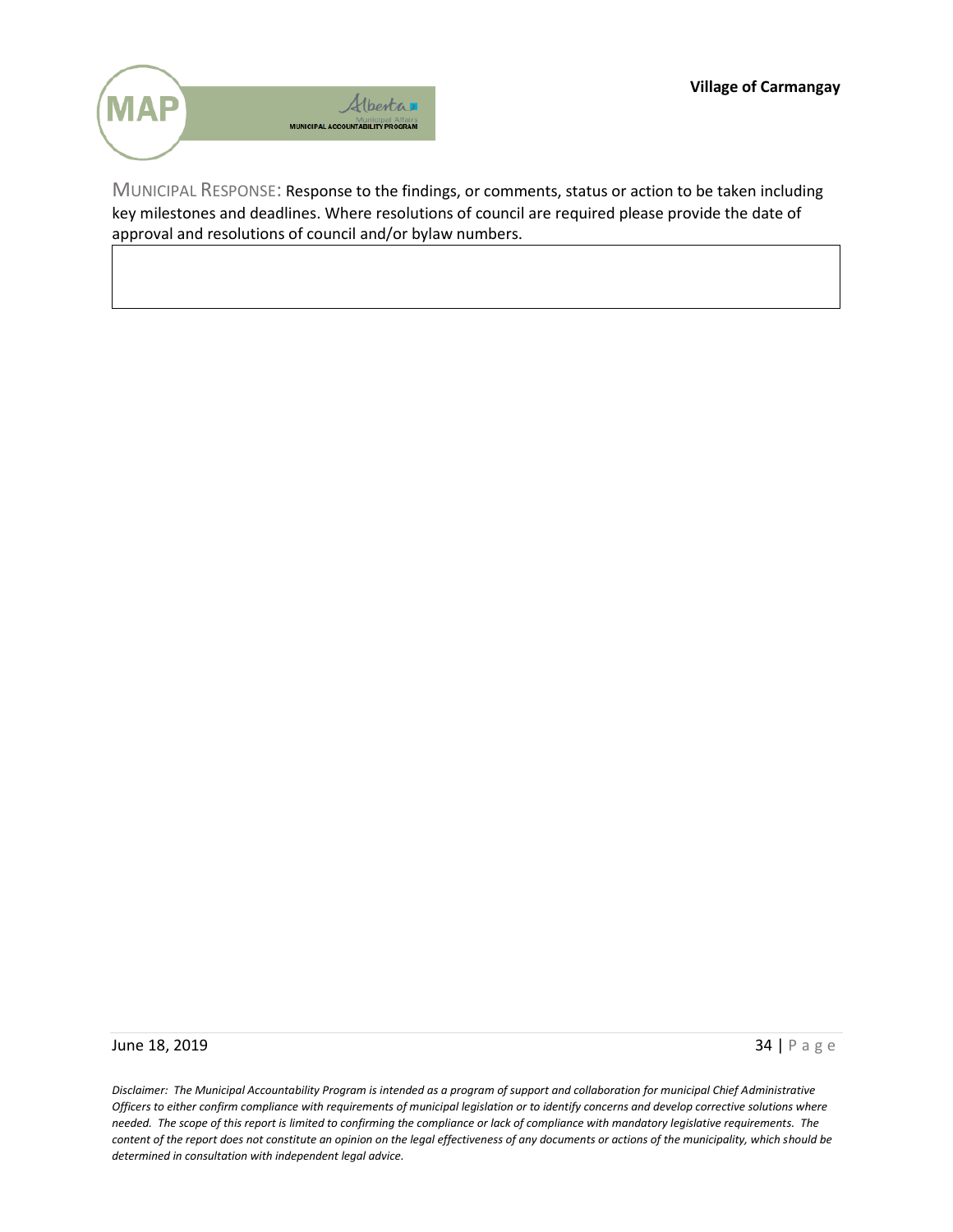MUNICIPAL RESPONSE: Response to the findings, or comments, status or action to be taken including key milestones and deadlines. Where resolutions of council are required please provide the date of approval and resolutions of council and/or bylaw numbers.

| |
|---|
| |

*Disclaimer: The Municipal Accountability Program is intended as a program of support and collaboration for municipal Chief Administrative Officers to either confirm compliance with requirements of municipal legislation or to identify concerns and develop corrective solutions where needed. The scope of this report is limited to confirming the compliance or lack of compliance with mandatory legislative requirements. The content of the report does not constitute an opinion on the legal effectiveness of any documents or actions of the municipality, which should be determined in consultation with independent legal advice.*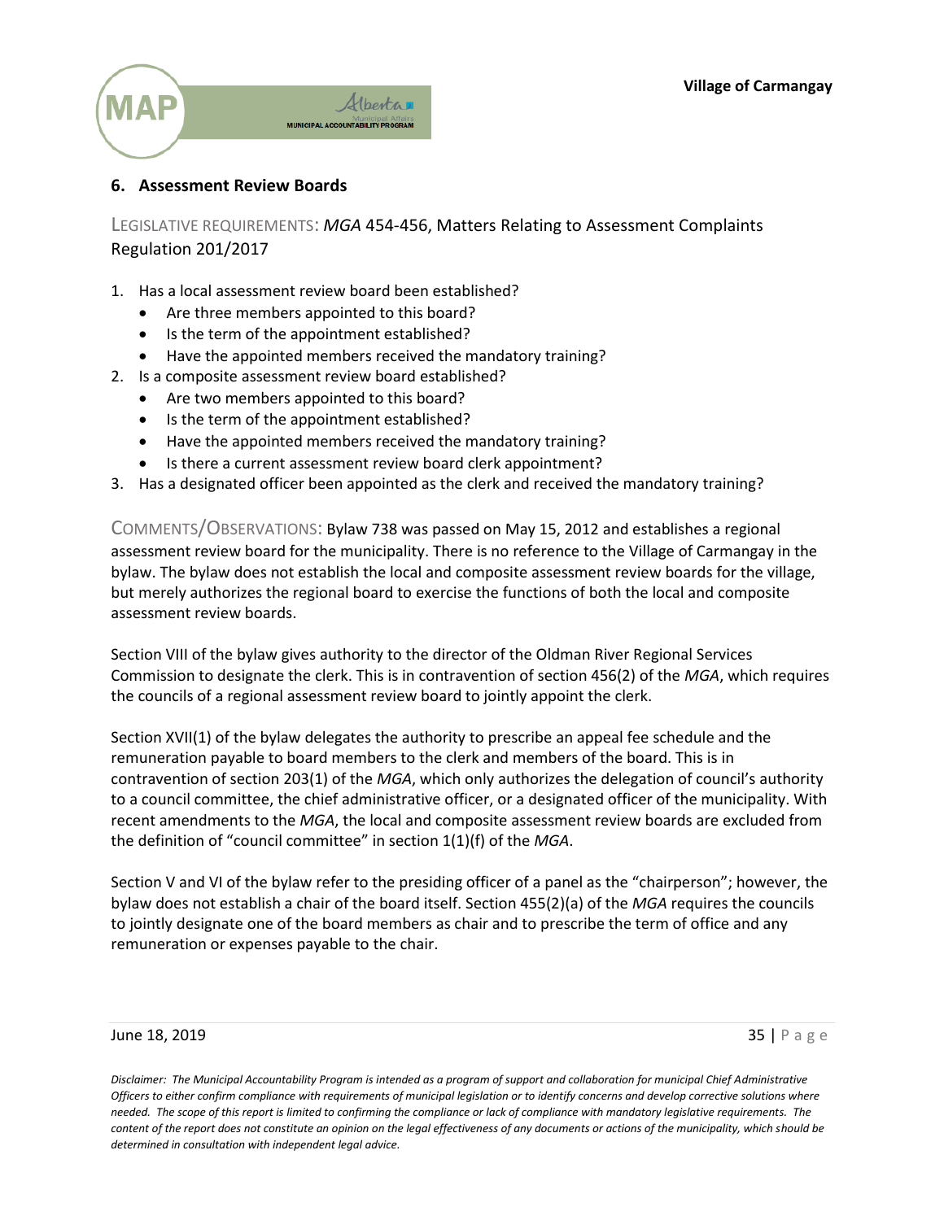## 6. Assessment Review Boards

LEGISLATIVE REQUIREMENTS: *MGA* 454-456, Matters Relating to Assessment Complaints Regulation 201/2017

1. Has a local assessment review board been established?
   - Are three members appointed to this board?
   - Is the term of the appointment established?
   - Have the appointed members received the mandatory training?
2. Is a composite assessment review board established?
   - Are two members appointed to this board?
   - Is the term of the appointment established?
   - Have the appointed members received the mandatory training?
   - Is there a current assessment review board clerk appointment?
3. Has a designated officer been appointed as the clerk and received the mandatory training?

COMMENTS/OBSERVATIONS: Bylaw 738 was passed on May 15, 2012 and establishes a regional assessment review board for the municipality. There is no reference to the Village of Carmangay in the bylaw. The bylaw does not establish the local and composite assessment review boards for the village, but merely authorizes the regional board to exercise the functions of both the local and composite assessment review boards.

Section VIII of the bylaw gives authority to the director of the Oldman River Regional Services Commission to designate the clerk. This is in contravention of section 456(2) of the *MGA*, which requires the councils of a regional assessment review board to jointly appoint the clerk.

Section XVII(1) of the bylaw delegates the authority to prescribe an appeal fee schedule and the remuneration payable to board members to the clerk and members of the board. This is in contravention of section 203(1) of the *MGA*, which only authorizes the delegation of council's authority to a council committee, the chief administrative officer, or a designated officer of the municipality. With recent amendments to the *MGA*, the local and composite assessment review boards are excluded from the definition of "council committee" in section 1(1)(f) of the *MGA*.

Section V and VI of the bylaw refer to the presiding officer of a panel as the "chairperson"; however, the bylaw does not establish a chair of the board itself. Section 455(2)(a) of the *MGA* requires the councils to jointly designate one of the board members as chair and to prescribe the term of office and any remuneration or expenses payable to the chair.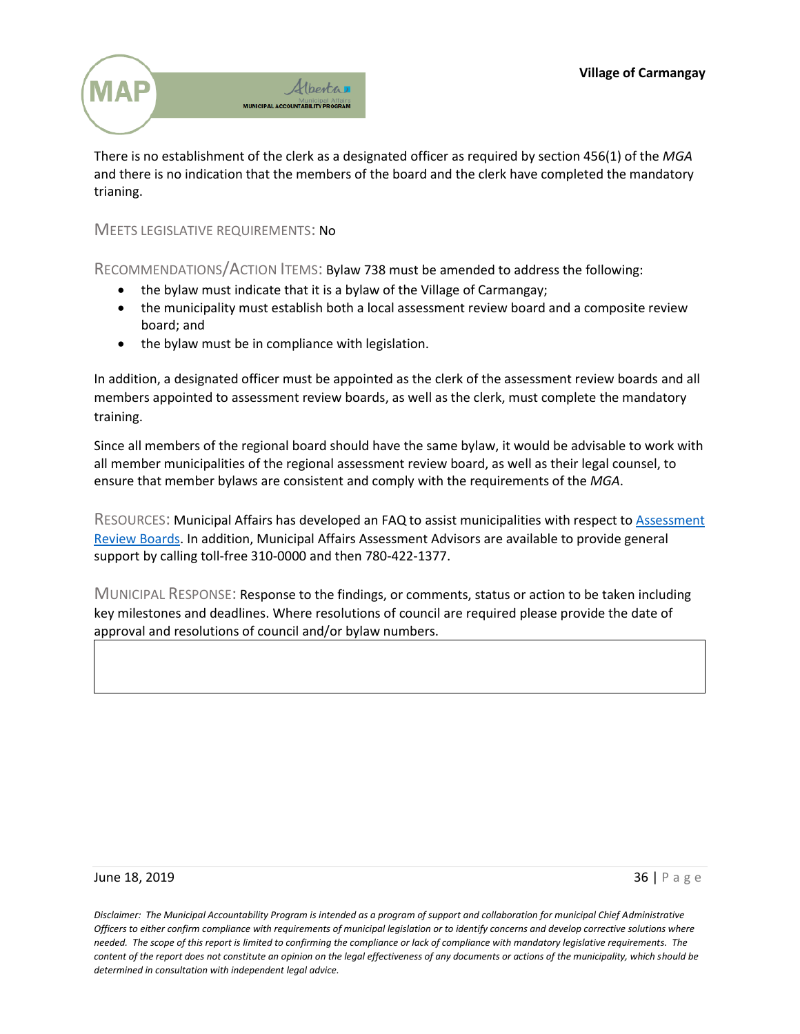There is no establishment of the clerk as a designated officer as required by section 456(1) of the *MGA* and there is no indication that the members of the board and the clerk have completed the mandatory trianing.

MEETS LEGISLATIVE REQUIREMENTS: No

RECOMMENDATIONS/ACTION ITEMS: Bylaw 738 must be amended to address the following:

- the bylaw must indicate that it is a bylaw of the Village of Carmangay;
- the municipality must establish both a local assessment review board and a composite review board; and
- the bylaw must be in compliance with legislation.

In addition, a designated officer must be appointed as the clerk of the assessment review boards and all members appointed to assessment review boards, as well as the clerk, must complete the mandatory training.

Since all members of the regional board should have the same bylaw, it would be advisable to work with all member municipalities of the regional assessment review board, as well as their legal counsel, to ensure that member bylaws are consistent and comply with the requirements of the *MGA*.

RESOURCES: Municipal Affairs has developed an FAQ to assist municipalities with respect to Assessment Review Boards. In addition, Municipal Affairs Assessment Advisors are available to provide general support by calling toll-free 310-0000 and then 780-422-1377.

MUNICIPAL RESPONSE: Response to the findings, or comments, status or action to be taken including key milestones and deadlines. Where resolutions of council are required please provide the date of approval and resolutions of council and/or bylaw numbers.

*Disclaimer: The Municipal Accountability Program is intended as a program of support and collaboration for municipal Chief Administrative Officers to either confirm compliance with requirements of municipal legislation or to identify concerns and develop corrective solutions where needed. The scope of this report is limited to confirming the compliance or lack of compliance with mandatory legislative requirements. The content of the report does not constitute an opinion on the legal effectiveness of any documents or actions of the municipality, which should be determined in consultation with independent legal advice.*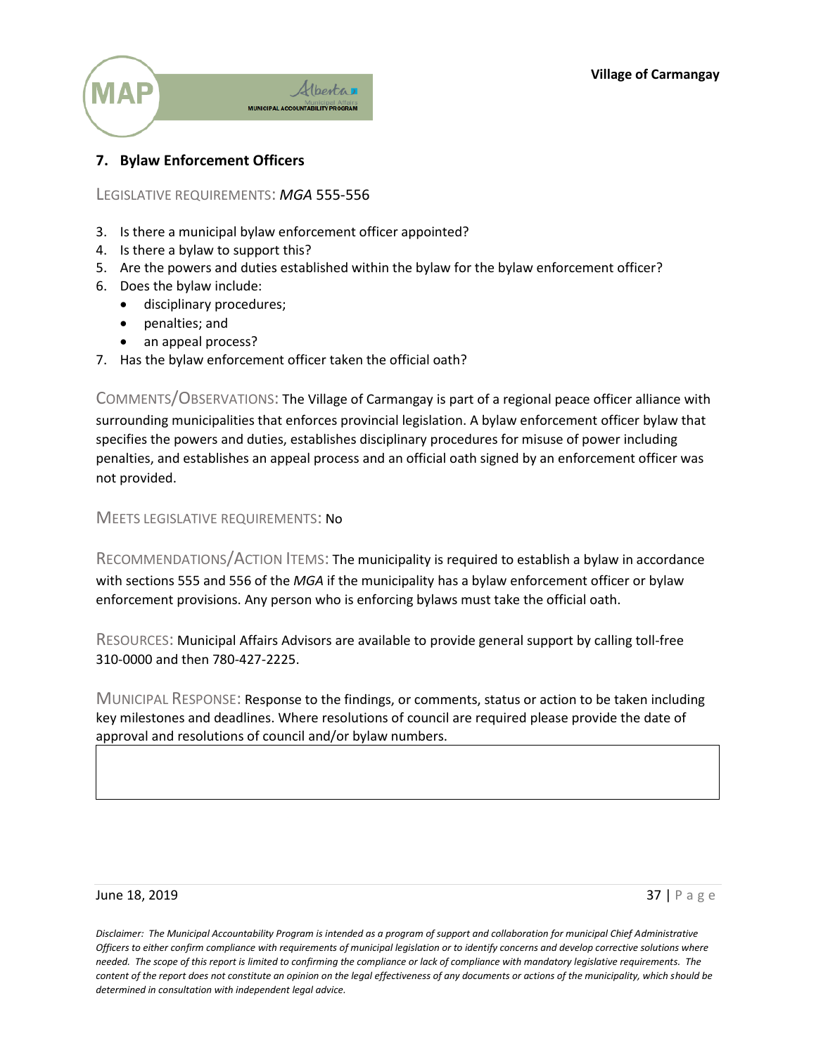## 7. Bylaw Enforcement Officers

LEGISLATIVE REQUIREMENTS: *MGA* 555-556

3. Is there a municipal bylaw enforcement officer appointed?
4. Is there a bylaw to support this?
5. Are the powers and duties established within the bylaw for the bylaw enforcement officer?
6. Does the bylaw include:
   - disciplinary procedures;
   - penalties; and
   - an appeal process?
7. Has the bylaw enforcement officer taken the official oath?

COMMENTS/OBSERVATIONS: The Village of Carmangay is part of a regional peace officer alliance with surrounding municipalities that enforces provincial legislation. A bylaw enforcement officer bylaw that specifies the powers and duties, establishes disciplinary procedures for misuse of power including penalties, and establishes an appeal process and an official oath signed by an enforcement officer was not provided.

MEETS LEGISLATIVE REQUIREMENTS: No

RECOMMENDATIONS/ACTION ITEMS: The municipality is required to establish a bylaw in accordance with sections 555 and 556 of the *MGA* if the municipality has a bylaw enforcement officer or bylaw enforcement provisions. Any person who is enforcing bylaws must take the official oath.

RESOURCES: Municipal Affairs Advisors are available to provide general support by calling toll-free 310-0000 and then 780-427-2225.

MUNICIPAL RESPONSE: Response to the findings, or comments, status or action to be taken including key milestones and deadlines. Where resolutions of council are required please provide the date of approval and resolutions of council and/or bylaw numbers.

| |
|---|
| |

*Disclaimer: The Municipal Accountability Program is intended as a program of support and collaboration for municipal Chief Administrative Officers to either confirm compliance with requirements of municipal legislation or to identify concerns and develop corrective solutions where needed. The scope of this report is limited to confirming the compliance or lack of compliance with mandatory legislative requirements. The content of the report does not constitute an opinion on the legal effectiveness of any documents or actions of the municipality, which should be determined in consultation with independent legal advice.*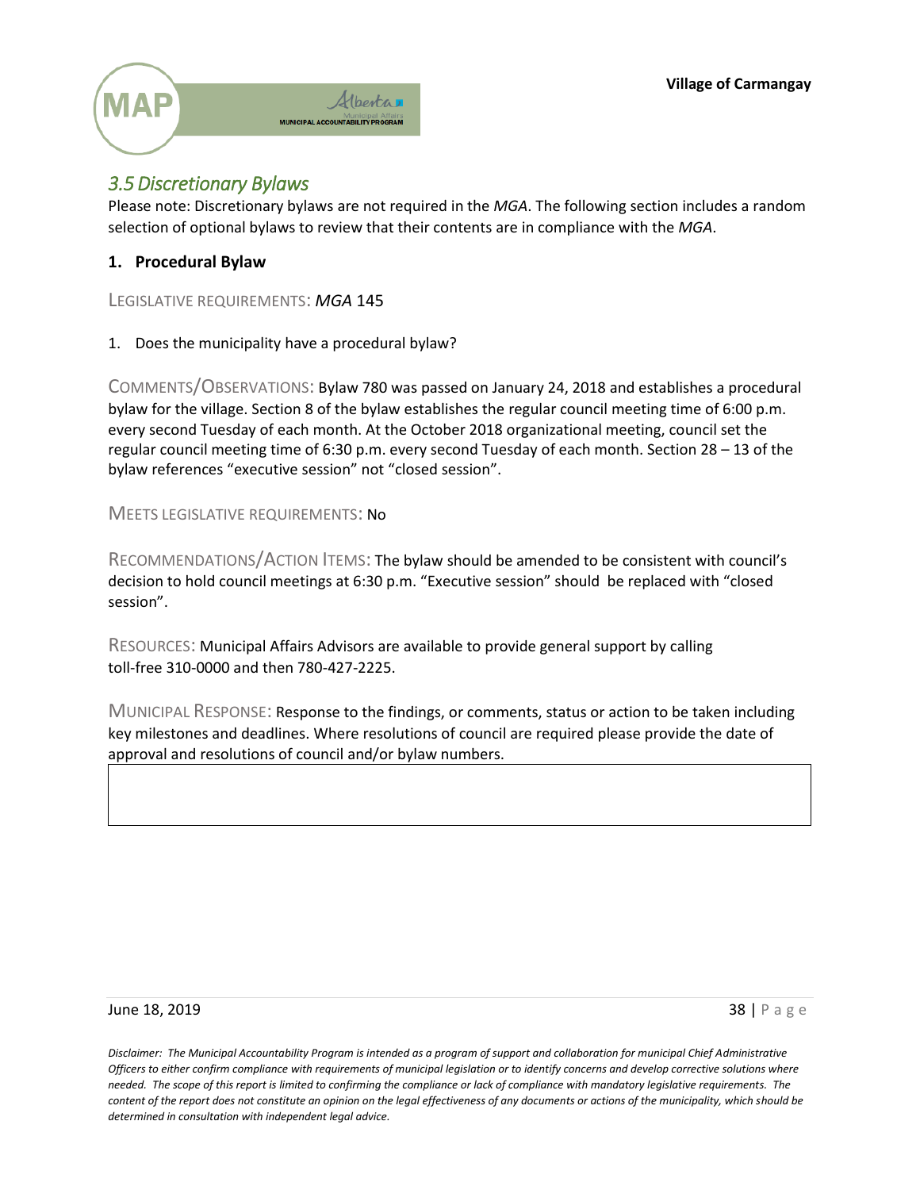## *3.5 Discretionary Bylaws*

Please note: Discretionary bylaws are not required in the *MGA*. The following section includes a random selection of optional bylaws to review that their contents are in compliance with the *MGA*.

### 1. Procedural Bylaw

LEGISLATIVE REQUIREMENTS: *MGA* 145

1. Does the municipality have a procedural bylaw?

COMMENTS/OBSERVATIONS: Bylaw 780 was passed on January 24, 2018 and establishes a procedural bylaw for the village. Section 8 of the bylaw establishes the regular council meeting time of 6:00 p.m. every second Tuesday of each month. At the October 2018 organizational meeting, council set the regular council meeting time of 6:30 p.m. every second Tuesday of each month. Section 28 – 13 of the bylaw references "executive session" not "closed session".

MEETS LEGISLATIVE REQUIREMENTS: No

RECOMMENDATIONS/ACTION ITEMS: The bylaw should be amended to be consistent with council's decision to hold council meetings at 6:30 p.m. "Executive session" should be replaced with "closed session".

RESOURCES: Municipal Affairs Advisors are available to provide general support by calling toll-free 310-0000 and then 780-427-2225.

MUNICIPAL RESPONSE: Response to the findings, or comments, status or action to be taken including key milestones and deadlines. Where resolutions of council are required please provide the date of approval and resolutions of council and/or bylaw numbers.

*Disclaimer: The Municipal Accountability Program is intended as a program of support and collaboration for municipal Chief Administrative Officers to either confirm compliance with requirements of municipal legislation or to identify concerns and develop corrective solutions where needed. The scope of this report is limited to confirming the compliance or lack of compliance with mandatory legislative requirements. The content of the report does not constitute an opinion on the legal effectiveness of any documents or actions of the municipality, which should be determined in consultation with independent legal advice.*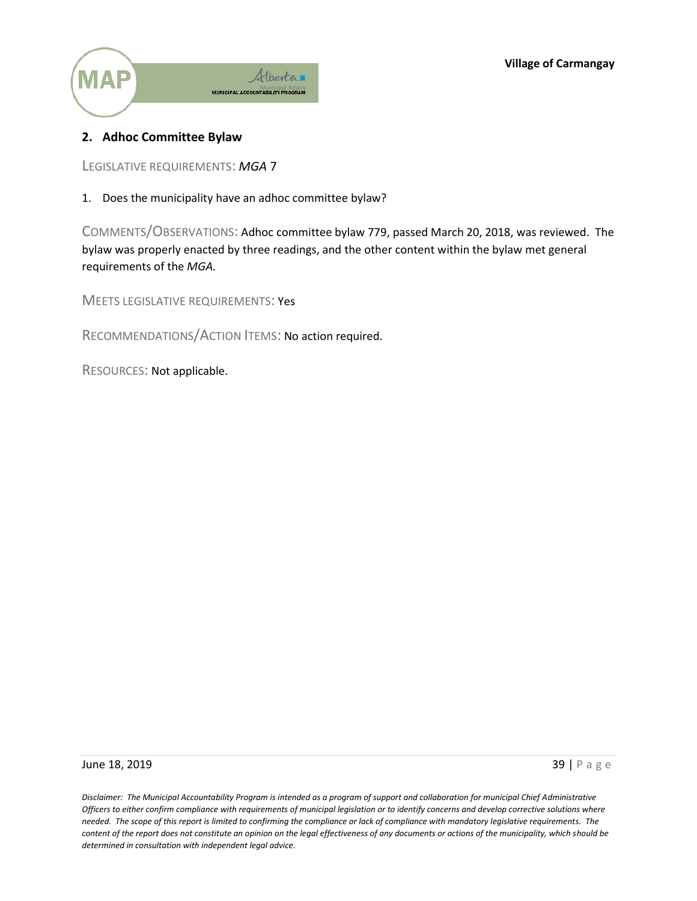## 2. Adhoc Committee Bylaw

LEGISLATIVE REQUIREMENTS: *MGA* 7

1. Does the municipality have an adhoc committee bylaw?

COMMENTS/OBSERVATIONS: Adhoc committee bylaw 779, passed March 20, 2018, was reviewed. The bylaw was properly enacted by three readings, and the other content within the bylaw met general requirements of the *MGA.*

MEETS LEGISLATIVE REQUIREMENTS: Yes

RECOMMENDATIONS/ACTION ITEMS: No action required.

RESOURCES: Not applicable.

*Disclaimer: The Municipal Accountability Program is intended as a program of support and collaboration for municipal Chief Administrative Officers to either confirm compliance with requirements of municipal legislation or to identify concerns and develop corrective solutions where needed. The scope of this report is limited to confirming the compliance or lack of compliance with mandatory legislative requirements. The content of the report does not constitute an opinion on the legal effectiveness of any documents or actions of the municipality, which should be determined in consultation with independent legal advice.*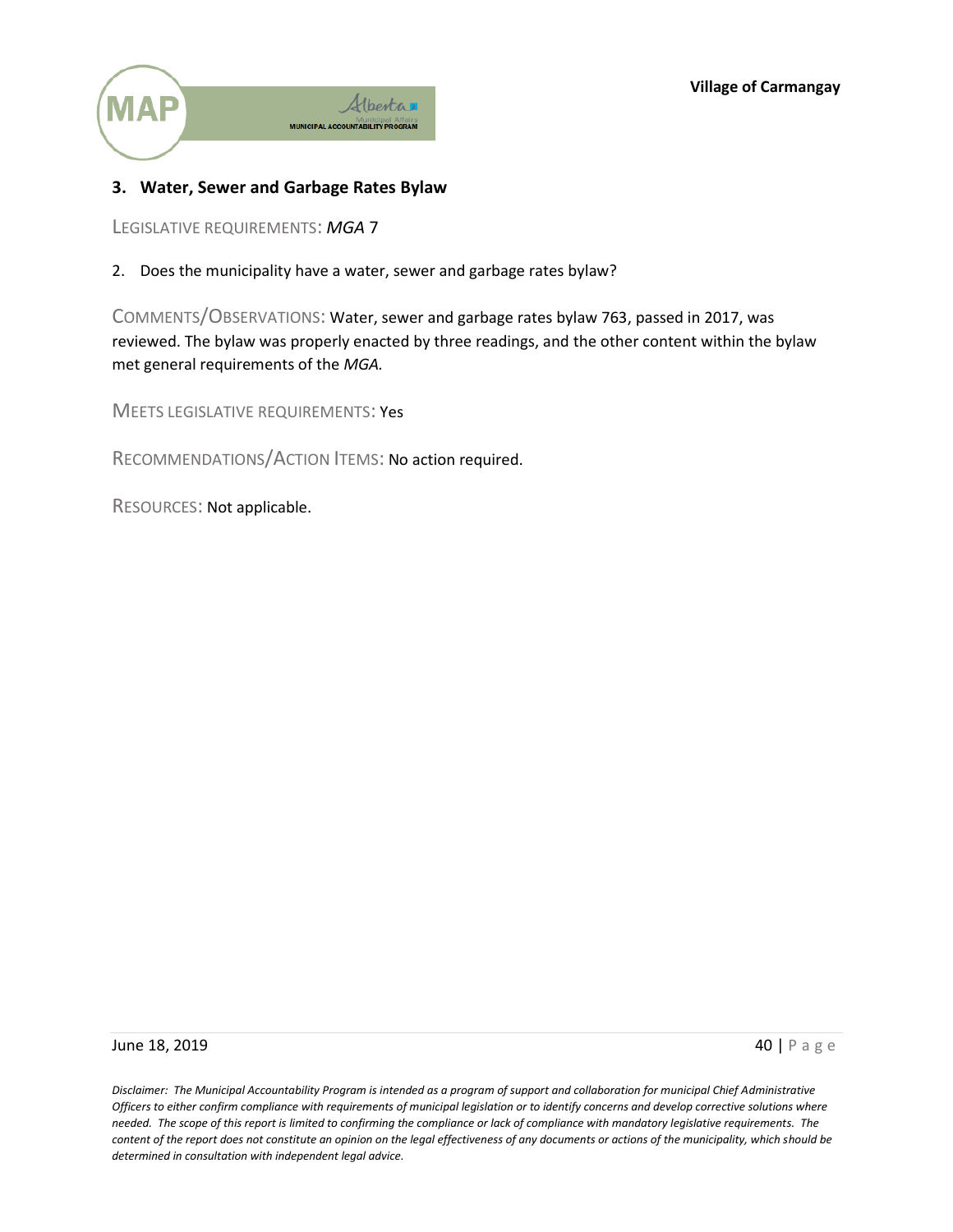### 3. Water, Sewer and Garbage Rates Bylaw

LEGISLATIVE REQUIREMENTS: *MGA* 7

2. Does the municipality have a water, sewer and garbage rates bylaw?

COMMENTS/OBSERVATIONS: Water, sewer and garbage rates bylaw 763, passed in 2017, was reviewed. The bylaw was properly enacted by three readings, and the other content within the bylaw met general requirements of the *MGA.*

MEETS LEGISLATIVE REQUIREMENTS: Yes

RECOMMENDATIONS/ACTION ITEMS: No action required.

RESOURCES: Not applicable.

*Disclaimer: The Municipal Accountability Program is intended as a program of support and collaboration for municipal Chief Administrative Officers to either confirm compliance with requirements of municipal legislation or to identify concerns and develop corrective solutions where needed. The scope of this report is limited to confirming the compliance or lack of compliance with mandatory legislative requirements. The content of the report does not constitute an opinion on the legal effectiveness of any documents or actions of the municipality, which should be determined in consultation with independent legal advice.*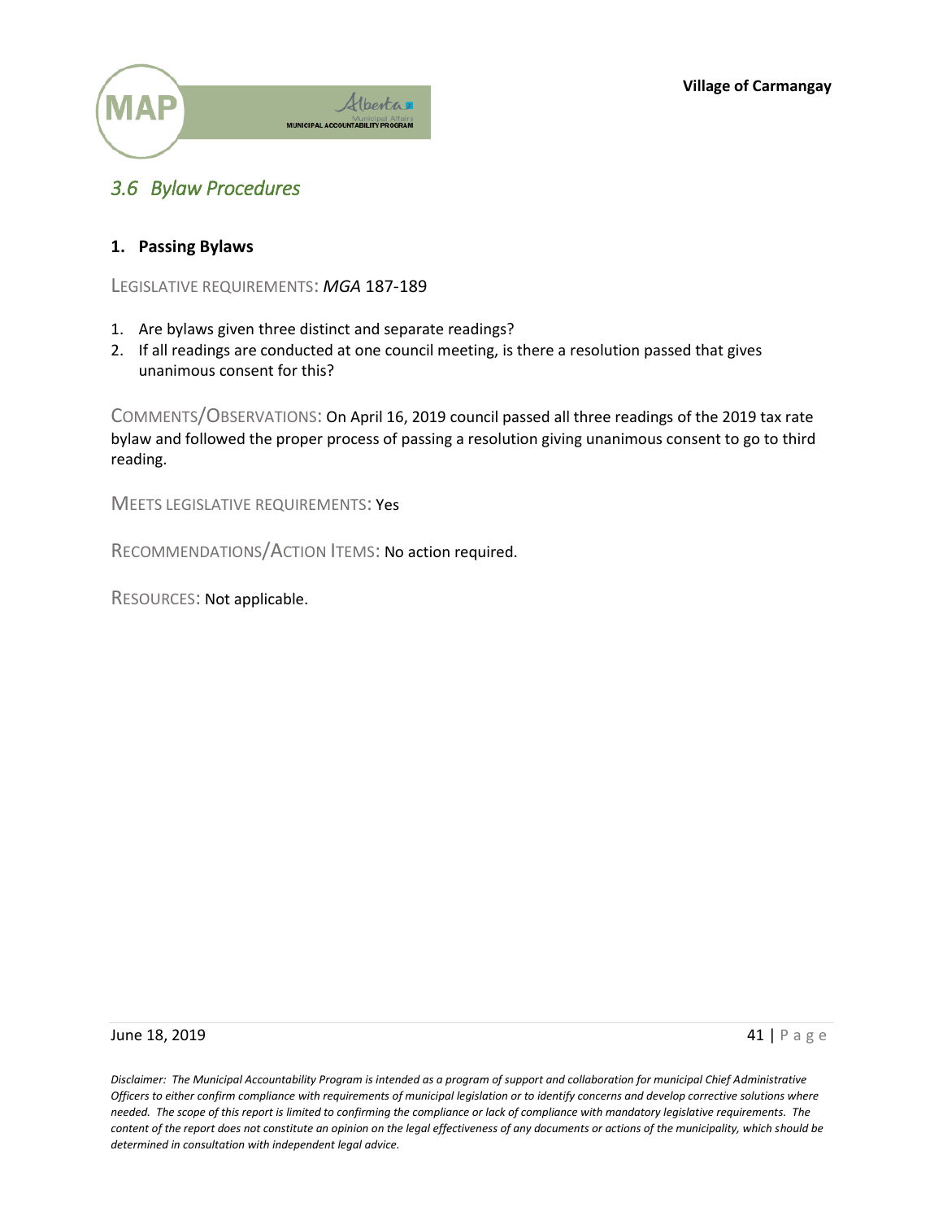## 3.6 Bylaw Procedures

### 1. Passing Bylaws

LEGISLATIVE REQUIREMENTS: *MGA* 187-189

1. Are bylaws given three distinct and separate readings?
2. If all readings are conducted at one council meeting, is there a resolution passed that gives unanimous consent for this?

COMMENTS/OBSERVATIONS: On April 16, 2019 council passed all three readings of the 2019 tax rate bylaw and followed the proper process of passing a resolution giving unanimous consent to go to third reading.

MEETS LEGISLATIVE REQUIREMENTS: Yes

RECOMMENDATIONS/ACTION ITEMS: No action required.

RESOURCES: Not applicable.

*Disclaimer: The Municipal Accountability Program is intended as a program of support and collaboration for municipal Chief Administrative Officers to either confirm compliance with requirements of municipal legislation or to identify concerns and develop corrective solutions where needed. The scope of this report is limited to confirming the compliance or lack of compliance with mandatory legislative requirements. The content of the report does not constitute an opinion on the legal effectiveness of any documents or actions of the municipality, which should be determined in consultation with independent legal advice.*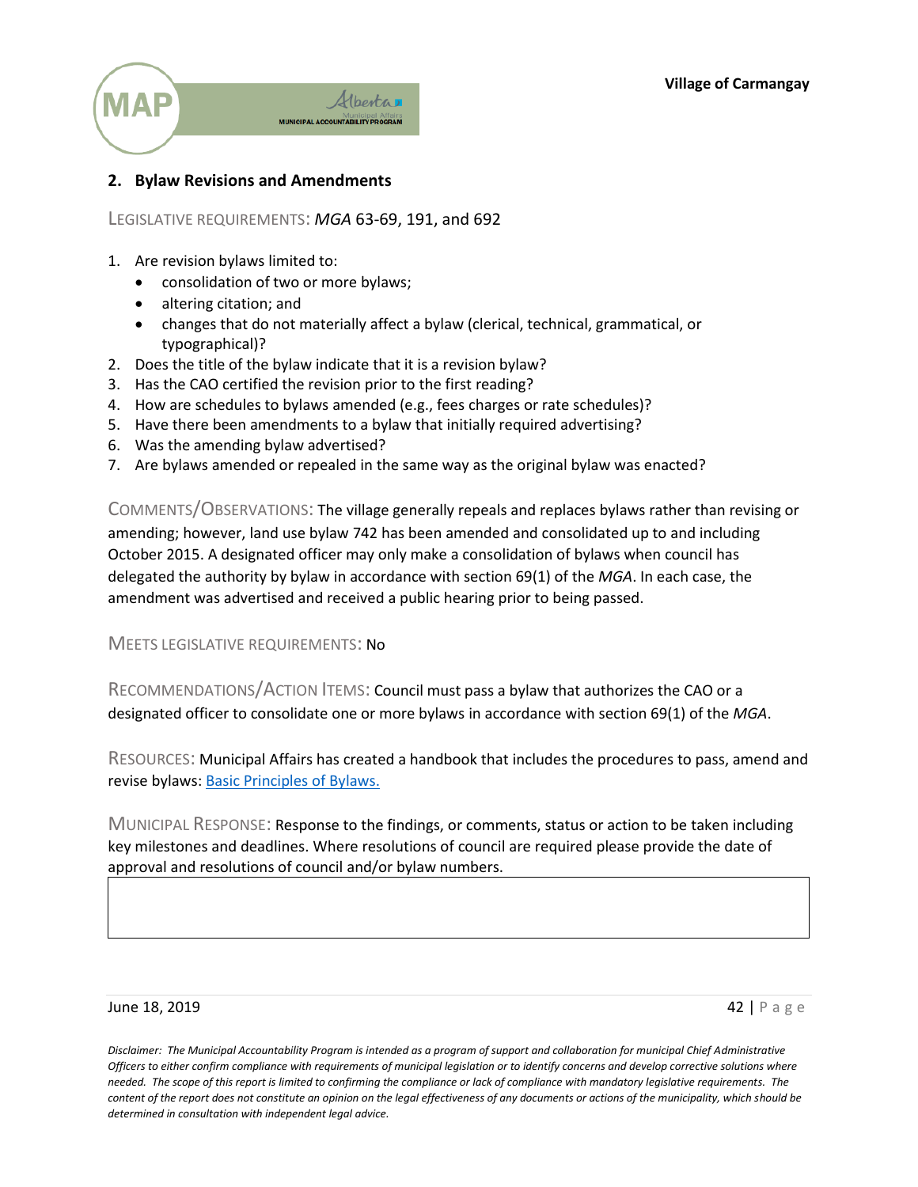## 2. Bylaw Revisions and Amendments

LEGISLATIVE REQUIREMENTS: *MGA* 63-69, 191, and 692

1. Are revision bylaws limited to:
   - consolidation of two or more bylaws;
   - altering citation; and
   - changes that do not materially affect a bylaw (clerical, technical, grammatical, or typographical)?
2. Does the title of the bylaw indicate that it is a revision bylaw?
3. Has the CAO certified the revision prior to the first reading?
4. How are schedules to bylaws amended (e.g., fees charges or rate schedules)?
5. Have there been amendments to a bylaw that initially required advertising?
6. Was the amending bylaw advertised?
7. Are bylaws amended or repealed in the same way as the original bylaw was enacted?

COMMENTS/OBSERVATIONS: The village generally repeals and replaces bylaws rather than revising or amending; however, land use bylaw 742 has been amended and consolidated up to and including October 2015. A designated officer may only make a consolidation of bylaws when council has delegated the authority by bylaw in accordance with section 69(1) of the *MGA*. In each case, the amendment was advertised and received a public hearing prior to being passed.

MEETS LEGISLATIVE REQUIREMENTS: No

RECOMMENDATIONS/ACTION ITEMS: Council must pass a bylaw that authorizes the CAO or a designated officer to consolidate one or more bylaws in accordance with section 69(1) of the *MGA*.

RESOURCES: Municipal Affairs has created a handbook that includes the procedures to pass, amend and revise bylaws: [Basic Principles of Bylaws.]

MUNICIPAL RESPONSE: Response to the findings, or comments, status or action to be taken including key milestones and deadlines. Where resolutions of council are required please provide the date of approval and resolutions of council and/or bylaw numbers.

*Disclaimer: The Municipal Accountability Program is intended as a program of support and collaboration for municipal Chief Administrative Officers to either confirm compliance with requirements of municipal legislation or to identify concerns and develop corrective solutions where needed. The scope of this report is limited to confirming the compliance or lack of compliance with mandatory legislative requirements. The content of the report does not constitute an opinion on the legal effectiveness of any documents or actions of the municipality, which should be determined in consultation with independent legal advice.*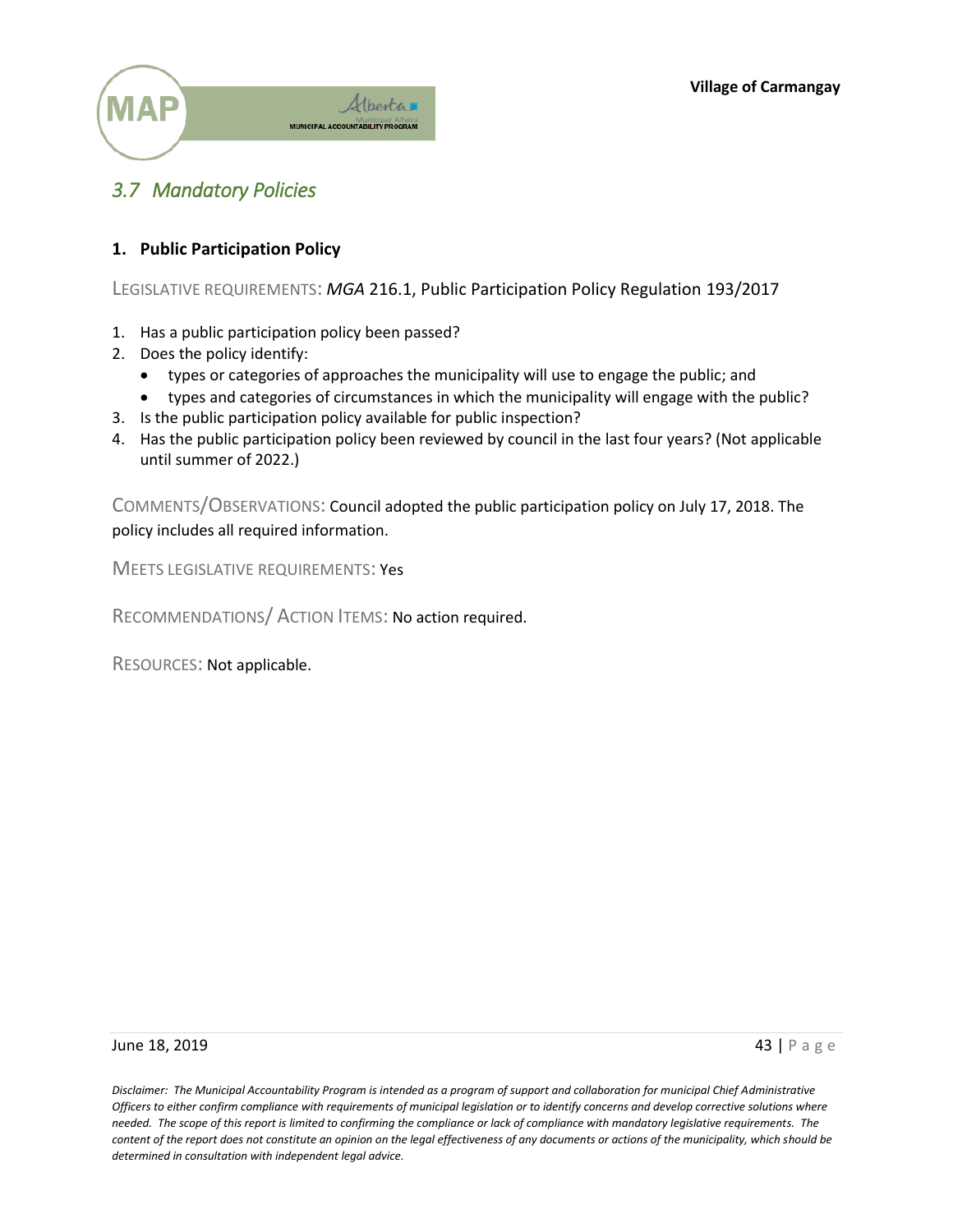## *3.7 Mandatory Policies*

### 1. Public Participation Policy

LEGISLATIVE REQUIREMENTS: *MGA* 216.1, Public Participation Policy Regulation 193/2017

1. Has a public participation policy been passed?
2. Does the policy identify:
   - types or categories of approaches the municipality will use to engage the public; and
   - types and categories of circumstances in which the municipality will engage with the public?
3. Is the public participation policy available for public inspection?
4. Has the public participation policy been reviewed by council in the last four years? (Not applicable until summer of 2022.)

COMMENTS/OBSERVATIONS: Council adopted the public participation policy on July 17, 2018. The policy includes all required information.

MEETS LEGISLATIVE REQUIREMENTS: Yes

RECOMMENDATIONS/ ACTION ITEMS: No action required.

RESOURCES: Not applicable.

*Disclaimer: The Municipal Accountability Program is intended as a program of support and collaboration for municipal Chief Administrative Officers to either confirm compliance with requirements of municipal legislation or to identify concerns and develop corrective solutions where needed. The scope of this report is limited to confirming the compliance or lack of compliance with mandatory legislative requirements. The content of the report does not constitute an opinion on the legal effectiveness of any documents or actions of the municipality, which should be determined in consultation with independent legal advice.*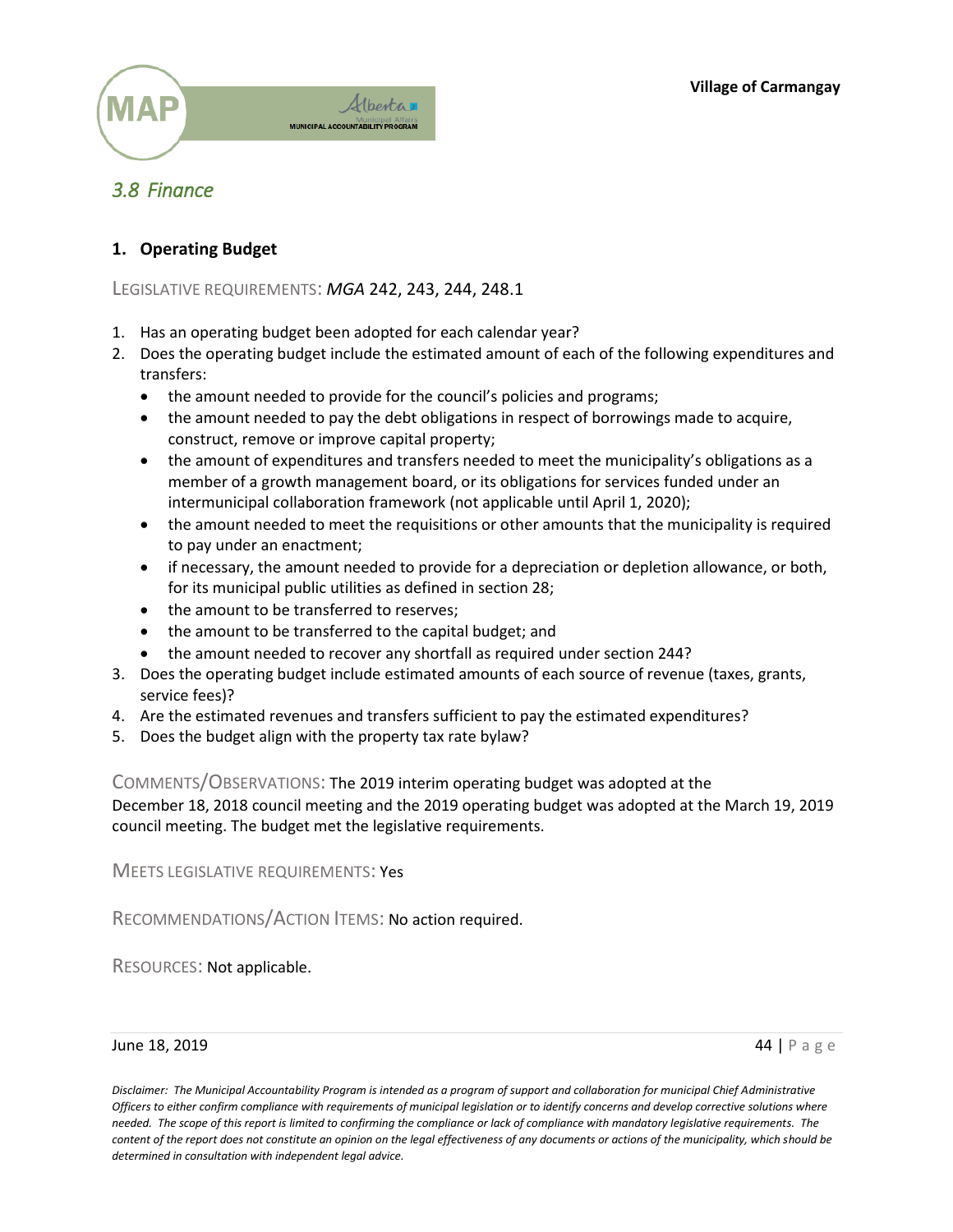## 3.8 Finance

### 1. Operating Budget

LEGISLATIVE REQUIREMENTS: *MGA* 242, 243, 244, 248.1

1. Has an operating budget been adopted for each calendar year?
2. Does the operating budget include the estimated amount of each of the following expenditures and transfers:
   - the amount needed to provide for the council's policies and programs;
   - the amount needed to pay the debt obligations in respect of borrowings made to acquire, construct, remove or improve capital property;
   - the amount of expenditures and transfers needed to meet the municipality's obligations as a member of a growth management board, or its obligations for services funded under an intermunicipal collaboration framework (not applicable until April 1, 2020);
   - the amount needed to meet the requisitions or other amounts that the municipality is required to pay under an enactment;
   - if necessary, the amount needed to provide for a depreciation or depletion allowance, or both, for its municipal public utilities as defined in section 28;
   - the amount to be transferred to reserves;
   - the amount to be transferred to the capital budget; and
   - the amount needed to recover any shortfall as required under section 244?
3. Does the operating budget include estimated amounts of each source of revenue (taxes, grants, service fees)?
4. Are the estimated revenues and transfers sufficient to pay the estimated expenditures?
5. Does the budget align with the property tax rate bylaw?

COMMENTS/OBSERVATIONS: The 2019 interim operating budget was adopted at the December 18, 2018 council meeting and the 2019 operating budget was adopted at the March 19, 2019 council meeting. The budget met the legislative requirements.

MEETS LEGISLATIVE REQUIREMENTS: Yes

RECOMMENDATIONS/ACTION ITEMS: No action required.

RESOURCES: Not applicable.

*Disclaimer: The Municipal Accountability Program is intended as a program of support and collaboration for municipal Chief Administrative Officers to either confirm compliance with requirements of municipal legislation or to identify concerns and develop corrective solutions where needed. The scope of this report is limited to confirming the compliance or lack of compliance with mandatory legislative requirements. The content of the report does not constitute an opinion on the legal effectiveness of any documents or actions of the municipality, which should be determined in consultation with independent legal advice.*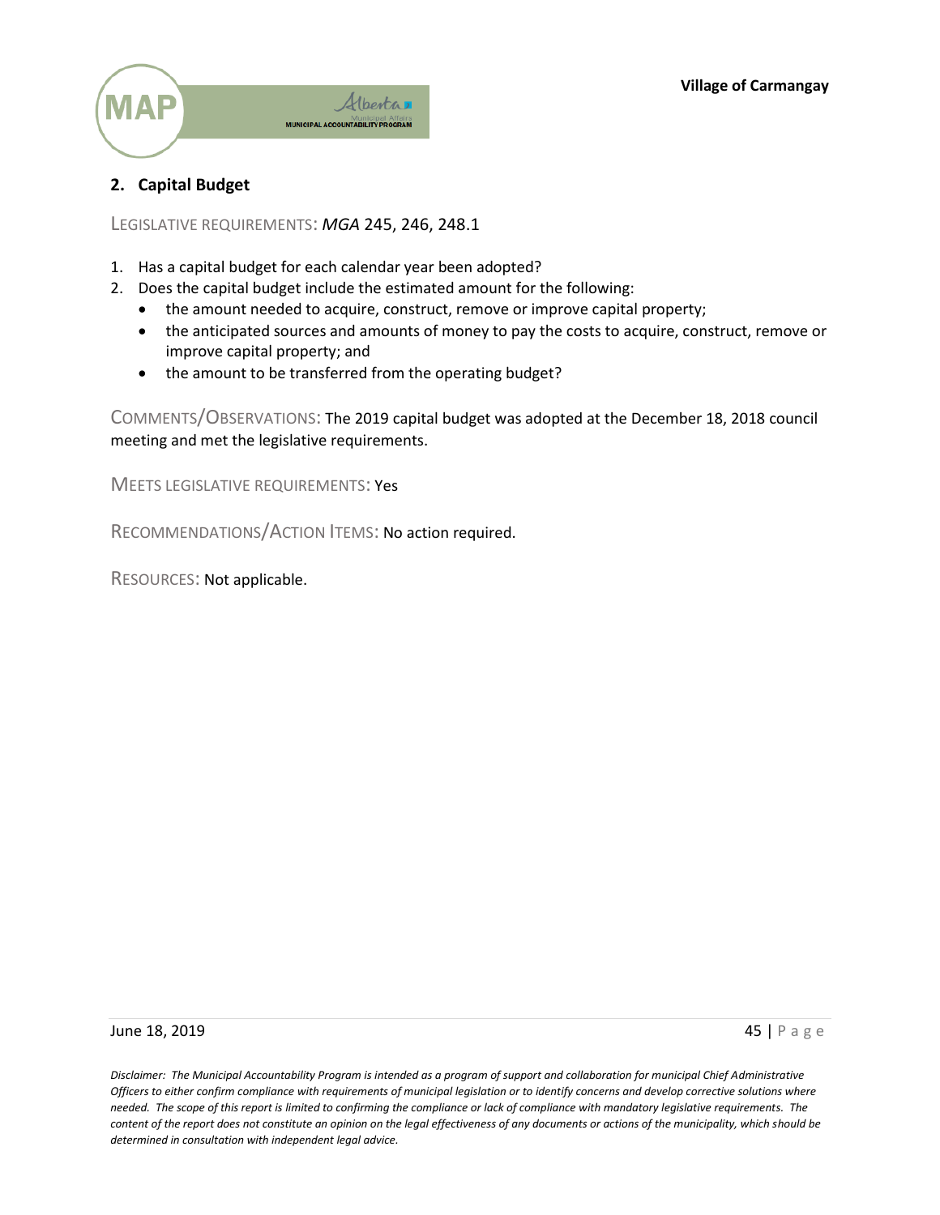## 2. Capital Budget

LEGISLATIVE REQUIREMENTS: *MGA* 245, 246, 248.1

1. Has a capital budget for each calendar year been adopted?
2. Does the capital budget include the estimated amount for the following:
   - the amount needed to acquire, construct, remove or improve capital property;
   - the anticipated sources and amounts of money to pay the costs to acquire, construct, remove or improve capital property; and
   - the amount to be transferred from the operating budget?

COMMENTS/OBSERVATIONS: The 2019 capital budget was adopted at the December 18, 2018 council meeting and met the legislative requirements.

MEETS LEGISLATIVE REQUIREMENTS: Yes

RECOMMENDATIONS/ACTION ITEMS: No action required.

RESOURCES: Not applicable.

*Disclaimer: The Municipal Accountability Program is intended as a program of support and collaboration for municipal Chief Administrative Officers to either confirm compliance with requirements of municipal legislation or to identify concerns and develop corrective solutions where needed. The scope of this report is limited to confirming the compliance or lack of compliance with mandatory legislative requirements. The content of the report does not constitute an opinion on the legal effectiveness of any documents or actions of the municipality, which should be determined in consultation with independent legal advice.*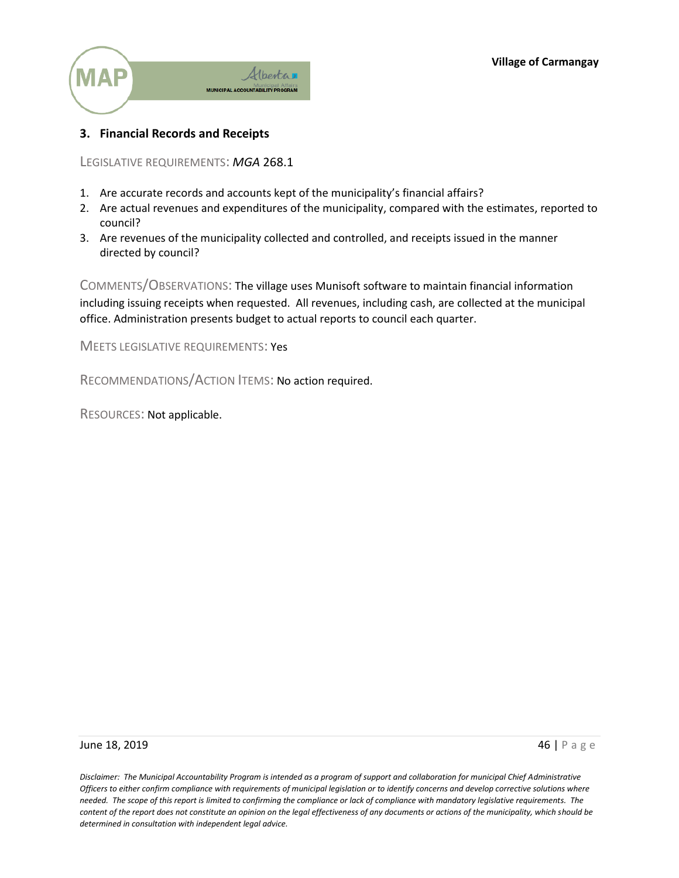## 3. Financial Records and Receipts

LEGISLATIVE REQUIREMENTS: *MGA* 268.1

1. Are accurate records and accounts kept of the municipality's financial affairs?
2. Are actual revenues and expenditures of the municipality, compared with the estimates, reported to council?
3. Are revenues of the municipality collected and controlled, and receipts issued in the manner directed by council?

COMMENTS/OBSERVATIONS: The village uses Munisoft software to maintain financial information including issuing receipts when requested. All revenues, including cash, are collected at the municipal office. Administration presents budget to actual reports to council each quarter.

MEETS LEGISLATIVE REQUIREMENTS: Yes

RECOMMENDATIONS/ACTION ITEMS: No action required.

RESOURCES: Not applicable.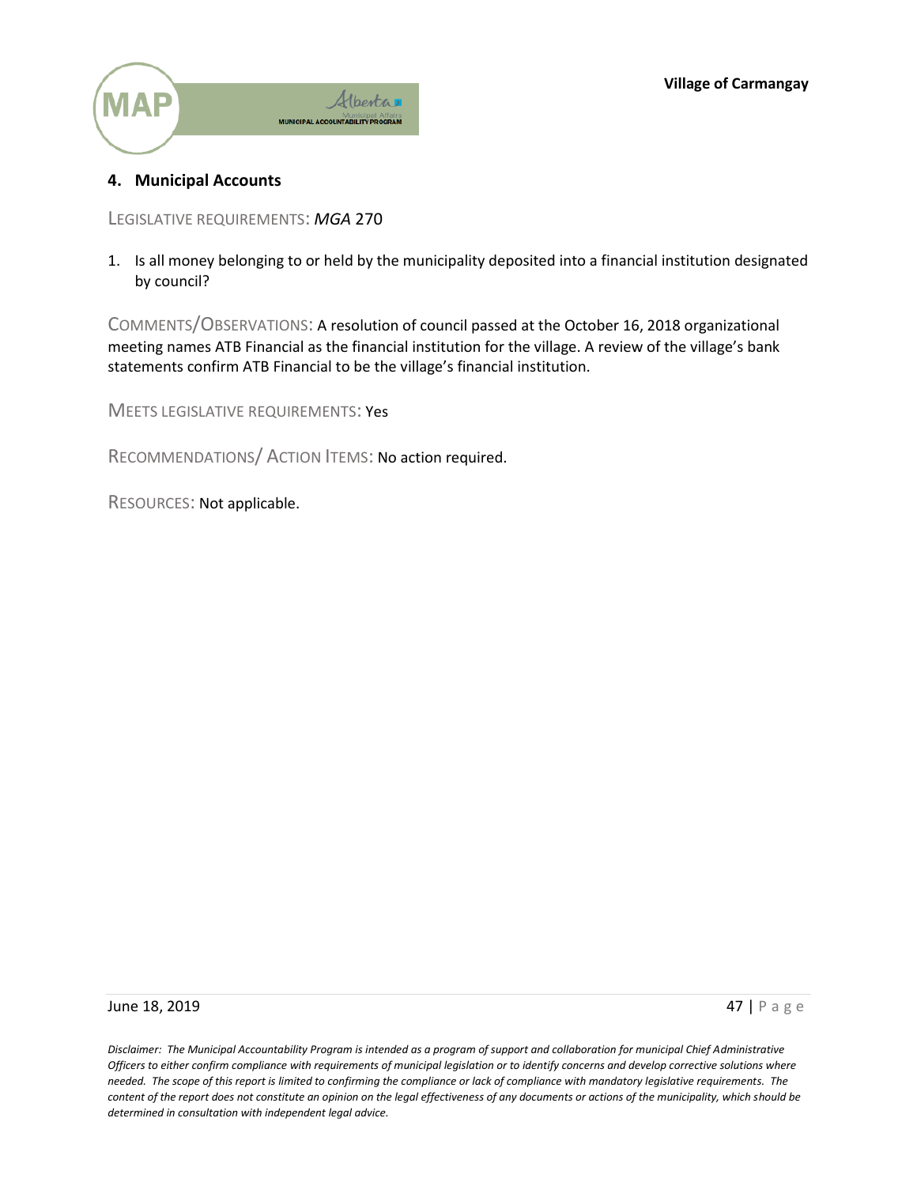## 4. Municipal Accounts

LEGISLATIVE REQUIREMENTS: *MGA* 270

1. Is all money belonging to or held by the municipality deposited into a financial institution designated by council?

COMMENTS/OBSERVATIONS: A resolution of council passed at the October 16, 2018 organizational meeting names ATB Financial as the financial institution for the village. A review of the village's bank statements confirm ATB Financial to be the village's financial institution.

MEETS LEGISLATIVE REQUIREMENTS: Yes

RECOMMENDATIONS/ ACTION ITEMS: No action required.

RESOURCES: Not applicable.

*Disclaimer: The Municipal Accountability Program is intended as a program of support and collaboration for municipal Chief Administrative Officers to either confirm compliance with requirements of municipal legislation or to identify concerns and develop corrective solutions where needed. The scope of this report is limited to confirming the compliance or lack of compliance with mandatory legislative requirements. The content of the report does not constitute an opinion on the legal effectiveness of any documents or actions of the municipality, which should be determined in consultation with independent legal advice.*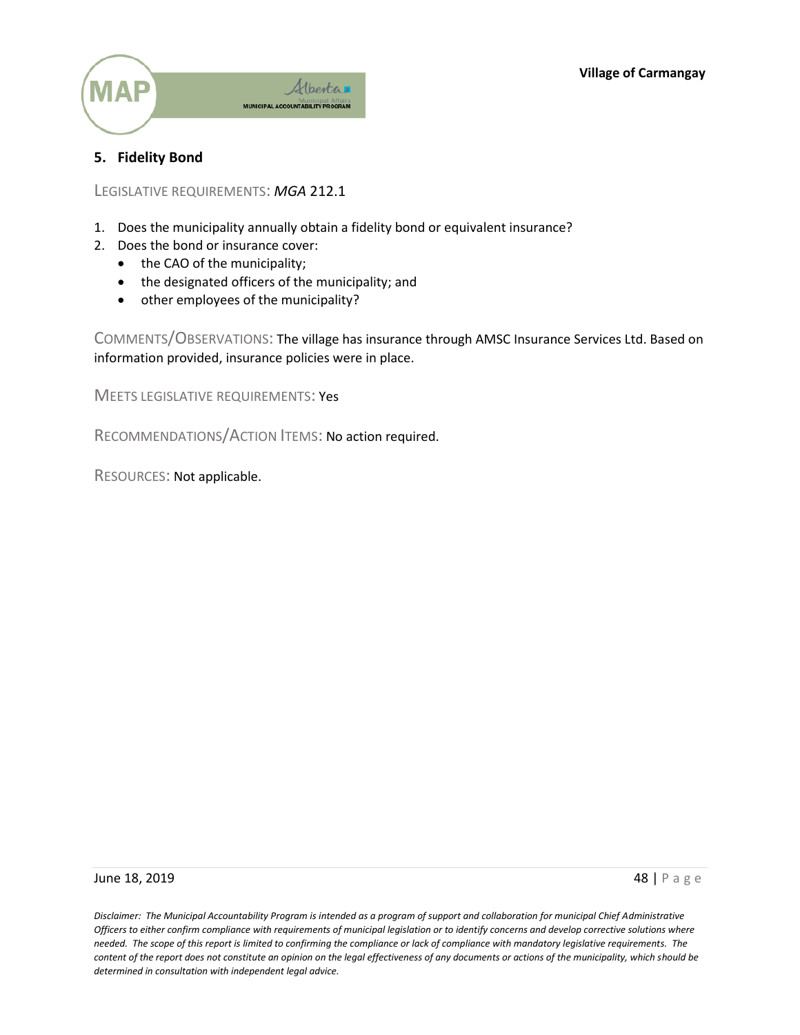## 5. Fidelity Bond

LEGISLATIVE REQUIREMENTS: *MGA* 212.1

1. Does the municipality annually obtain a fidelity bond or equivalent insurance?
2. Does the bond or insurance cover:
   - the CAO of the municipality;
   - the designated officers of the municipality; and
   - other employees of the municipality?

COMMENTS/OBSERVATIONS: The village has insurance through AMSC Insurance Services Ltd. Based on information provided, insurance policies were in place.

MEETS LEGISLATIVE REQUIREMENTS: Yes

RECOMMENDATIONS/ACTION ITEMS: No action required.

RESOURCES: Not applicable.

*Disclaimer: The Municipal Accountability Program is intended as a program of support and collaboration for municipal Chief Administrative Officers to either confirm compliance with requirements of municipal legislation or to identify concerns and develop corrective solutions where needed. The scope of this report is limited to confirming the compliance or lack of compliance with mandatory legislative requirements. The content of the report does not constitute an opinion on the legal effectiveness of any documents or actions of the municipality, which should be determined in consultation with independent legal advice.*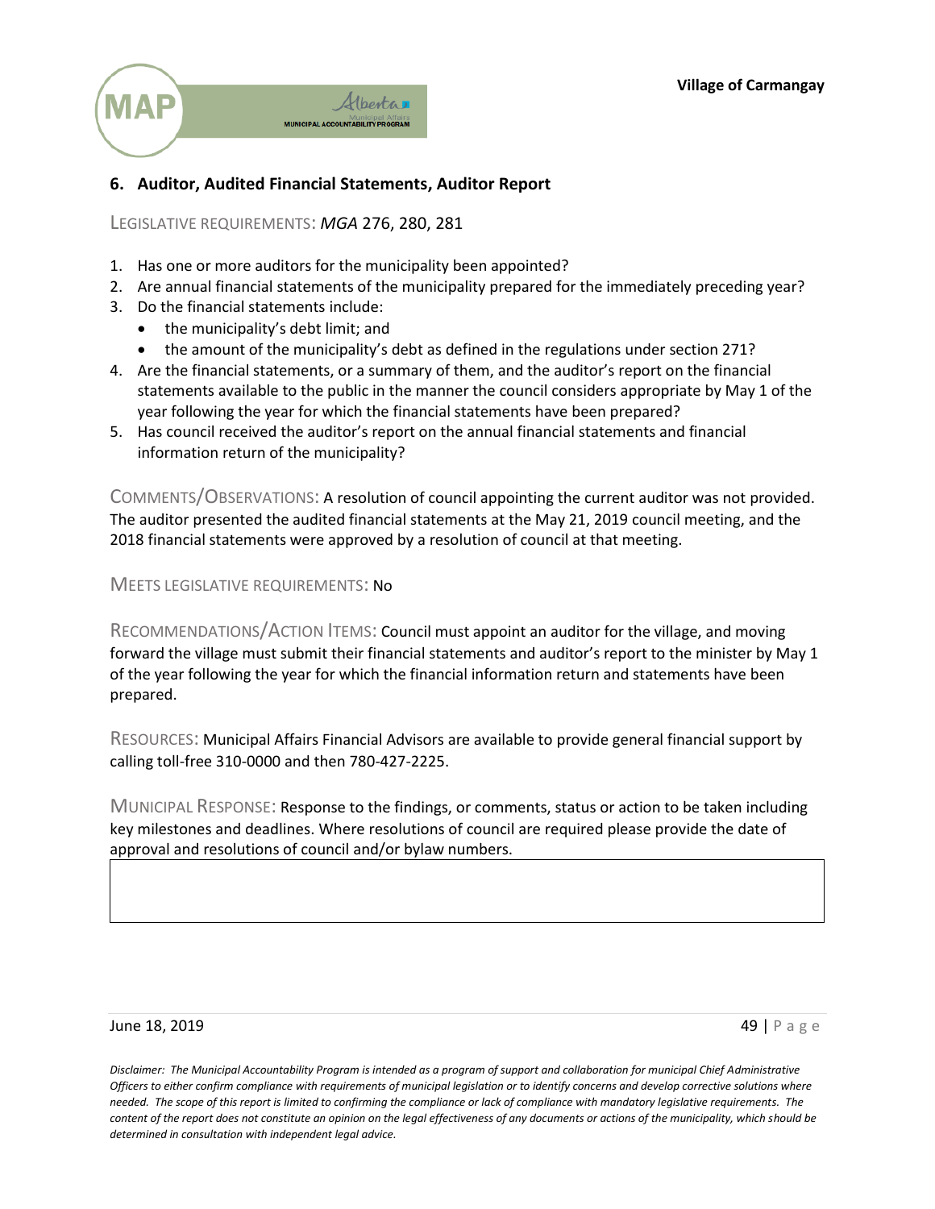## 6. Auditor, Audited Financial Statements, Auditor Report

LEGISLATIVE REQUIREMENTS: *MGA* 276, 280, 281

1. Has one or more auditors for the municipality been appointed?
2. Are annual financial statements of the municipality prepared for the immediately preceding year?
3. Do the financial statements include:
   - the municipality's debt limit; and
   - the amount of the municipality's debt as defined in the regulations under section 271?
4. Are the financial statements, or a summary of them, and the auditor's report on the financial statements available to the public in the manner the council considers appropriate by May 1 of the year following the year for which the financial statements have been prepared?
5. Has council received the auditor's report on the annual financial statements and financial information return of the municipality?

COMMENTS/OBSERVATIONS: A resolution of council appointing the current auditor was not provided. The auditor presented the audited financial statements at the May 21, 2019 council meeting, and the 2018 financial statements were approved by a resolution of council at that meeting.

MEETS LEGISLATIVE REQUIREMENTS: No

RECOMMENDATIONS/ACTION ITEMS: Council must appoint an auditor for the village, and moving forward the village must submit their financial statements and auditor's report to the minister by May 1 of the year following the year for which the financial information return and statements have been prepared.

RESOURCES: Municipal Affairs Financial Advisors are available to provide general financial support by calling toll-free 310-0000 and then 780-427-2225.

MUNICIPAL RESPONSE: Response to the findings, or comments, status or action to be taken including key milestones and deadlines. Where resolutions of council are required please provide the date of approval and resolutions of council and/or bylaw numbers.

*Disclaimer: The Municipal Accountability Program is intended as a program of support and collaboration for municipal Chief Administrative Officers to either confirm compliance with requirements of municipal legislation or to identify concerns and develop corrective solutions where needed. The scope of this report is limited to confirming the compliance or lack of compliance with mandatory legislative requirements. The content of the report does not constitute an opinion on the legal effectiveness of any documents or actions of the municipality, which should be determined in consultation with independent legal advice.*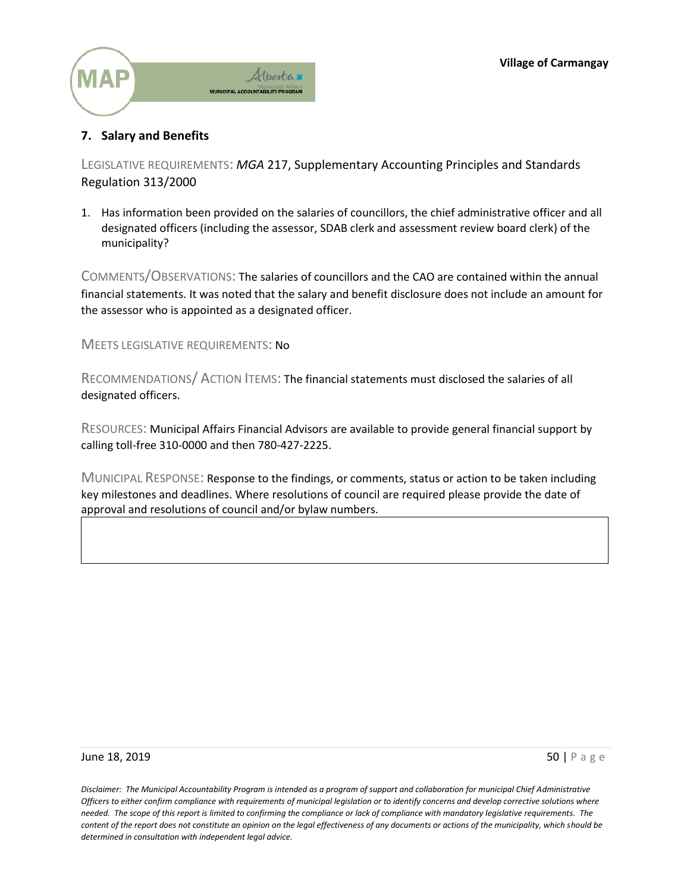## 7. Salary and Benefits

LEGISLATIVE REQUIREMENTS: *MGA* 217, Supplementary Accounting Principles and Standards Regulation 313/2000

1. Has information been provided on the salaries of councillors, the chief administrative officer and all designated officers (including the assessor, SDAB clerk and assessment review board clerk) of the municipality?

COMMENTS/OBSERVATIONS: The salaries of councillors and the CAO are contained within the annual financial statements. It was noted that the salary and benefit disclosure does not include an amount for the assessor who is appointed as a designated officer.

MEETS LEGISLATIVE REQUIREMENTS: No

RECOMMENDATIONS/ ACTION ITEMS: The financial statements must disclosed the salaries of all designated officers.

RESOURCES: Municipal Affairs Financial Advisors are available to provide general financial support by calling toll-free 310-0000 and then 780-427-2225.

MUNICIPAL RESPONSE: Response to the findings, or comments, status or action to be taken including key milestones and deadlines. Where resolutions of council are required please provide the date of approval and resolutions of council and/or bylaw numbers.

June 18, 2019

*Disclaimer: The Municipal Accountability Program is intended as a program of support and collaboration for municipal Chief Administrative Officers to either confirm compliance with requirements of municipal legislation or to identify concerns and develop corrective solutions where needed. The scope of this report is limited to confirming the compliance or lack of compliance with mandatory legislative requirements. The content of the report does not constitute an opinion on the legal effectiveness of any documents or actions of the municipality, which should be determined in consultation with independent legal advice.*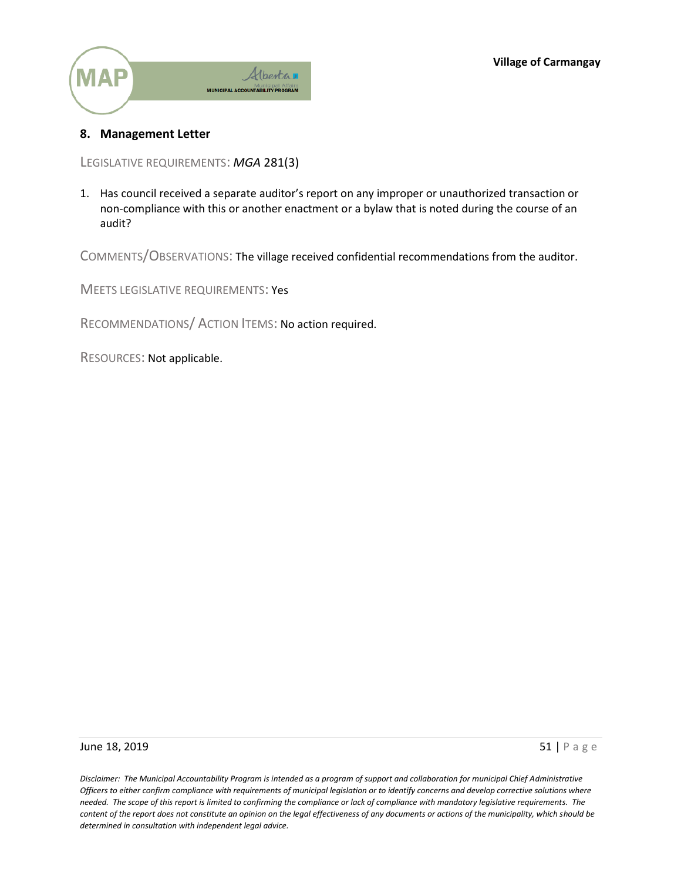## 8. Management Letter

LEGISLATIVE REQUIREMENTS: *MGA* 281(3)

1. Has council received a separate auditor's report on any improper or unauthorized transaction or non-compliance with this or another enactment or a bylaw that is noted during the course of an audit?

COMMENTS/OBSERVATIONS: The village received confidential recommendations from the auditor.

MEETS LEGISLATIVE REQUIREMENTS: Yes

RECOMMENDATIONS/ ACTION ITEMS: No action required.

RESOURCES: Not applicable.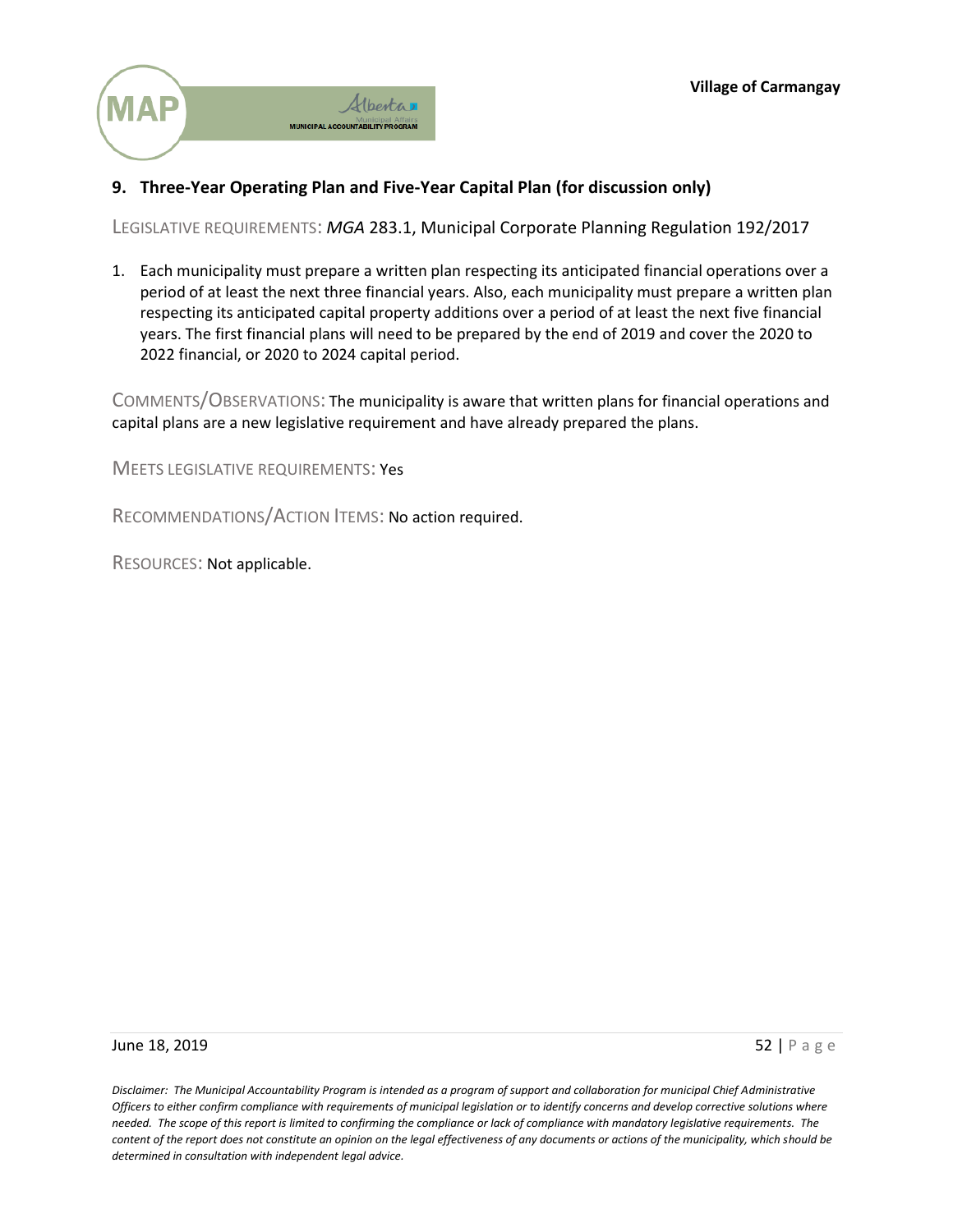## 9. Three-Year Operating Plan and Five-Year Capital Plan (for discussion only)

LEGISLATIVE REQUIREMENTS: *MGA* 283.1, Municipal Corporate Planning Regulation 192/2017

1. Each municipality must prepare a written plan respecting its anticipated financial operations over a period of at least the next three financial years. Also, each municipality must prepare a written plan respecting its anticipated capital property additions over a period of at least the next five financial years. The first financial plans will need to be prepared by the end of 2019 and cover the 2020 to 2022 financial, or 2020 to 2024 capital period.

COMMENTS/OBSERVATIONS: The municipality is aware that written plans for financial operations and capital plans are a new legislative requirement and have already prepared the plans.

MEETS LEGISLATIVE REQUIREMENTS: Yes

RECOMMENDATIONS/ACTION ITEMS: No action required.

RESOURCES: Not applicable.

*Disclaimer: The Municipal Accountability Program is intended as a program of support and collaboration for municipal Chief Administrative Officers to either confirm compliance with requirements of municipal legislation or to identify concerns and develop corrective solutions where needed. The scope of this report is limited to confirming the compliance or lack of compliance with mandatory legislative requirements. The content of the report does not constitute an opinion on the legal effectiveness of any documents or actions of the municipality, which should be determined in consultation with independent legal advice.*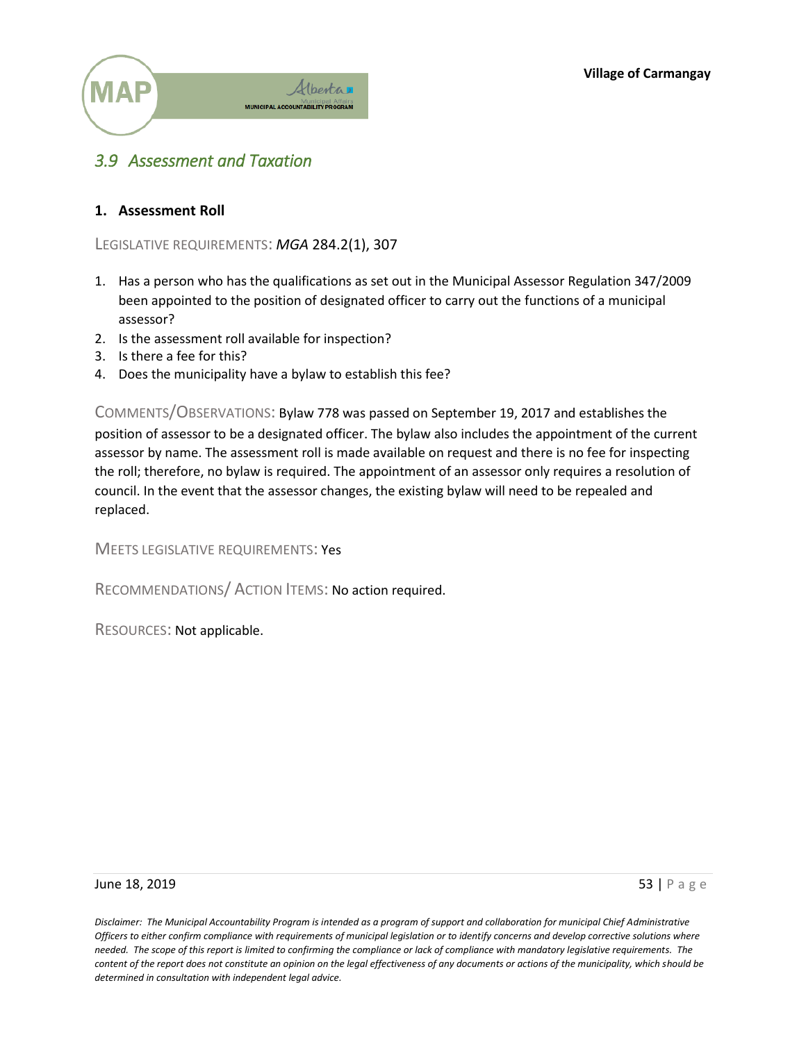## *3.9 Assessment and Taxation*

### 1. Assessment Roll

LEGISLATIVE REQUIREMENTS: *MGA* 284.2(1), 307

1. Has a person who has the qualifications as set out in the Municipal Assessor Regulation 347/2009 been appointed to the position of designated officer to carry out the functions of a municipal assessor?
2. Is the assessment roll available for inspection?
3. Is there a fee for this?
4. Does the municipality have a bylaw to establish this fee?

COMMENTS/OBSERVATIONS: Bylaw 778 was passed on September 19, 2017 and establishes the position of assessor to be a designated officer. The bylaw also includes the appointment of the current assessor by name. The assessment roll is made available on request and there is no fee for inspecting the roll; therefore, no bylaw is required. The appointment of an assessor only requires a resolution of council. In the event that the assessor changes, the existing bylaw will need to be repealed and replaced.

MEETS LEGISLATIVE REQUIREMENTS: Yes

RECOMMENDATIONS/ ACTION ITEMS: No action required.

RESOURCES: Not applicable.

*Disclaimer: The Municipal Accountability Program is intended as a program of support and collaboration for municipal Chief Administrative Officers to either confirm compliance with requirements of municipal legislation or to identify concerns and develop corrective solutions where needed. The scope of this report is limited to confirming the compliance or lack of compliance with mandatory legislative requirements. The content of the report does not constitute an opinion on the legal effectiveness of any documents or actions of the municipality, which should be determined in consultation with independent legal advice.*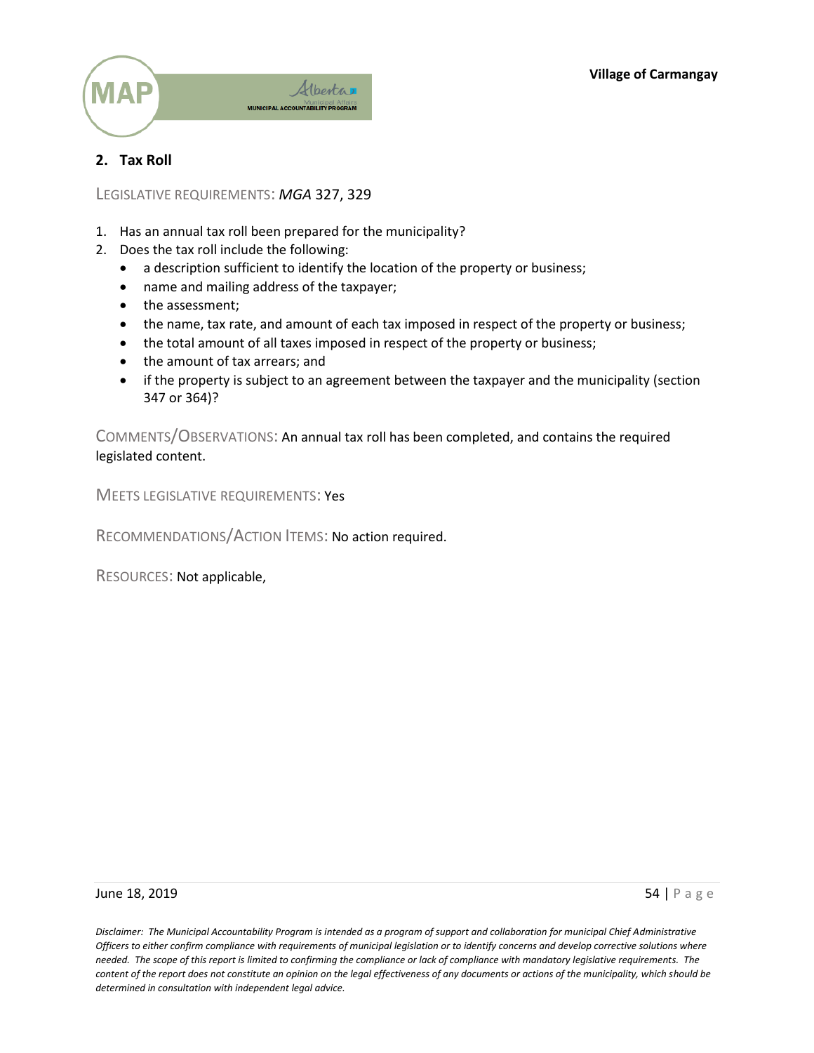## 2. Tax Roll

LEGISLATIVE REQUIREMENTS: *MGA* 327, 329

1. Has an annual tax roll been prepared for the municipality?
2. Does the tax roll include the following:
   - a description sufficient to identify the location of the property or business;
   - name and mailing address of the taxpayer;
   - the assessment;
   - the name, tax rate, and amount of each tax imposed in respect of the property or business;
   - the total amount of all taxes imposed in respect of the property or business;
   - the amount of tax arrears; and
   - if the property is subject to an agreement between the taxpayer and the municipality (section 347 or 364)?

COMMENTS/OBSERVATIONS: An annual tax roll has been completed, and contains the required legislated content.

MEETS LEGISLATIVE REQUIREMENTS: Yes

RECOMMENDATIONS/ACTION ITEMS: No action required.

RESOURCES: Not applicable,

*Disclaimer: The Municipal Accountability Program is intended as a program of support and collaboration for municipal Chief Administrative Officers to either confirm compliance with requirements of municipal legislation or to identify concerns and develop corrective solutions where needed. The scope of this report is limited to confirming the compliance or lack of compliance with mandatory legislative requirements. The content of the report does not constitute an opinion on the legal effectiveness of any documents or actions of the municipality, which should be determined in consultation with independent legal advice.*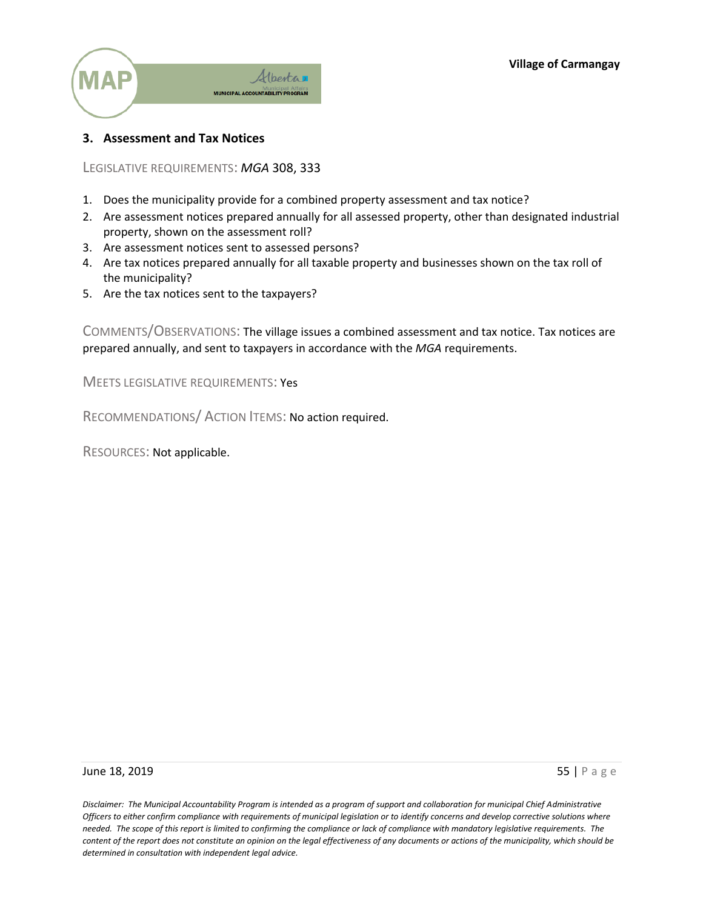## 3. Assessment and Tax Notices

LEGISLATIVE REQUIREMENTS: *MGA* 308, 333

1. Does the municipality provide for a combined property assessment and tax notice?
2. Are assessment notices prepared annually for all assessed property, other than designated industrial property, shown on the assessment roll?
3. Are assessment notices sent to assessed persons?
4. Are tax notices prepared annually for all taxable property and businesses shown on the tax roll of the municipality?
5. Are the tax notices sent to the taxpayers?

COMMENTS/OBSERVATIONS: The village issues a combined assessment and tax notice. Tax notices are prepared annually, and sent to taxpayers in accordance with the *MGA* requirements.

MEETS LEGISLATIVE REQUIREMENTS: Yes

RECOMMENDATIONS/ ACTION ITEMS: No action required.

RESOURCES: Not applicable.

*Disclaimer: The Municipal Accountability Program is intended as a program of support and collaboration for municipal Chief Administrative Officers to either confirm compliance with requirements of municipal legislation or to identify concerns and develop corrective solutions where needed. The scope of this report is limited to confirming the compliance or lack of compliance with mandatory legislative requirements. The content of the report does not constitute an opinion on the legal effectiveness of any documents or actions of the municipality, which should be determined in consultation with independent legal advice.*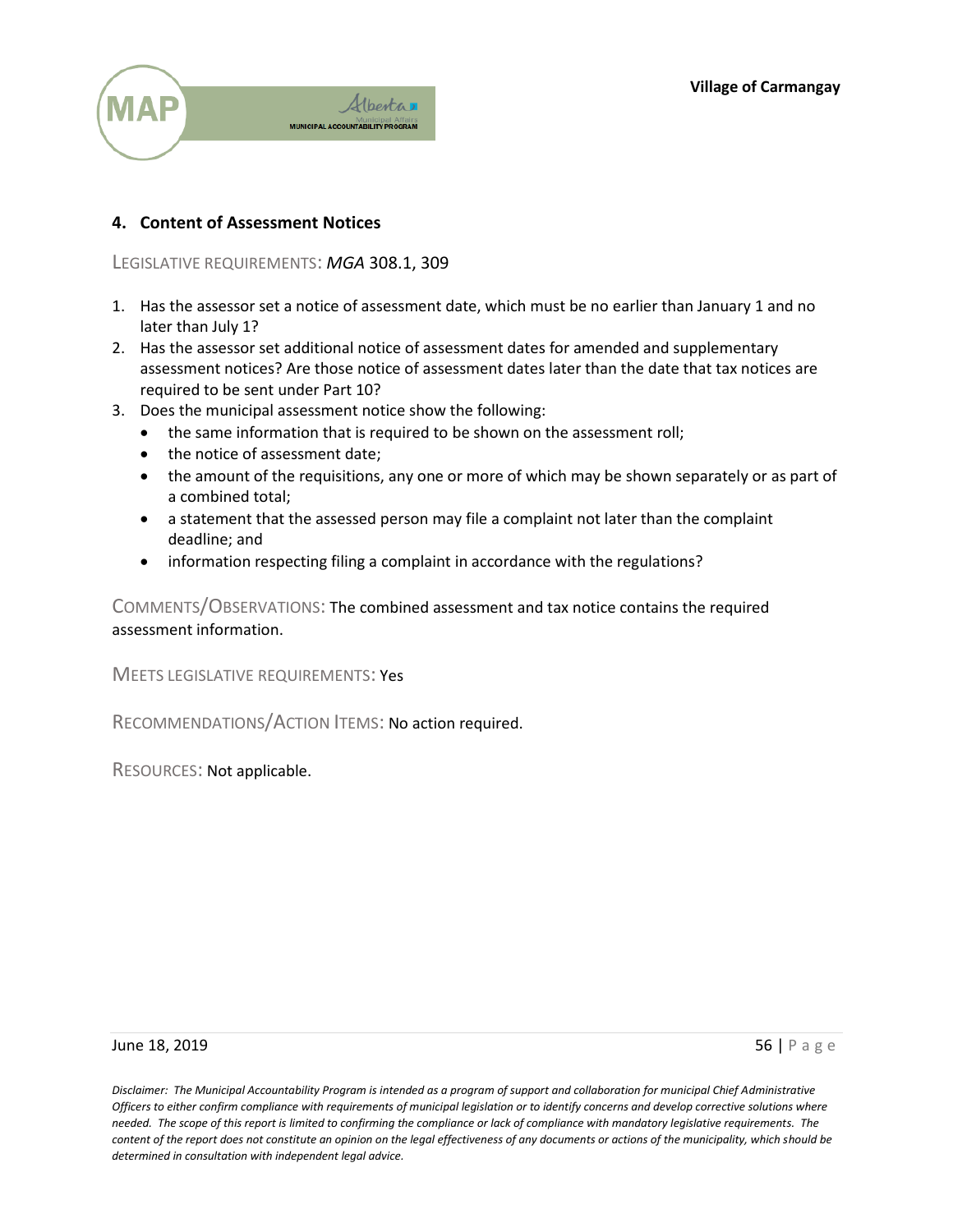## 4. Content of Assessment Notices

LEGISLATIVE REQUIREMENTS: *MGA* 308.1, 309

1. Has the assessor set a notice of assessment date, which must be no earlier than January 1 and no later than July 1?
2. Has the assessor set additional notice of assessment dates for amended and supplementary assessment notices? Are those notice of assessment dates later than the date that tax notices are required to be sent under Part 10?
3. Does the municipal assessment notice show the following:
   - the same information that is required to be shown on the assessment roll;
   - the notice of assessment date;
   - the amount of the requisitions, any one or more of which may be shown separately or as part of a combined total;
   - a statement that the assessed person may file a complaint not later than the complaint deadline; and
   - information respecting filing a complaint in accordance with the regulations?

COMMENTS/OBSERVATIONS: The combined assessment and tax notice contains the required assessment information.

MEETS LEGISLATIVE REQUIREMENTS: Yes

RECOMMENDATIONS/ACTION ITEMS: No action required.

RESOURCES: Not applicable.

*Disclaimer: The Municipal Accountability Program is intended as a program of support and collaboration for municipal Chief Administrative Officers to either confirm compliance with requirements of municipal legislation or to identify concerns and develop corrective solutions where needed. The scope of this report is limited to confirming the compliance or lack of compliance with mandatory legislative requirements. The content of the report does not constitute an opinion on the legal effectiveness of any documents or actions of the municipality, which should be determined in consultation with independent legal advice.*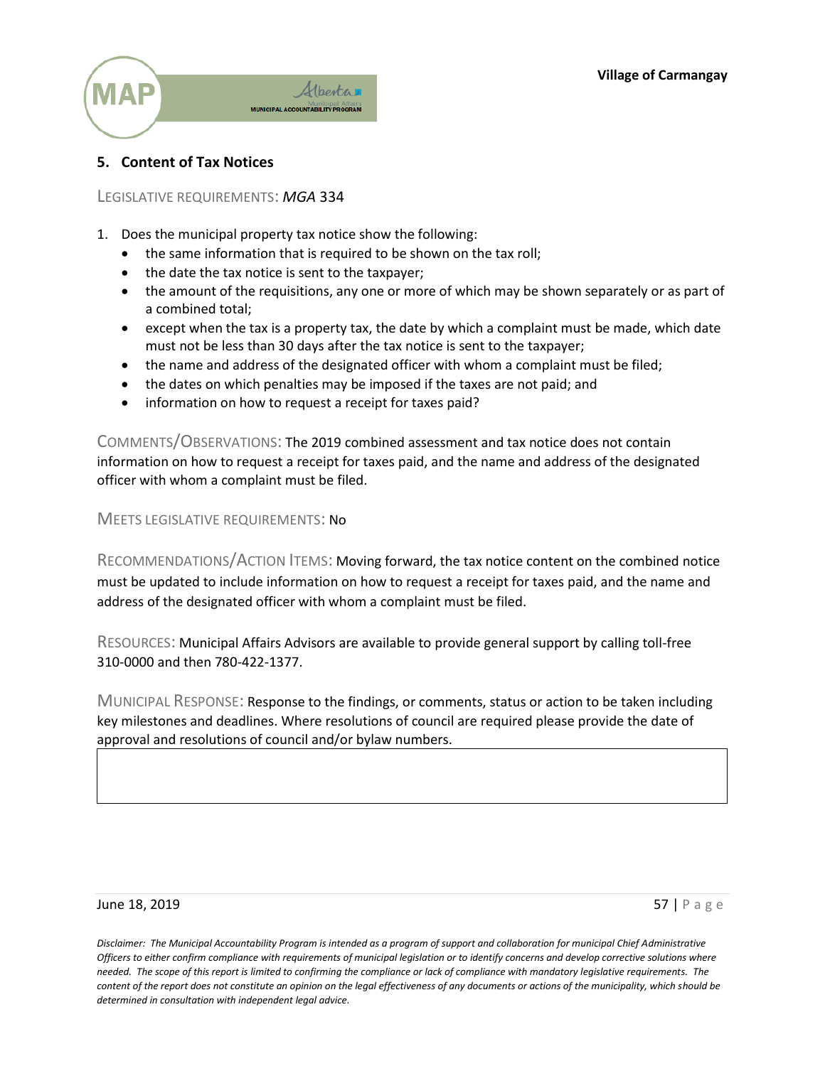## 5. Content of Tax Notices

LEGISLATIVE REQUIREMENTS: *MGA* 334

1. Does the municipal property tax notice show the following:
   - the same information that is required to be shown on the tax roll;
   - the date the tax notice is sent to the taxpayer;
   - the amount of the requisitions, any one or more of which may be shown separately or as part of a combined total;
   - except when the tax is a property tax, the date by which a complaint must be made, which date must not be less than 30 days after the tax notice is sent to the taxpayer;
   - the name and address of the designated officer with whom a complaint must be filed;
   - the dates on which penalties may be imposed if the taxes are not paid; and
   - information on how to request a receipt for taxes paid?

COMMENTS/OBSERVATIONS: The 2019 combined assessment and tax notice does not contain information on how to request a receipt for taxes paid, and the name and address of the designated officer with whom a complaint must be filed.

MEETS LEGISLATIVE REQUIREMENTS: No

RECOMMENDATIONS/ACTION ITEMS: Moving forward, the tax notice content on the combined notice must be updated to include information on how to request a receipt for taxes paid, and the name and address of the designated officer with whom a complaint must be filed.

RESOURCES: Municipal Affairs Advisors are available to provide general support by calling toll-free 310-0000 and then 780-422-1377.

MUNICIPAL RESPONSE: Response to the findings, or comments, status or action to be taken including key milestones and deadlines. Where resolutions of council are required please provide the date of approval and resolutions of council and/or bylaw numbers.

*Disclaimer: The Municipal Accountability Program is intended as a program of support and collaboration for municipal Chief Administrative Officers to either confirm compliance with requirements of municipal legislation or to identify concerns and develop corrective solutions where needed. The scope of this report is limited to confirming the compliance or lack of compliance with mandatory legislative requirements. The content of the report does not constitute an opinion on the legal effectiveness of any documents or actions of the municipality, which should be determined in consultation with independent legal advice.*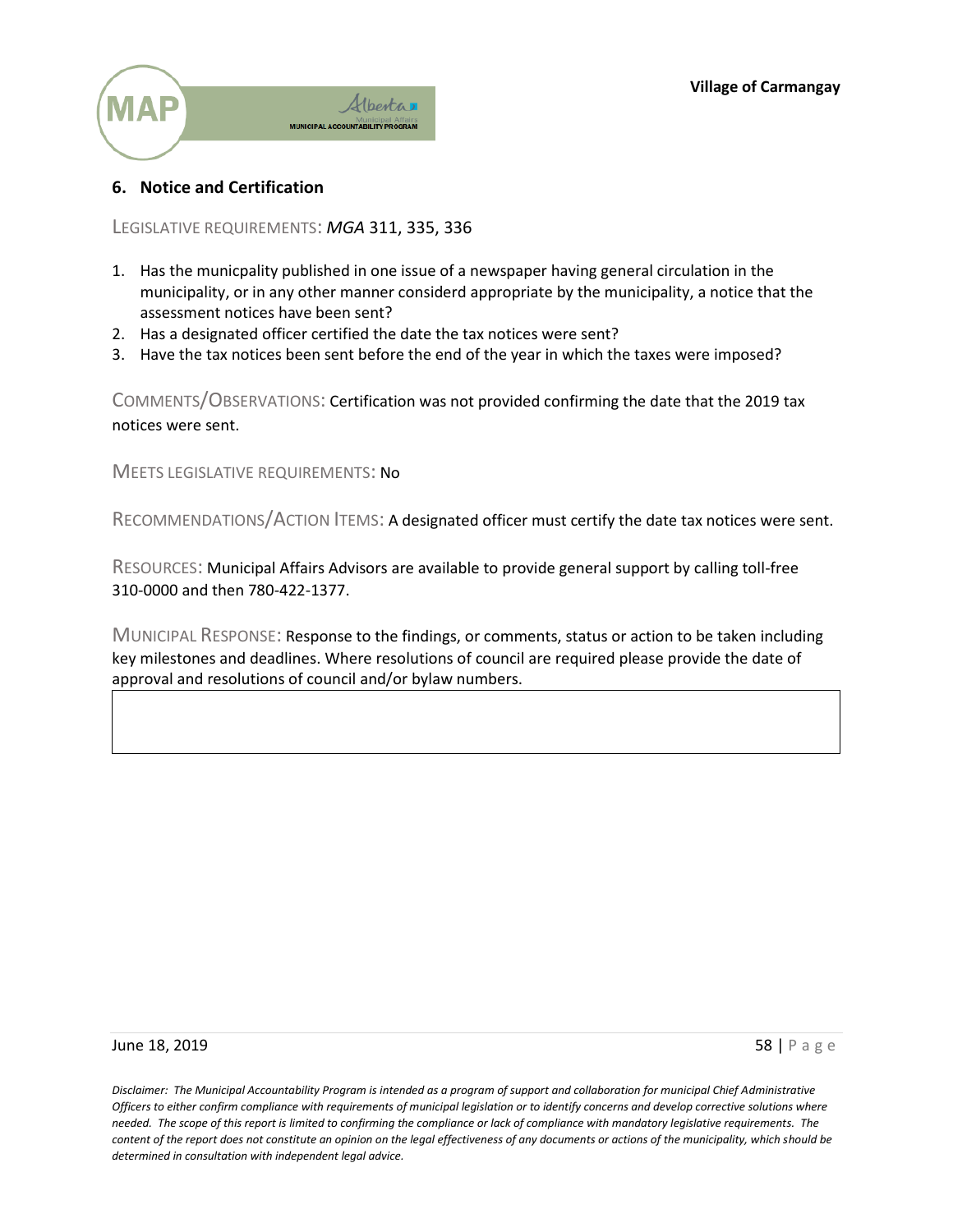## 6. Notice and Certification

LEGISLATIVE REQUIREMENTS: *MGA* 311, 335, 336

1. Has the municpality published in one issue of a newspaper having general circulation in the municipality, or in any other manner considerd appropriate by the municipality, a notice that the assessment notices have been sent?
2. Has a designated officer certified the date the tax notices were sent?
3. Have the tax notices been sent before the end of the year in which the taxes were imposed?

COMMENTS/OBSERVATIONS: Certification was not provided confirming the date that the 2019 tax notices were sent.

MEETS LEGISLATIVE REQUIREMENTS: No

RECOMMENDATIONS/ACTION ITEMS: A designated officer must certify the date tax notices were sent.

RESOURCES: Municipal Affairs Advisors are available to provide general support by calling toll-free 310-0000 and then 780-422-1377.

MUNICIPAL RESPONSE: Response to the findings, or comments, status or action to be taken including key milestones and deadlines. Where resolutions of council are required please provide the date of approval and resolutions of council and/or bylaw numbers.

*Disclaimer: The Municipal Accountability Program is intended as a program of support and collaboration for municipal Chief Administrative Officers to either confirm compliance with requirements of municipal legislation or to identify concerns and develop corrective solutions where needed. The scope of this report is limited to confirming the compliance or lack of compliance with mandatory legislative requirements. The content of the report does not constitute an opinion on the legal effectiveness of any documents or actions of the municipality, which should be determined in consultation with independent legal advice.*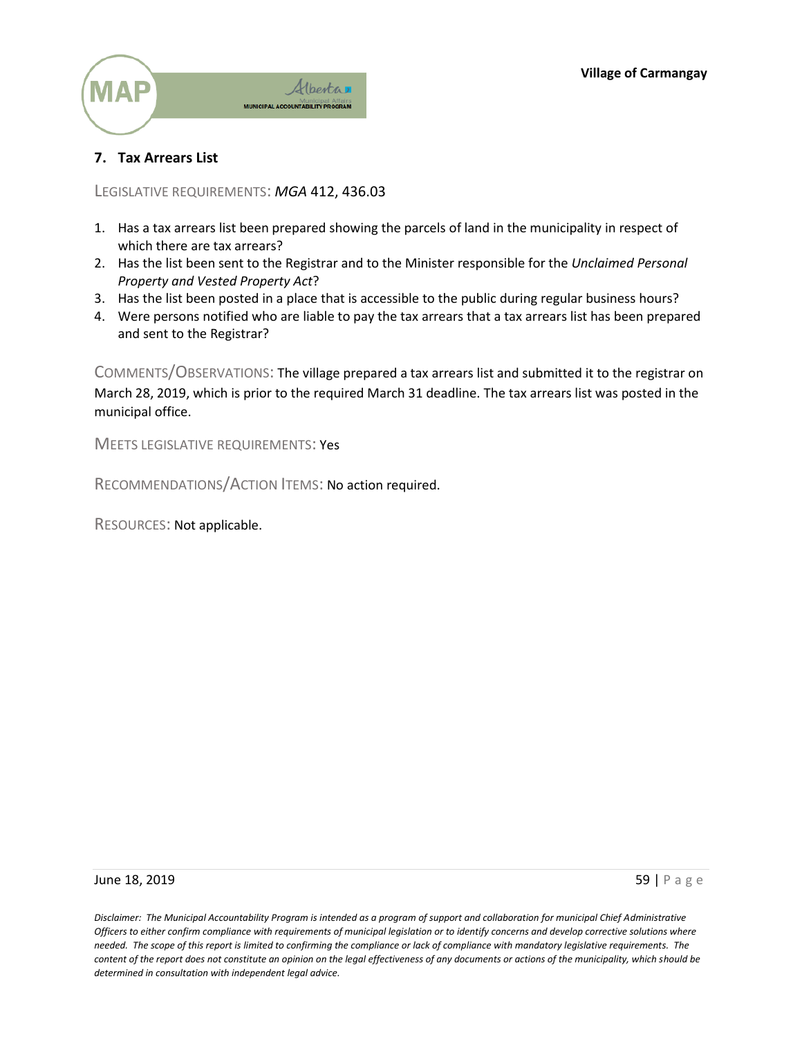## 7. Tax Arrears List

LEGISLATIVE REQUIREMENTS: *MGA* 412, 436.03

1. Has a tax arrears list been prepared showing the parcels of land in the municipality in respect of which there are tax arrears?
2. Has the list been sent to the Registrar and to the Minister responsible for the *Unclaimed Personal Property and Vested Property Act*?
3. Has the list been posted in a place that is accessible to the public during regular business hours?
4. Were persons notified who are liable to pay the tax arrears that a tax arrears list has been prepared and sent to the Registrar?

COMMENTS/OBSERVATIONS: The village prepared a tax arrears list and submitted it to the registrar on March 28, 2019, which is prior to the required March 31 deadline. The tax arrears list was posted in the municipal office.

MEETS LEGISLATIVE REQUIREMENTS: Yes

RECOMMENDATIONS/ACTION ITEMS: No action required.

RESOURCES: Not applicable.

*Disclaimer: The Municipal Accountability Program is intended as a program of support and collaboration for municipal Chief Administrative Officers to either confirm compliance with requirements of municipal legislation or to identify concerns and develop corrective solutions where needed. The scope of this report is limited to confirming the compliance or lack of compliance with mandatory legislative requirements. The content of the report does not constitute an opinion on the legal effectiveness of any documents or actions of the municipality, which should be determined in consultation with independent legal advice.*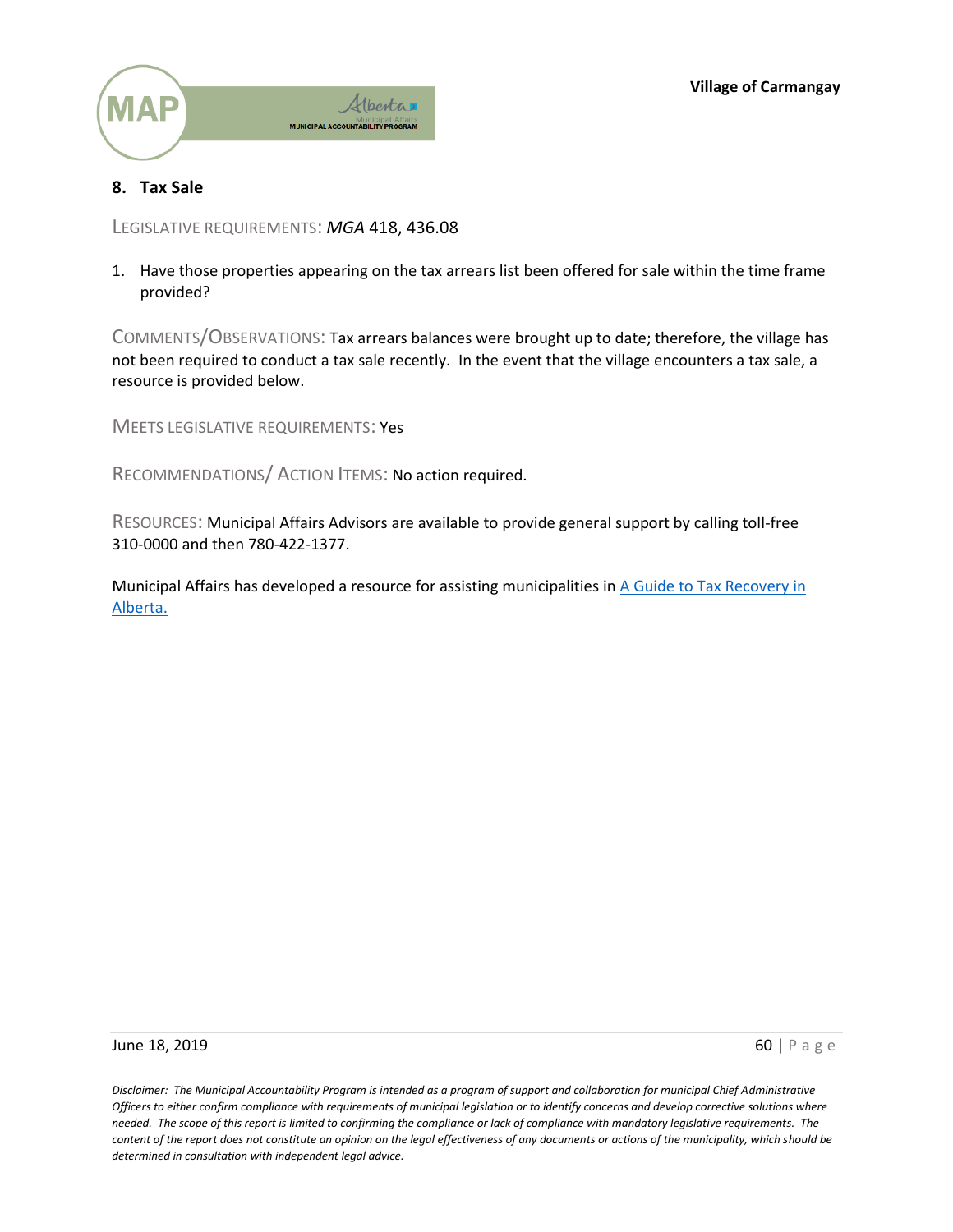## 8. Tax Sale

LEGISLATIVE REQUIREMENTS: *MGA* 418, 436.08

1. Have those properties appearing on the tax arrears list been offered for sale within the time frame provided?

COMMENTS/OBSERVATIONS: Tax arrears balances were brought up to date; therefore, the village has not been required to conduct a tax sale recently. In the event that the village encounters a tax sale, a resource is provided below.

MEETS LEGISLATIVE REQUIREMENTS: Yes

RECOMMENDATIONS/ ACTION ITEMS: No action required.

RESOURCES: Municipal Affairs Advisors are available to provide general support by calling toll-free 310-0000 and then 780-422-1377.

Municipal Affairs has developed a resource for assisting municipalities in A Guide to Tax Recovery in Alberta.

*Disclaimer: The Municipal Accountability Program is intended as a program of support and collaboration for municipal Chief Administrative Officers to either confirm compliance with requirements of municipal legislation or to identify concerns and develop corrective solutions where needed. The scope of this report is limited to confirming the compliance or lack of compliance with mandatory legislative requirements. The content of the report does not constitute an opinion on the legal effectiveness of any documents or actions of the municipality, which should be determined in consultation with independent legal advice.*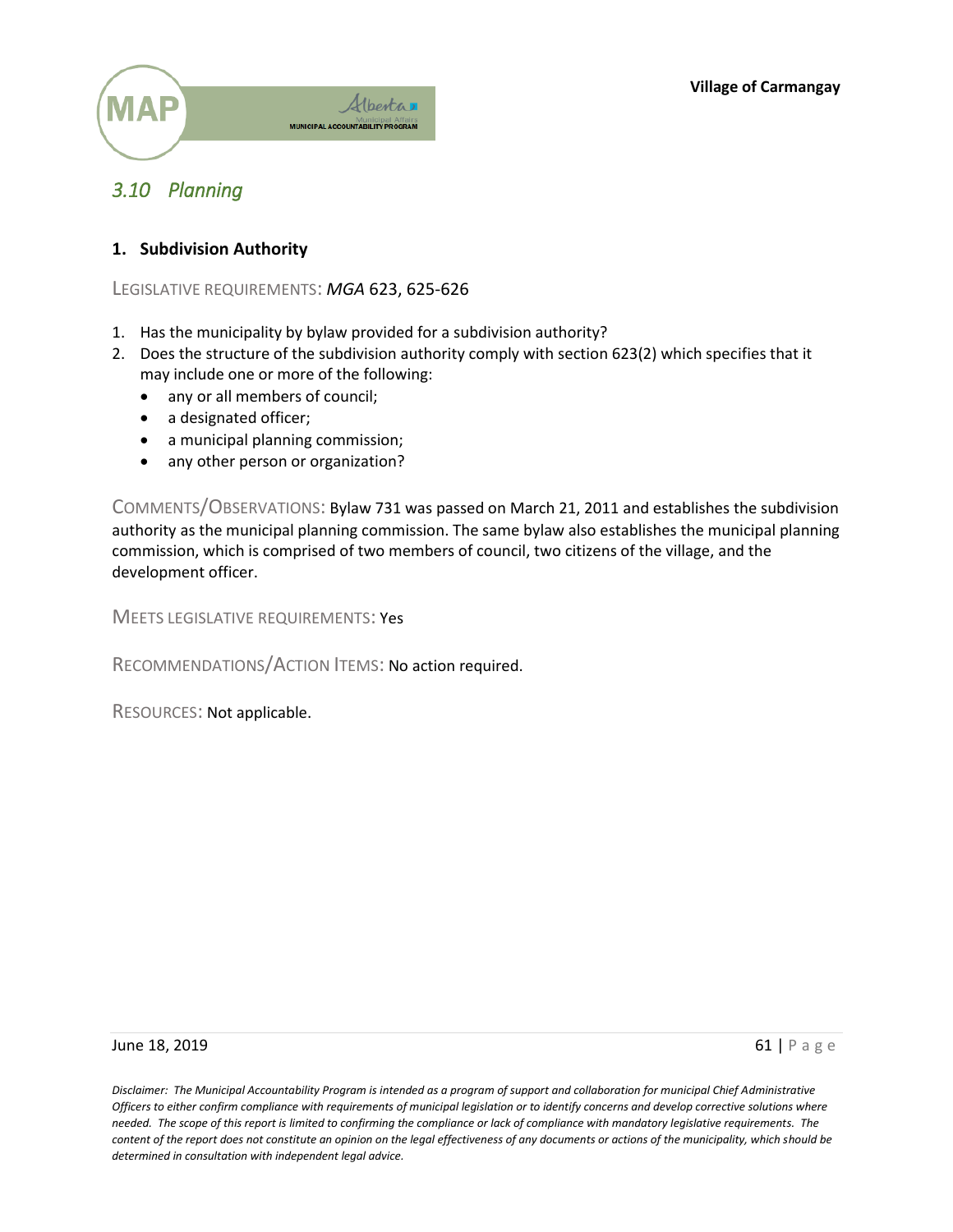## *3.10 Planning*

### 1. Subdivision Authority

LEGISLATIVE REQUIREMENTS: *MGA* 623, 625-626

1. Has the municipality by bylaw provided for a subdivision authority?
2. Does the structure of the subdivision authority comply with section 623(2) which specifies that it may include one or more of the following:
   - any or all members of council;
   - a designated officer;
   - a municipal planning commission;
   - any other person or organization?

COMMENTS/OBSERVATIONS: Bylaw 731 was passed on March 21, 2011 and establishes the subdivision authority as the municipal planning commission. The same bylaw also establishes the municipal planning commission, which is comprised of two members of council, two citizens of the village, and the development officer.

MEETS LEGISLATIVE REQUIREMENTS: Yes

RECOMMENDATIONS/ACTION ITEMS: No action required.

RESOURCES: Not applicable.

*Disclaimer: The Municipal Accountability Program is intended as a program of support and collaboration for municipal Chief Administrative Officers to either confirm compliance with requirements of municipal legislation or to identify concerns and develop corrective solutions where needed. The scope of this report is limited to confirming the compliance or lack of compliance with mandatory legislative requirements. The content of the report does not constitute an opinion on the legal effectiveness of any documents or actions of the municipality, which should be determined in consultation with independent legal advice.*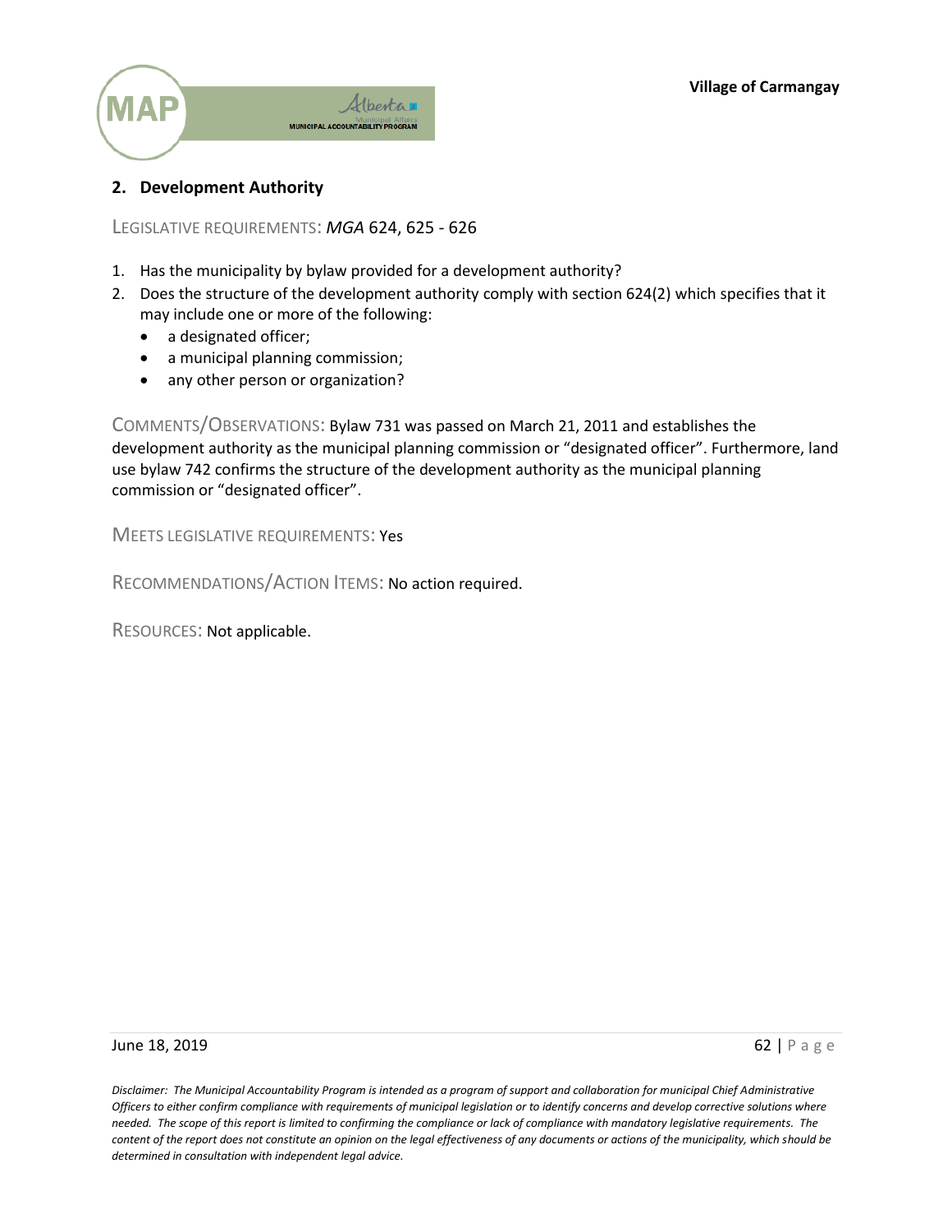## 2. Development Authority

LEGISLATIVE REQUIREMENTS: *MGA* 624, 625 - 626

1. Has the municipality by bylaw provided for a development authority?
2. Does the structure of the development authority comply with section 624(2) which specifies that it may include one or more of the following:
   - a designated officer;
   - a municipal planning commission;
   - any other person or organization?

COMMENTS/OBSERVATIONS: Bylaw 731 was passed on March 21, 2011 and establishes the development authority as the municipal planning commission or "designated officer". Furthermore, land use bylaw 742 confirms the structure of the development authority as the municipal planning commission or "designated officer".

MEETS LEGISLATIVE REQUIREMENTS: Yes

RECOMMENDATIONS/ACTION ITEMS: No action required.

RESOURCES: Not applicable.

*Disclaimer: The Municipal Accountability Program is intended as a program of support and collaboration for municipal Chief Administrative Officers to either confirm compliance with requirements of municipal legislation or to identify concerns and develop corrective solutions where needed. The scope of this report is limited to confirming the compliance or lack of compliance with mandatory legislative requirements. The content of the report does not constitute an opinion on the legal effectiveness of any documents or actions of the municipality, which should be determined in consultation with independent legal advice.*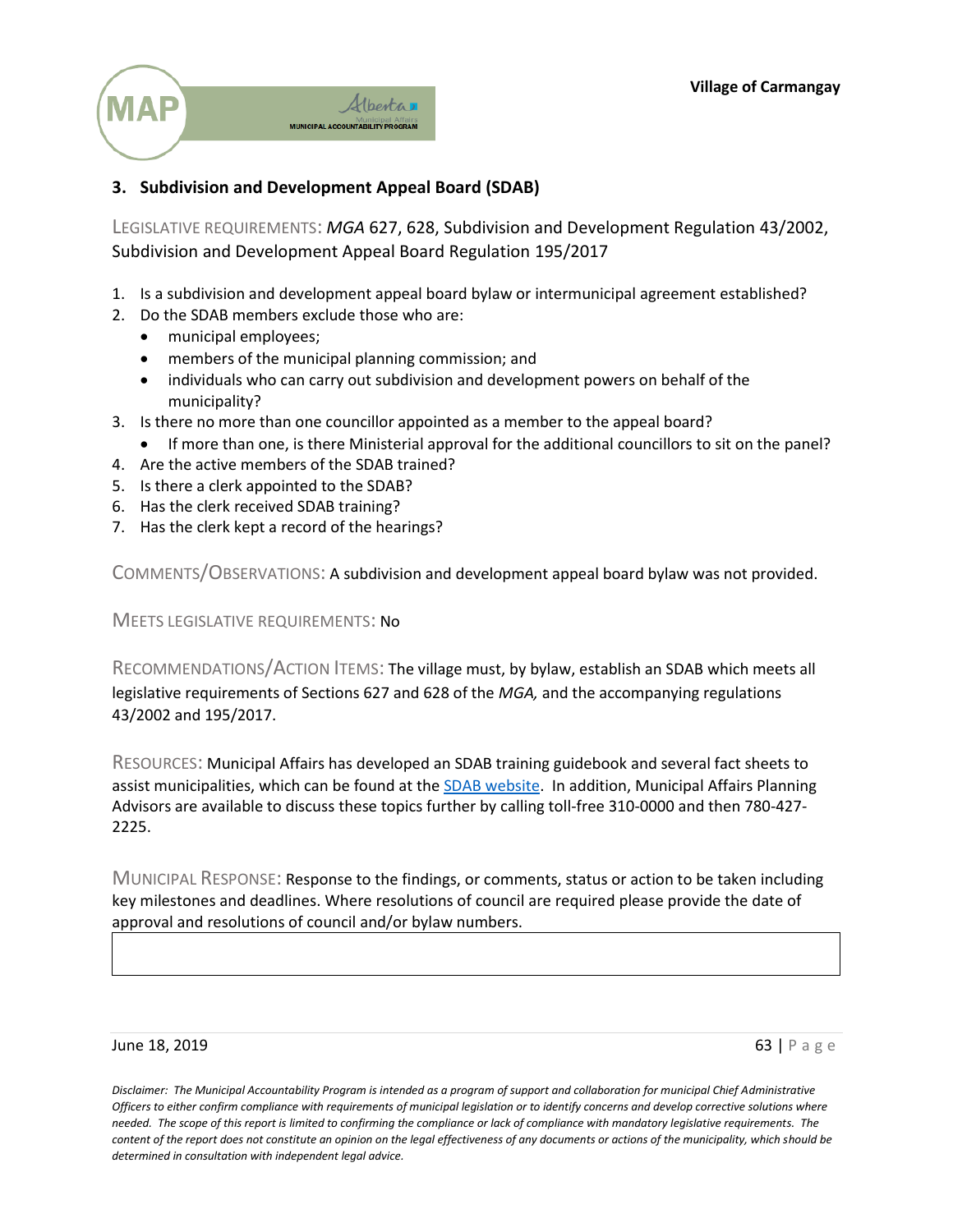## 3. Subdivision and Development Appeal Board (SDAB)

LEGISLATIVE REQUIREMENTS: *MGA* 627, 628, Subdivision and Development Regulation 43/2002, Subdivision and Development Appeal Board Regulation 195/2017

1. Is a subdivision and development appeal board bylaw or intermunicipal agreement established?
2. Do the SDAB members exclude those who are:
   - municipal employees;
   - members of the municipal planning commission; and
   - individuals who can carry out subdivision and development powers on behalf of the municipality?
3. Is there no more than one councillor appointed as a member to the appeal board?
   - If more than one, is there Ministerial approval for the additional councillors to sit on the panel?
4. Are the active members of the SDAB trained?
5. Is there a clerk appointed to the SDAB?
6. Has the clerk received SDAB training?
7. Has the clerk kept a record of the hearings?

COMMENTS/OBSERVATIONS: A subdivision and development appeal board bylaw was not provided.

MEETS LEGISLATIVE REQUIREMENTS: No

RECOMMENDATIONS/ACTION ITEMS: The village must, by bylaw, establish an SDAB which meets all legislative requirements of Sections 627 and 628 of the *MGA,* and the accompanying regulations 43/2002 and 195/2017.

RESOURCES: Municipal Affairs has developed an SDAB training guidebook and several fact sheets to assist municipalities, which can be found at the SDAB website. In addition, Municipal Affairs Planning Advisors are available to discuss these topics further by calling toll-free 310-0000 and then 780-427-2225.

MUNICIPAL RESPONSE: Response to the findings, or comments, status or action to be taken including key milestones and deadlines. Where resolutions of council are required please provide the date of approval and resolutions of council and/or bylaw numbers.

*Disclaimer: The Municipal Accountability Program is intended as a program of support and collaboration for municipal Chief Administrative Officers to either confirm compliance with requirements of municipal legislation or to identify concerns and develop corrective solutions where needed. The scope of this report is limited to confirming the compliance or lack of compliance with mandatory legislative requirements. The content of the report does not constitute an opinion on the legal effectiveness of any documents or actions of the municipality, which should be determined in consultation with independent legal advice.*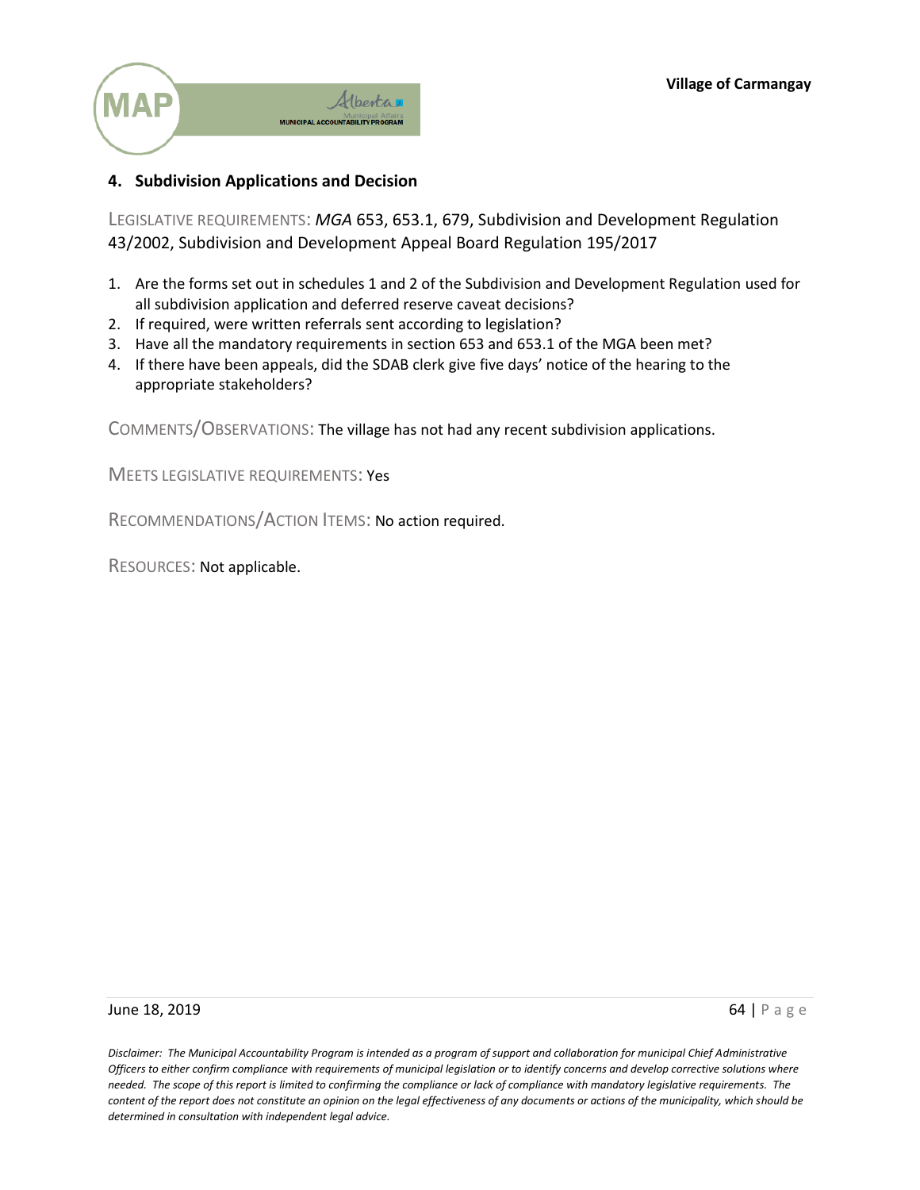## 4. Subdivision Applications and Decision

LEGISLATIVE REQUIREMENTS: *MGA* 653, 653.1, 679, Subdivision and Development Regulation 43/2002, Subdivision and Development Appeal Board Regulation 195/2017

1. Are the forms set out in schedules 1 and 2 of the Subdivision and Development Regulation used for all subdivision application and deferred reserve caveat decisions?
2. If required, were written referrals sent according to legislation?
3. Have all the mandatory requirements in section 653 and 653.1 of the MGA been met?
4. If there have been appeals, did the SDAB clerk give five days' notice of the hearing to the appropriate stakeholders?

COMMENTS/OBSERVATIONS: The village has not had any recent subdivision applications.

MEETS LEGISLATIVE REQUIREMENTS: Yes

RECOMMENDATIONS/ACTION ITEMS: No action required.

RESOURCES: Not applicable.

*Disclaimer: The Municipal Accountability Program is intended as a program of support and collaboration for municipal Chief Administrative Officers to either confirm compliance with requirements of municipal legislation or to identify concerns and develop corrective solutions where needed. The scope of this report is limited to confirming the compliance or lack of compliance with mandatory legislative requirements. The content of the report does not constitute an opinion on the legal effectiveness of any documents or actions of the municipality, which should be determined in consultation with independent legal advice.*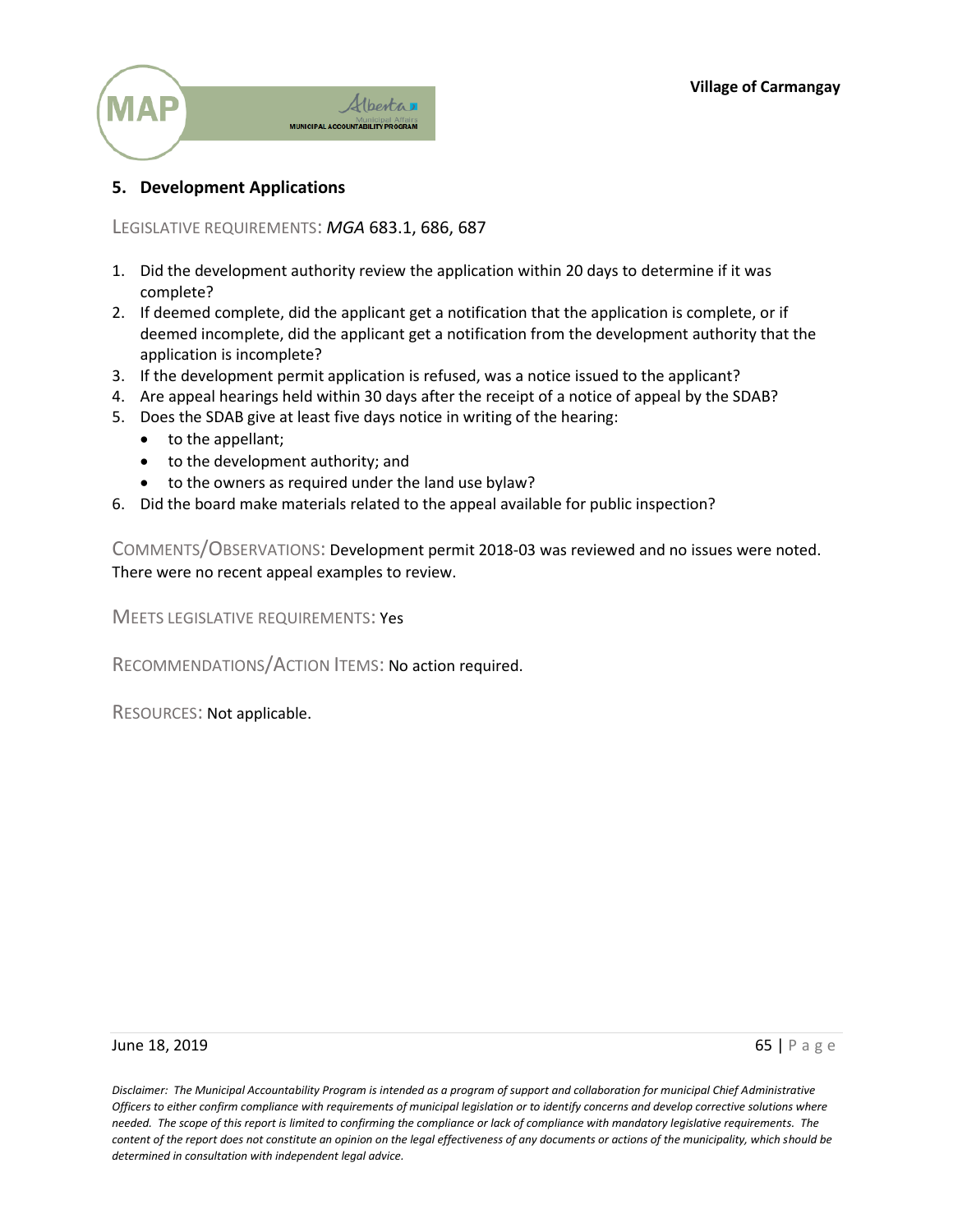## 5. Development Applications

LEGISLATIVE REQUIREMENTS: *MGA* 683.1, 686, 687

1. Did the development authority review the application within 20 days to determine if it was complete?
2. If deemed complete, did the applicant get a notification that the application is complete, or if deemed incomplete, did the applicant get a notification from the development authority that the application is incomplete?
3. If the development permit application is refused, was a notice issued to the applicant?
4. Are appeal hearings held within 30 days after the receipt of a notice of appeal by the SDAB?
5. Does the SDAB give at least five days notice in writing of the hearing:
   - to the appellant;
   - to the development authority; and
   - to the owners as required under the land use bylaw?
6. Did the board make materials related to the appeal available for public inspection?

COMMENTS/OBSERVATIONS: Development permit 2018-03 was reviewed and no issues were noted. There were no recent appeal examples to review.

MEETS LEGISLATIVE REQUIREMENTS: Yes

RECOMMENDATIONS/ACTION ITEMS: No action required.

RESOURCES: Not applicable.

*Disclaimer: The Municipal Accountability Program is intended as a program of support and collaboration for municipal Chief Administrative Officers to either confirm compliance with requirements of municipal legislation or to identify concerns and develop corrective solutions where needed. The scope of this report is limited to confirming the compliance or lack of compliance with mandatory legislative requirements. The content of the report does not constitute an opinion on the legal effectiveness of any documents or actions of the municipality, which should be determined in consultation with independent legal advice.*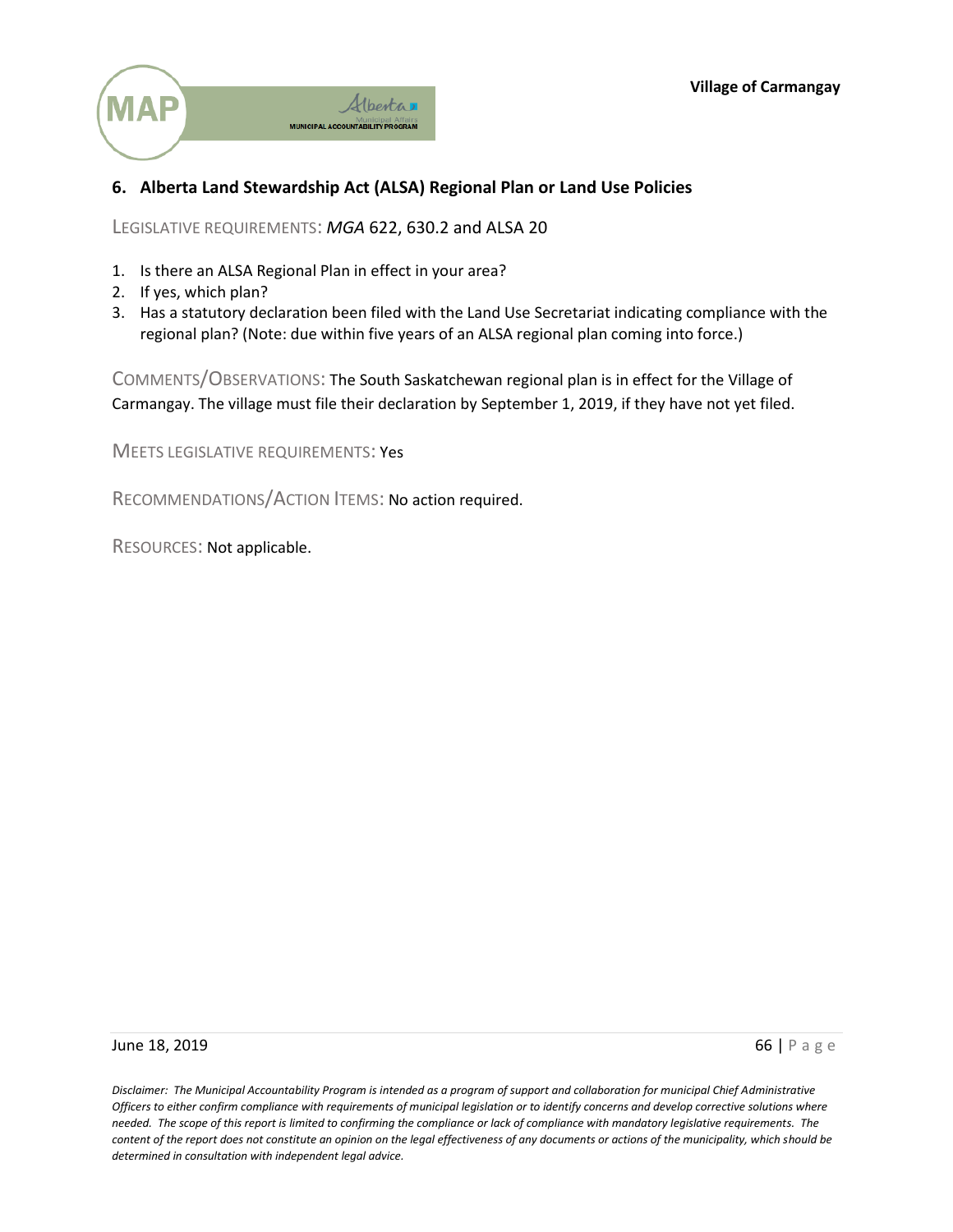## 6. Alberta Land Stewardship Act (ALSA) Regional Plan or Land Use Policies

LEGISLATIVE REQUIREMENTS: *MGA* 622, 630.2 and ALSA 20

1. Is there an ALSA Regional Plan in effect in your area?
2. If yes, which plan?
3. Has a statutory declaration been filed with the Land Use Secretariat indicating compliance with the regional plan? (Note: due within five years of an ALSA regional plan coming into force.)

COMMENTS/OBSERVATIONS: The South Saskatchewan regional plan is in effect for the Village of Carmangay. The village must file their declaration by September 1, 2019, if they have not yet filed.

MEETS LEGISLATIVE REQUIREMENTS: Yes

RECOMMENDATIONS/ACTION ITEMS: No action required.

RESOURCES: Not applicable.

*Disclaimer: The Municipal Accountability Program is intended as a program of support and collaboration for municipal Chief Administrative Officers to either confirm compliance with requirements of municipal legislation or to identify concerns and develop corrective solutions where needed. The scope of this report is limited to confirming the compliance or lack of compliance with mandatory legislative requirements. The content of the report does not constitute an opinion on the legal effectiveness of any documents or actions of the municipality, which should be determined in consultation with independent legal advice.*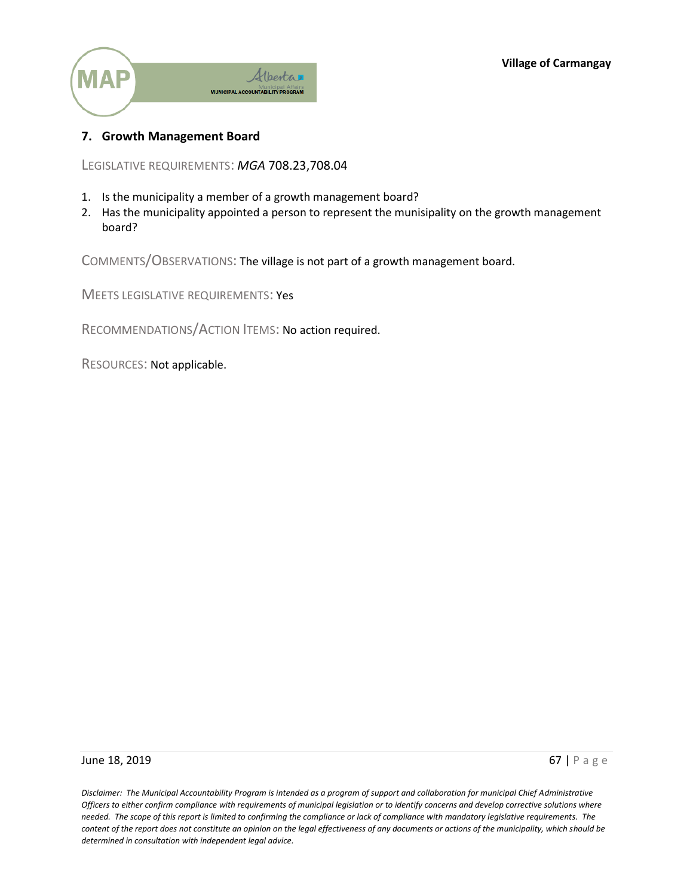## 7. Growth Management Board

LEGISLATIVE REQUIREMENTS: *MGA* 708.23,708.04

1. Is the municipality a member of a growth management board?
2. Has the municipality appointed a person to represent the munisipality on the growth management board?

COMMENTS/OBSERVATIONS: The village is not part of a growth management board.

MEETS LEGISLATIVE REQUIREMENTS: Yes

RECOMMENDATIONS/ACTION ITEMS: No action required.

RESOURCES: Not applicable.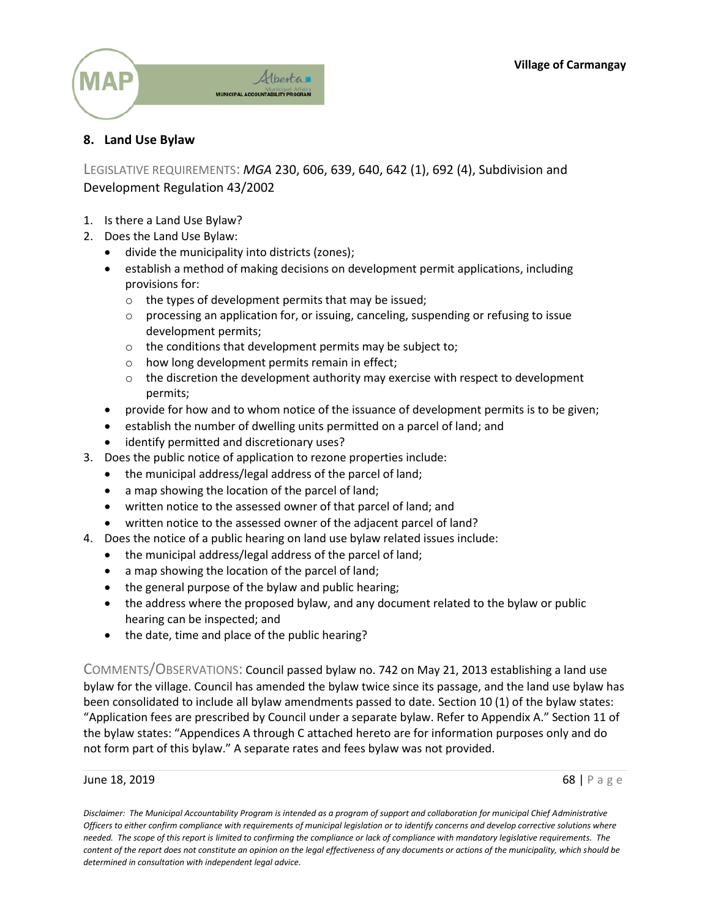## 8. Land Use Bylaw

LEGISLATIVE REQUIREMENTS: *MGA* 230, 606, 639, 640, 642 (1), 692 (4), Subdivision and Development Regulation 43/2002

1. Is there a Land Use Bylaw?
2. Does the Land Use Bylaw:
   - divide the municipality into districts (zones);
   - establish a method of making decisions on development permit applications, including provisions for:
     - the types of development permits that may be issued;
     - processing an application for, or issuing, canceling, suspending or refusing to issue development permits;
     - the conditions that development permits may be subject to;
     - how long development permits remain in effect;
     - the discretion the development authority may exercise with respect to development permits;
   - provide for how and to whom notice of the issuance of development permits is to be given;
   - establish the number of dwelling units permitted on a parcel of land; and
   - identify permitted and discretionary uses?
3. Does the public notice of application to rezone properties include:
   - the municipal address/legal address of the parcel of land;
   - a map showing the location of the parcel of land;
   - written notice to the assessed owner of that parcel of land; and
   - written notice to the assessed owner of the adjacent parcel of land?
4. Does the notice of a public hearing on land use bylaw related issues include:
   - the municipal address/legal address of the parcel of land;
   - a map showing the location of the parcel of land;
   - the general purpose of the bylaw and public hearing;
   - the address where the proposed bylaw, and any document related to the bylaw or public hearing can be inspected; and
   - the date, time and place of the public hearing?

COMMENTS/OBSERVATIONS: Council passed bylaw no. 742 on May 21, 2013 establishing a land use bylaw for the village. Council has amended the bylaw twice since its passage, and the land use bylaw has been consolidated to include all bylaw amendments passed to date. Section 10 (1) of the bylaw states: "Application fees are prescribed by Council under a separate bylaw. Refer to Appendix A." Section 11 of the bylaw states: "Appendices A through C attached hereto are for information purposes only and do not form part of this bylaw." A separate rates and fees bylaw was not provided.

*Disclaimer: The Municipal Accountability Program is intended as a program of support and collaboration for municipal Chief Administrative Officers to either confirm compliance with requirements of municipal legislation or to identify concerns and develop corrective solutions where needed. The scope of this report is limited to confirming the compliance or lack of compliance with mandatory legislative requirements. The content of the report does not constitute an opinion on the legal effectiveness of any documents or actions of the municipality, which should be determined in consultation with independent legal advice.*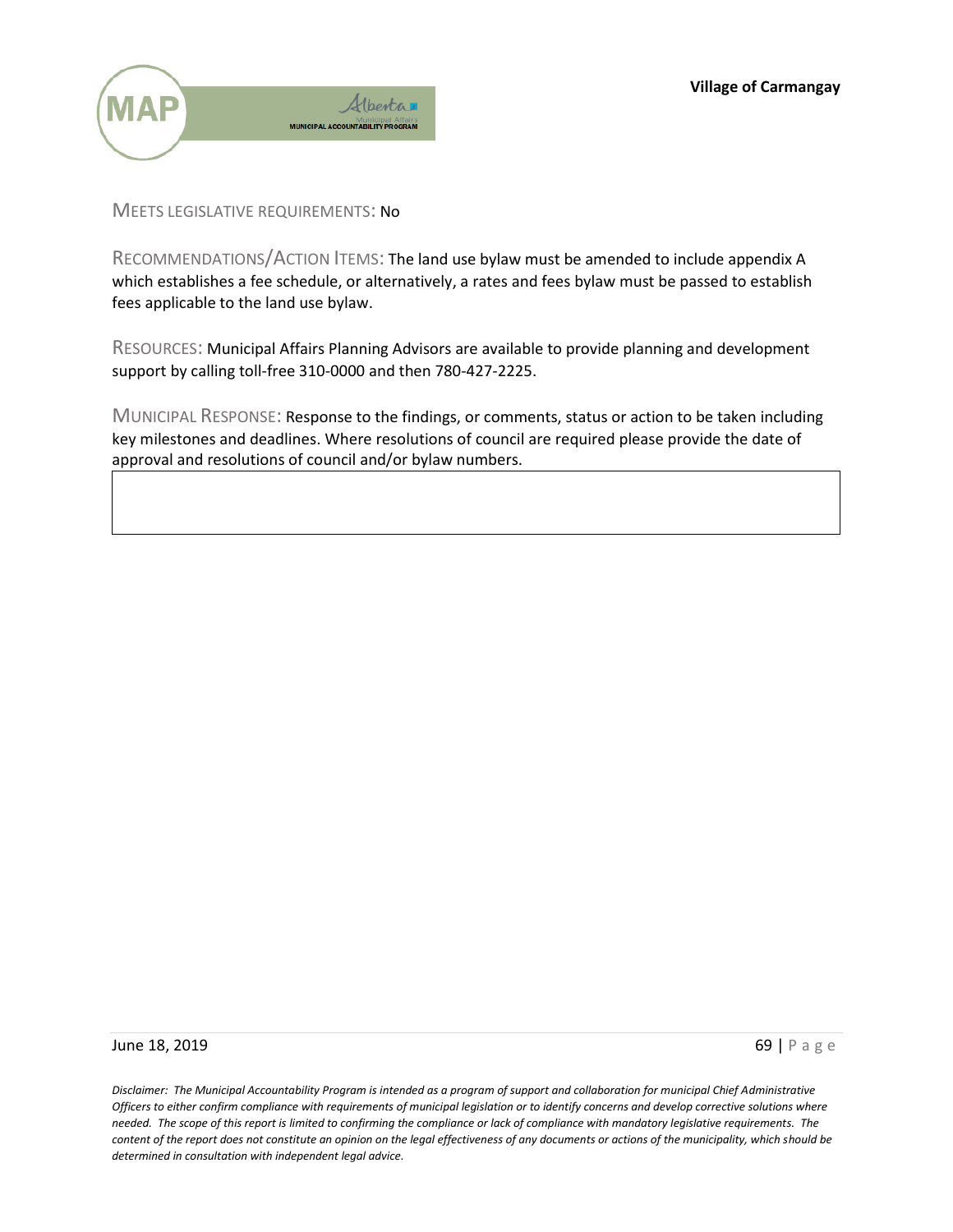MEETS LEGISLATIVE REQUIREMENTS: No

RECOMMENDATIONS/ACTION ITEMS: The land use bylaw must be amended to include appendix A which establishes a fee schedule, or alternatively, a rates and fees bylaw must be passed to establish fees applicable to the land use bylaw.

RESOURCES: Municipal Affairs Planning Advisors are available to provide planning and development support by calling toll-free 310-0000 and then 780-427-2225.

MUNICIPAL RESPONSE: Response to the findings, or comments, status or action to be taken including key milestones and deadlines. Where resolutions of council are required please provide the date of approval and resolutions of council and/or bylaw numbers.

| |
|---|
| |

*Disclaimer: The Municipal Accountability Program is intended as a program of support and collaboration for municipal Chief Administrative Officers to either confirm compliance with requirements of municipal legislation or to identify concerns and develop corrective solutions where needed. The scope of this report is limited to confirming the compliance or lack of compliance with mandatory legislative requirements. The content of the report does not constitute an opinion on the legal effectiveness of any documents or actions of the municipality, which should be determined in consultation with independent legal advice.*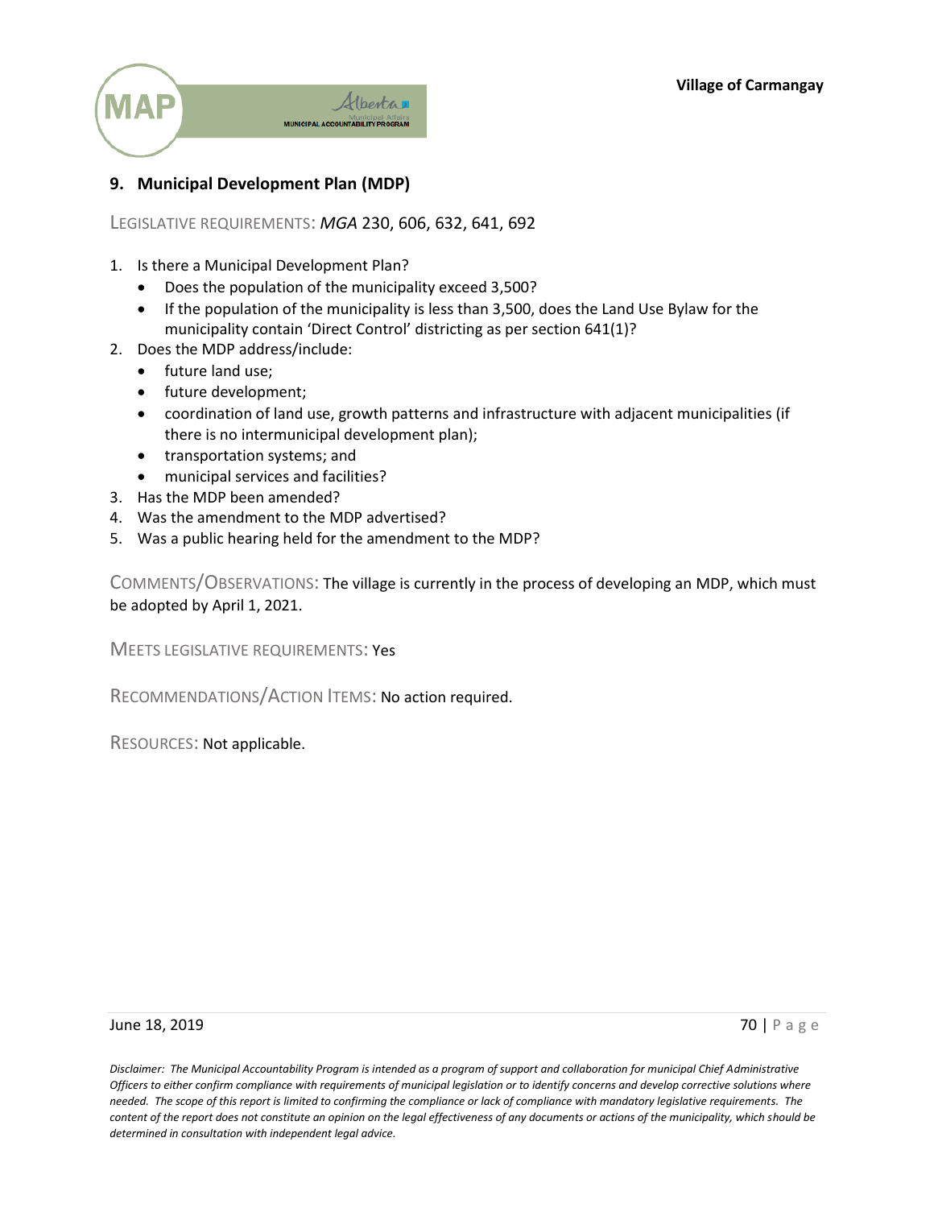## 9. Municipal Development Plan (MDP)

LEGISLATIVE REQUIREMENTS: *MGA* 230, 606, 632, 641, 692

1. Is there a Municipal Development Plan?
   - Does the population of the municipality exceed 3,500?
   - If the population of the municipality is less than 3,500, does the Land Use Bylaw for the municipality contain 'Direct Control' districting as per section 641(1)?
2. Does the MDP address/include:
   - future land use;
   - future development;
   - coordination of land use, growth patterns and infrastructure with adjacent municipalities (if there is no intermunicipal development plan);
   - transportation systems; and
   - municipal services and facilities?
3. Has the MDP been amended?
4. Was the amendment to the MDP advertised?
5. Was a public hearing held for the amendment to the MDP?

COMMENTS/OBSERVATIONS: The village is currently in the process of developing an MDP, which must be adopted by April 1, 2021.

MEETS LEGISLATIVE REQUIREMENTS: Yes

RECOMMENDATIONS/ACTION ITEMS: No action required.

RESOURCES: Not applicable.

*Disclaimer: The Municipal Accountability Program is intended as a program of support and collaboration for municipal Chief Administrative Officers to either confirm compliance with requirements of municipal legislation or to identify concerns and develop corrective solutions where needed. The scope of this report is limited to confirming the compliance or lack of compliance with mandatory legislative requirements. The content of the report does not constitute an opinion on the legal effectiveness of any documents or actions of the municipality, which should be determined in consultation with independent legal advice.*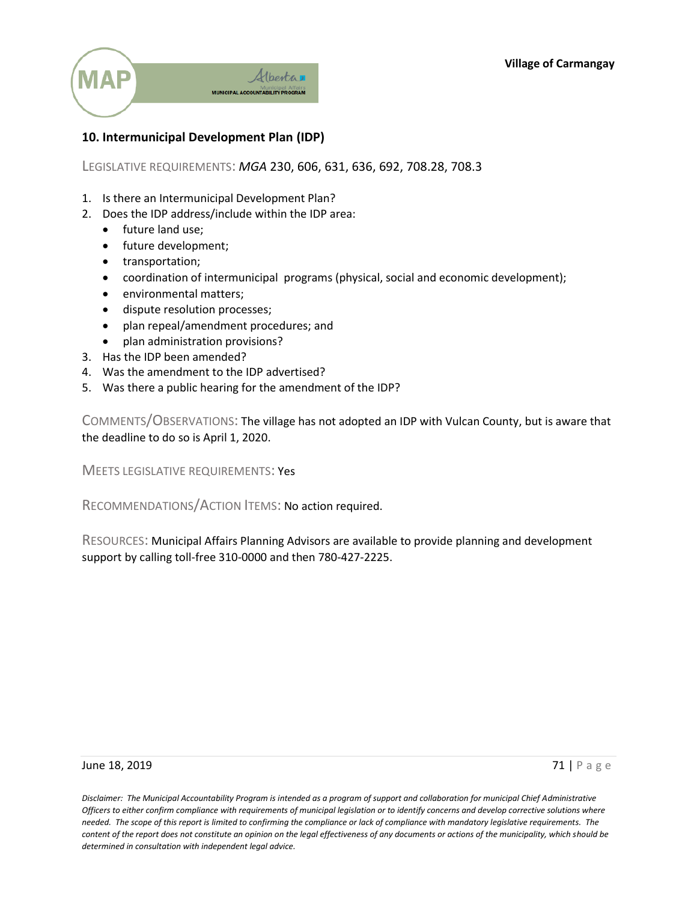## 10. Intermunicipal Development Plan (IDP)

LEGISLATIVE REQUIREMENTS: *MGA* 230, 606, 631, 636, 692, 708.28, 708.3

1. Is there an Intermunicipal Development Plan?
2. Does the IDP address/include within the IDP area:
   - future land use;
   - future development;
   - transportation;
   - coordination of intermunicipal programs (physical, social and economic development);
   - environmental matters;
   - dispute resolution processes;
   - plan repeal/amendment procedures; and
   - plan administration provisions?
3. Has the IDP been amended?
4. Was the amendment to the IDP advertised?
5. Was there a public hearing for the amendment of the IDP?

COMMENTS/OBSERVATIONS: The village has not adopted an IDP with Vulcan County, but is aware that the deadline to do so is April 1, 2020.

MEETS LEGISLATIVE REQUIREMENTS: Yes

RECOMMENDATIONS/ACTION ITEMS: No action required.

RESOURCES: Municipal Affairs Planning Advisors are available to provide planning and development support by calling toll-free 310-0000 and then 780-427-2225.

*Disclaimer: The Municipal Accountability Program is intended as a program of support and collaboration for municipal Chief Administrative Officers to either confirm compliance with requirements of municipal legislation or to identify concerns and develop corrective solutions where needed. The scope of this report is limited to confirming the compliance or lack of compliance with mandatory legislative requirements. The content of the report does not constitute an opinion on the legal effectiveness of any documents or actions of the municipality, which should be determined in consultation with independent legal advice.*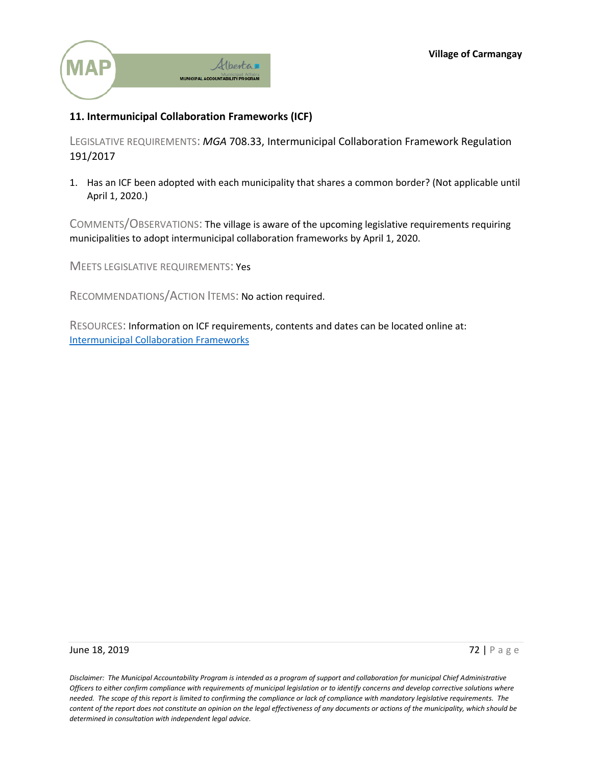## 11. Intermunicipal Collaboration Frameworks (ICF)

LEGISLATIVE REQUIREMENTS: *MGA* 708.33, Intermunicipal Collaboration Framework Regulation 191/2017

1. Has an ICF been adopted with each municipality that shares a common border? (Not applicable until April 1, 2020.)

COMMENTS/OBSERVATIONS: The village is aware of the upcoming legislative requirements requiring municipalities to adopt intermunicipal collaboration frameworks by April 1, 2020.

MEETS LEGISLATIVE REQUIREMENTS: Yes

RECOMMENDATIONS/ACTION ITEMS: No action required.

RESOURCES: Information on ICF requirements, contents and dates can be located online at: Intermunicipal Collaboration Frameworks

*Disclaimer: The Municipal Accountability Program is intended as a program of support and collaboration for municipal Chief Administrative Officers to either confirm compliance with requirements of municipal legislation or to identify concerns and develop corrective solutions where needed. The scope of this report is limited to confirming the compliance or lack of compliance with mandatory legislative requirements. The content of the report does not constitute an opinion on the legal effectiveness of any documents or actions of the municipality, which should be determined in consultation with independent legal advice.*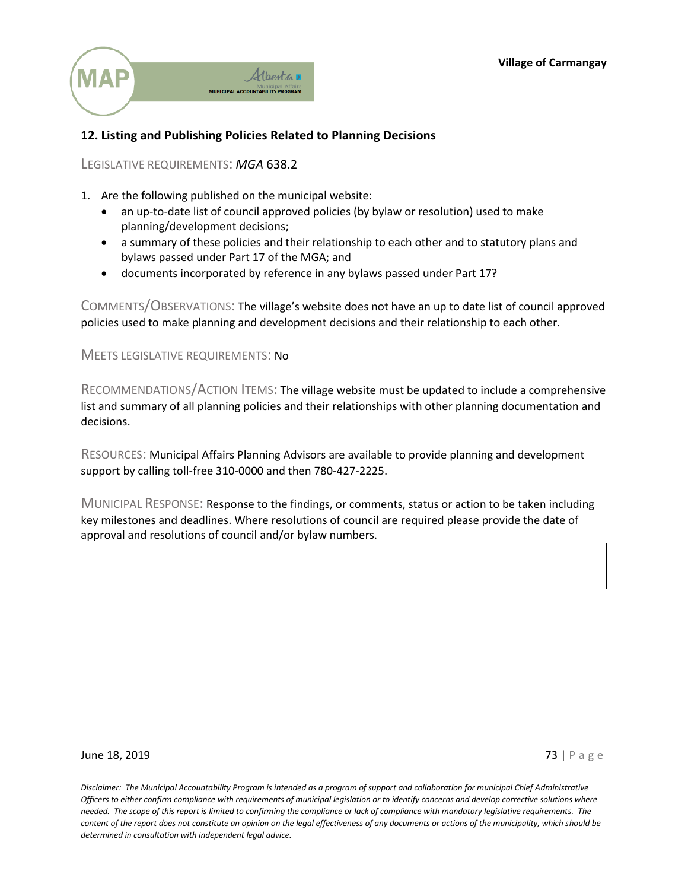## 12. Listing and Publishing Policies Related to Planning Decisions

LEGISLATIVE REQUIREMENTS: *MGA* 638.2

1. Are the following published on the municipal website:
   - an up-to-date list of council approved policies (by bylaw or resolution) used to make planning/development decisions;
   - a summary of these policies and their relationship to each other and to statutory plans and bylaws passed under Part 17 of the MGA; and
   - documents incorporated by reference in any bylaws passed under Part 17?

COMMENTS/OBSERVATIONS: The village's website does not have an up to date list of council approved policies used to make planning and development decisions and their relationship to each other.

MEETS LEGISLATIVE REQUIREMENTS: No

RECOMMENDATIONS/ACTION ITEMS: The village website must be updated to include a comprehensive list and summary of all planning policies and their relationships with other planning documentation and decisions.

RESOURCES: Municipal Affairs Planning Advisors are available to provide planning and development support by calling toll-free 310-0000 and then 780-427-2225.

MUNICIPAL RESPONSE: Response to the findings, or comments, status or action to be taken including key milestones and deadlines. Where resolutions of council are required please provide the date of approval and resolutions of council and/or bylaw numbers.

*Disclaimer: The Municipal Accountability Program is intended as a program of support and collaboration for municipal Chief Administrative Officers to either confirm compliance with requirements of municipal legislation or to identify concerns and develop corrective solutions where needed. The scope of this report is limited to confirming the compliance or lack of compliance with mandatory legislative requirements. The content of the report does not constitute an opinion on the legal effectiveness of any documents or actions of the municipality, which should be determined in consultation with independent legal advice.*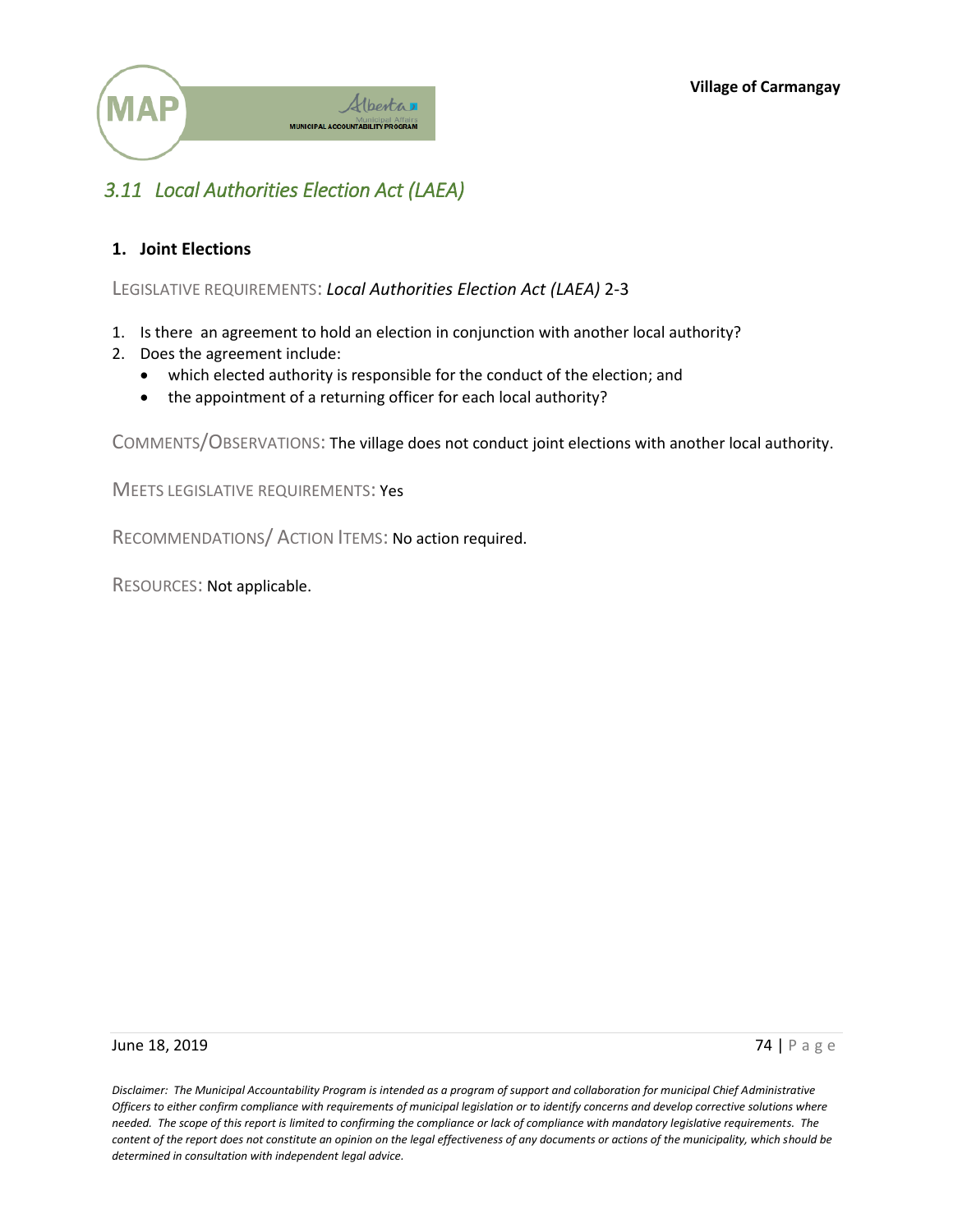## *3.11 Local Authorities Election Act (LAEA)*

### 1. Joint Elections

LEGISLATIVE REQUIREMENTS: *Local Authorities Election Act (LAEA)* 2-3

1. Is there an agreement to hold an election in conjunction with another local authority?
2. Does the agreement include:
   - which elected authority is responsible for the conduct of the election; and
   - the appointment of a returning officer for each local authority?

COMMENTS/OBSERVATIONS: The village does not conduct joint elections with another local authority.

MEETS LEGISLATIVE REQUIREMENTS: Yes

RECOMMENDATIONS/ ACTION ITEMS: No action required.

RESOURCES: Not applicable.

*Disclaimer: The Municipal Accountability Program is intended as a program of support and collaboration for municipal Chief Administrative Officers to either confirm compliance with requirements of municipal legislation or to identify concerns and develop corrective solutions where needed. The scope of this report is limited to confirming the compliance or lack of compliance with mandatory legislative requirements. The content of the report does not constitute an opinion on the legal effectiveness of any documents or actions of the municipality, which should be determined in consultation with independent legal advice.*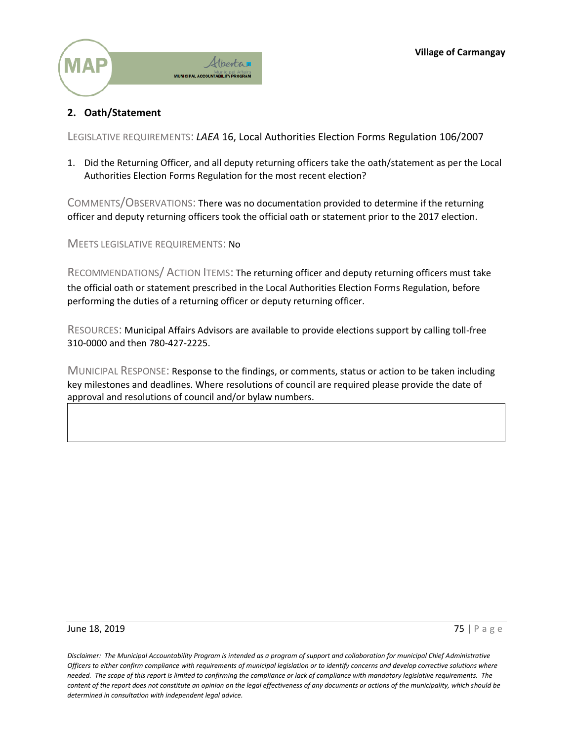## 2. Oath/Statement

LEGISLATIVE REQUIREMENTS: *LAEA* 16, Local Authorities Election Forms Regulation 106/2007

1. Did the Returning Officer, and all deputy returning officers take the oath/statement as per the Local Authorities Election Forms Regulation for the most recent election?

COMMENTS/OBSERVATIONS: There was no documentation provided to determine if the returning officer and deputy returning officers took the official oath or statement prior to the 2017 election.

MEETS LEGISLATIVE REQUIREMENTS: No

RECOMMENDATIONS/ ACTION ITEMS: The returning officer and deputy returning officers must take the official oath or statement prescribed in the Local Authorities Election Forms Regulation, before performing the duties of a returning officer or deputy returning officer.

RESOURCES: Municipal Affairs Advisors are available to provide elections support by calling toll-free 310-0000 and then 780-427-2225.

MUNICIPAL RESPONSE: Response to the findings, or comments, status or action to be taken including key milestones and deadlines. Where resolutions of council are required please provide the date of approval and resolutions of council and/or bylaw numbers.

| |
|---|
| |

*Disclaimer: The Municipal Accountability Program is intended as a program of support and collaboration for municipal Chief Administrative Officers to either confirm compliance with requirements of municipal legislation or to identify concerns and develop corrective solutions where needed. The scope of this report is limited to confirming the compliance or lack of compliance with mandatory legislative requirements. The content of the report does not constitute an opinion on the legal effectiveness of any documents or actions of the municipality, which should be determined in consultation with independent legal advice.*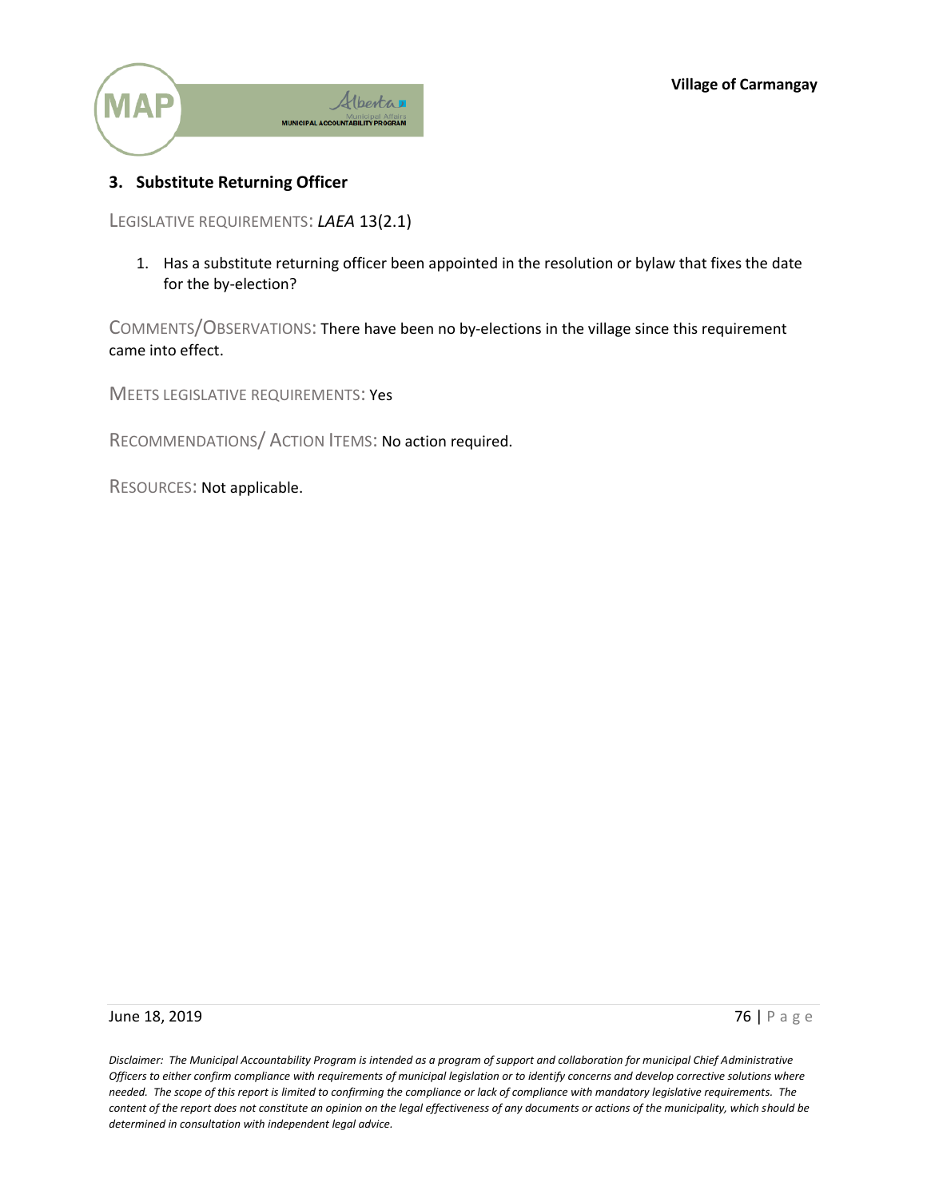## 3. Substitute Returning Officer

LEGISLATIVE REQUIREMENTS: *LAEA* 13(2.1)

1. Has a substitute returning officer been appointed in the resolution or bylaw that fixes the date for the by-election?

COMMENTS/OBSERVATIONS: There have been no by-elections in the village since this requirement came into effect.

MEETS LEGISLATIVE REQUIREMENTS: Yes

RECOMMENDATIONS/ ACTION ITEMS: No action required.

RESOURCES: Not applicable.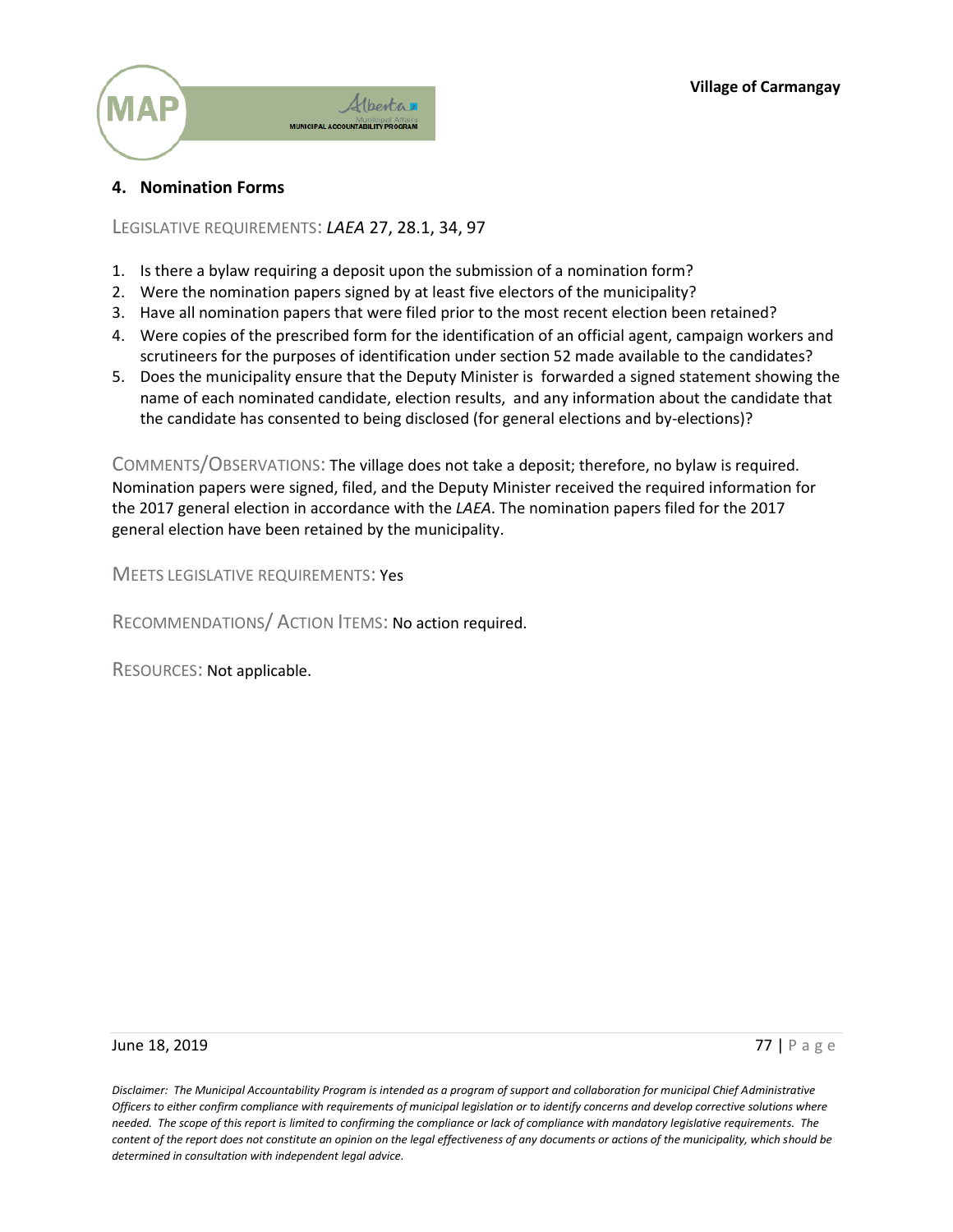## 4. Nomination Forms

LEGISLATIVE REQUIREMENTS: *LAEA* 27, 28.1, 34, 97

1. Is there a bylaw requiring a deposit upon the submission of a nomination form?
2. Were the nomination papers signed by at least five electors of the municipality?
3. Have all nomination papers that were filed prior to the most recent election been retained?
4. Were copies of the prescribed form for the identification of an official agent, campaign workers and scrutineers for the purposes of identification under section 52 made available to the candidates?
5. Does the municipality ensure that the Deputy Minister is forwarded a signed statement showing the name of each nominated candidate, election results, and any information about the candidate that the candidate has consented to being disclosed (for general elections and by-elections)?

COMMENTS/OBSERVATIONS: The village does not take a deposit; therefore, no bylaw is required. Nomination papers were signed, filed, and the Deputy Minister received the required information for the 2017 general election in accordance with the *LAEA*. The nomination papers filed for the 2017 general election have been retained by the municipality.

MEETS LEGISLATIVE REQUIREMENTS: Yes

RECOMMENDATIONS/ ACTION ITEMS: No action required.

RESOURCES: Not applicable.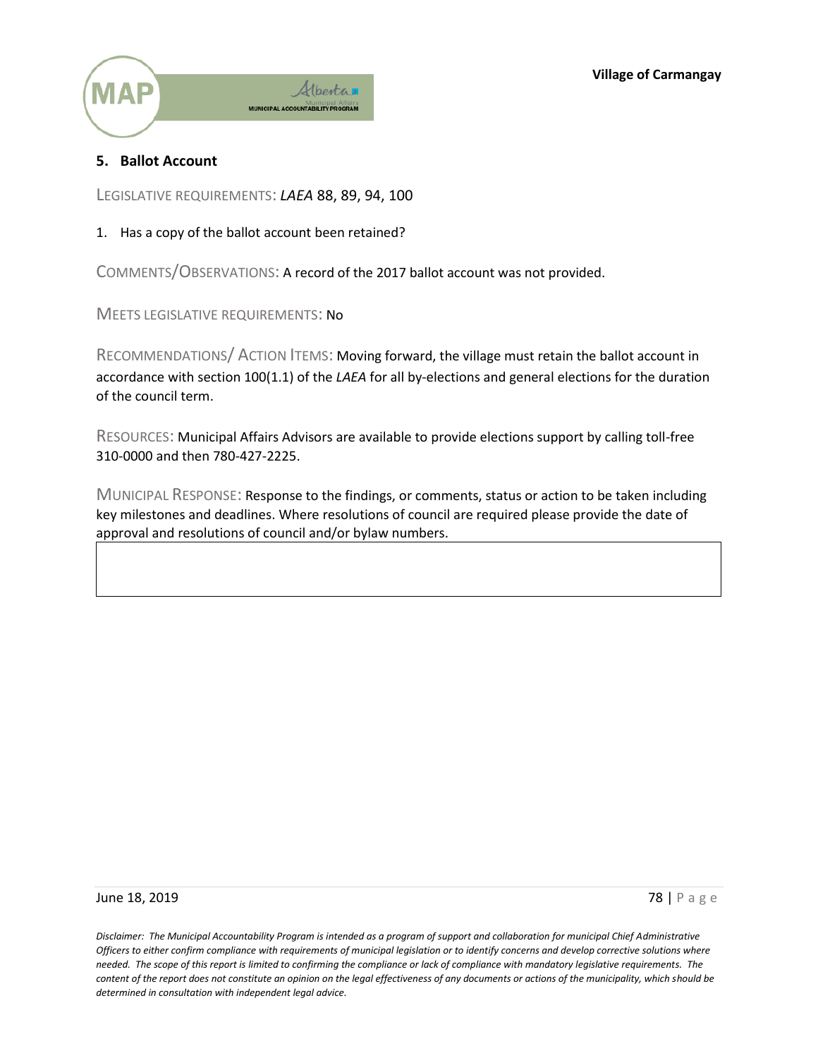## 5. Ballot Account

LEGISLATIVE REQUIREMENTS: *LAEA* 88, 89, 94, 100

1. Has a copy of the ballot account been retained?

COMMENTS/OBSERVATIONS: A record of the 2017 ballot account was not provided.

MEETS LEGISLATIVE REQUIREMENTS: No

RECOMMENDATIONS/ ACTION ITEMS: Moving forward, the village must retain the ballot account in accordance with section 100(1.1) of the *LAEA* for all by-elections and general elections for the duration of the council term.

RESOURCES: Municipal Affairs Advisors are available to provide elections support by calling toll-free 310-0000 and then 780-427-2225.

MUNICIPAL RESPONSE: Response to the findings, or comments, status or action to be taken including key milestones and deadlines. Where resolutions of council are required please provide the date of approval and resolutions of council and/or bylaw numbers.

|   |
|---|
|   |

June 18, 2019

*Disclaimer: The Municipal Accountability Program is intended as a program of support and collaboration for municipal Chief Administrative Officers to either confirm compliance with requirements of municipal legislation or to identify concerns and develop corrective solutions where needed. The scope of this report is limited to confirming the compliance or lack of compliance with mandatory legislative requirements. The content of the report does not constitute an opinion on the legal effectiveness of any documents or actions of the municipality, which should be determined in consultation with independent legal advice.*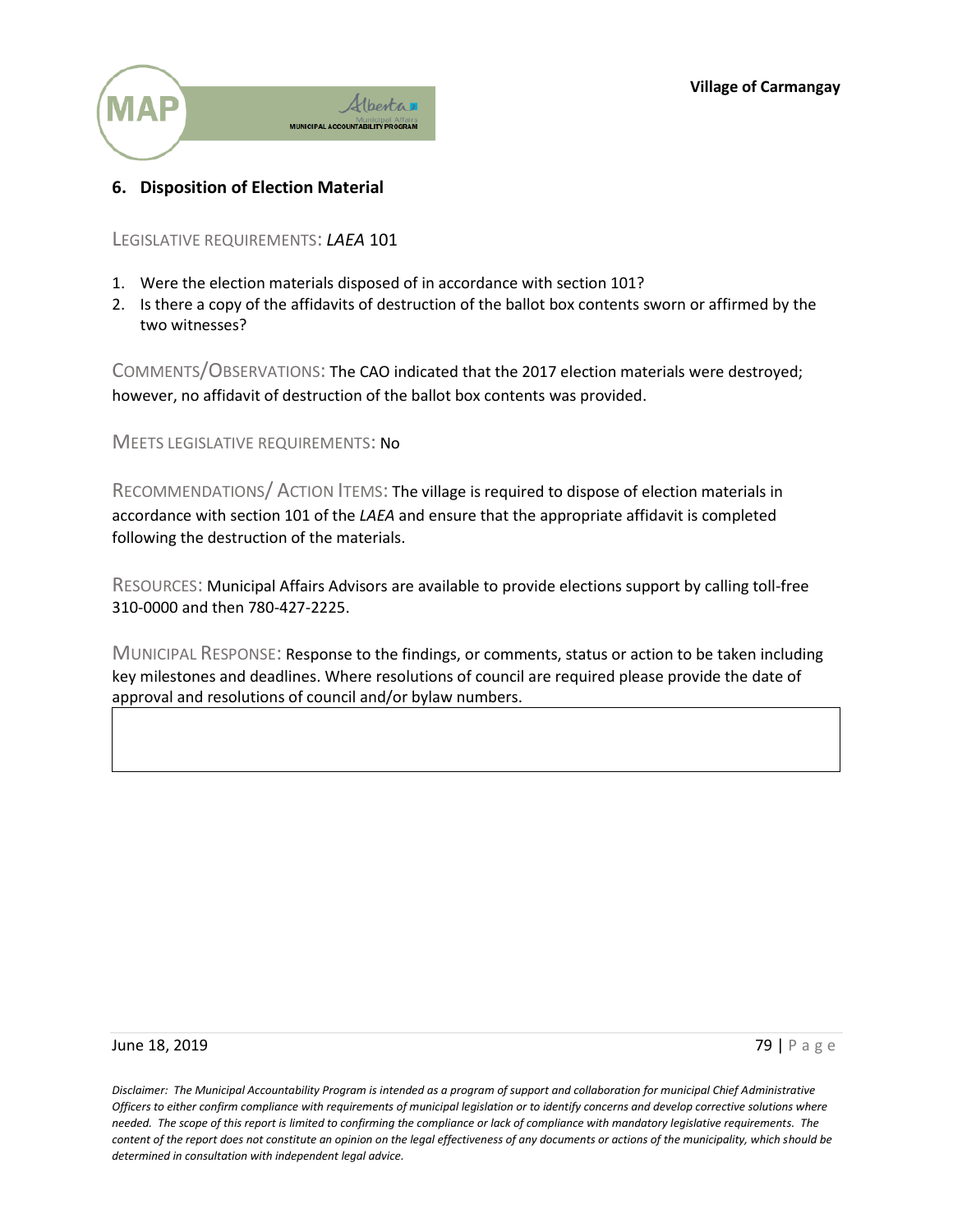## 6. Disposition of Election Material

LEGISLATIVE REQUIREMENTS: *LAEA* 101

1. Were the election materials disposed of in accordance with section 101?
2. Is there a copy of the affidavits of destruction of the ballot box contents sworn or affirmed by the two witnesses?

COMMENTS/OBSERVATIONS: The CAO indicated that the 2017 election materials were destroyed; however, no affidavit of destruction of the ballot box contents was provided.

MEETS LEGISLATIVE REQUIREMENTS: No

RECOMMENDATIONS/ ACTION ITEMS: The village is required to dispose of election materials in accordance with section 101 of the *LAEA* and ensure that the appropriate affidavit is completed following the destruction of the materials.

RESOURCES: Municipal Affairs Advisors are available to provide elections support by calling toll-free 310-0000 and then 780-427-2225.

MUNICIPAL RESPONSE: Response to the findings, or comments, status or action to be taken including key milestones and deadlines. Where resolutions of council are required please provide the date of approval and resolutions of council and/or bylaw numbers.

| |
|---|
| |

*Disclaimer: The Municipal Accountability Program is intended as a program of support and collaboration for municipal Chief Administrative Officers to either confirm compliance with requirements of municipal legislation or to identify concerns and develop corrective solutions where needed. The scope of this report is limited to confirming the compliance or lack of compliance with mandatory legislative requirements. The content of the report does not constitute an opinion on the legal effectiveness of any documents or actions of the municipality, which should be determined in consultation with independent legal advice.*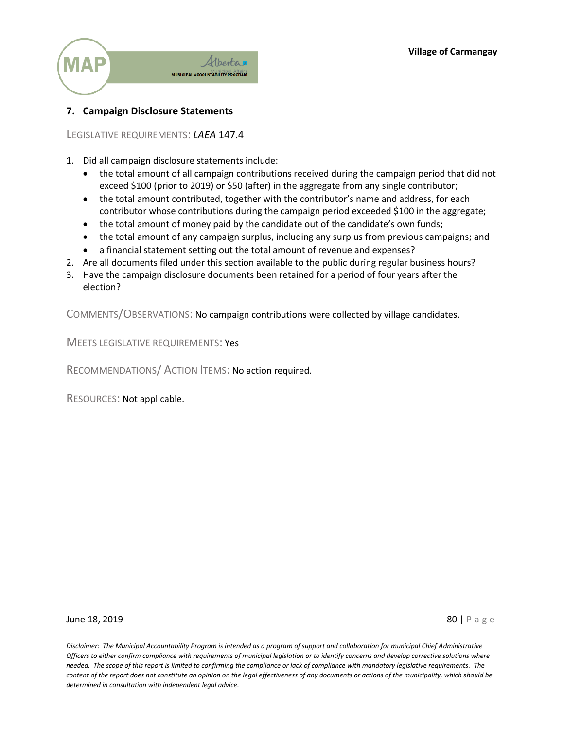## 7. Campaign Disclosure Statements

LEGISLATIVE REQUIREMENTS: *LAEA* 147.4

1. Did all campaign disclosure statements include:
   - the total amount of all campaign contributions received during the campaign period that did not exceed $100 (prior to 2019) or $50 (after) in the aggregate from any single contributor;
   - the total amount contributed, together with the contributor's name and address, for each contributor whose contributions during the campaign period exceeded $100 in the aggregate;
   - the total amount of money paid by the candidate out of the candidate's own funds;
   - the total amount of any campaign surplus, including any surplus from previous campaigns; and
   - a financial statement setting out the total amount of revenue and expenses?
2. Are all documents filed under this section available to the public during regular business hours?
3. Have the campaign disclosure documents been retained for a period of four years after the election?

COMMENTS/OBSERVATIONS: No campaign contributions were collected by village candidates.

MEETS LEGISLATIVE REQUIREMENTS: Yes

RECOMMENDATIONS/ ACTION ITEMS: No action required.

RESOURCES: Not applicable.

*Disclaimer: The Municipal Accountability Program is intended as a program of support and collaboration for municipal Chief Administrative Officers to either confirm compliance with requirements of municipal legislation or to identify concerns and develop corrective solutions where needed. The scope of this report is limited to confirming the compliance or lack of compliance with mandatory legislative requirements. The content of the report does not constitute an opinion on the legal effectiveness of any documents or actions of the municipality, which should be determined in consultation with independent legal advice.*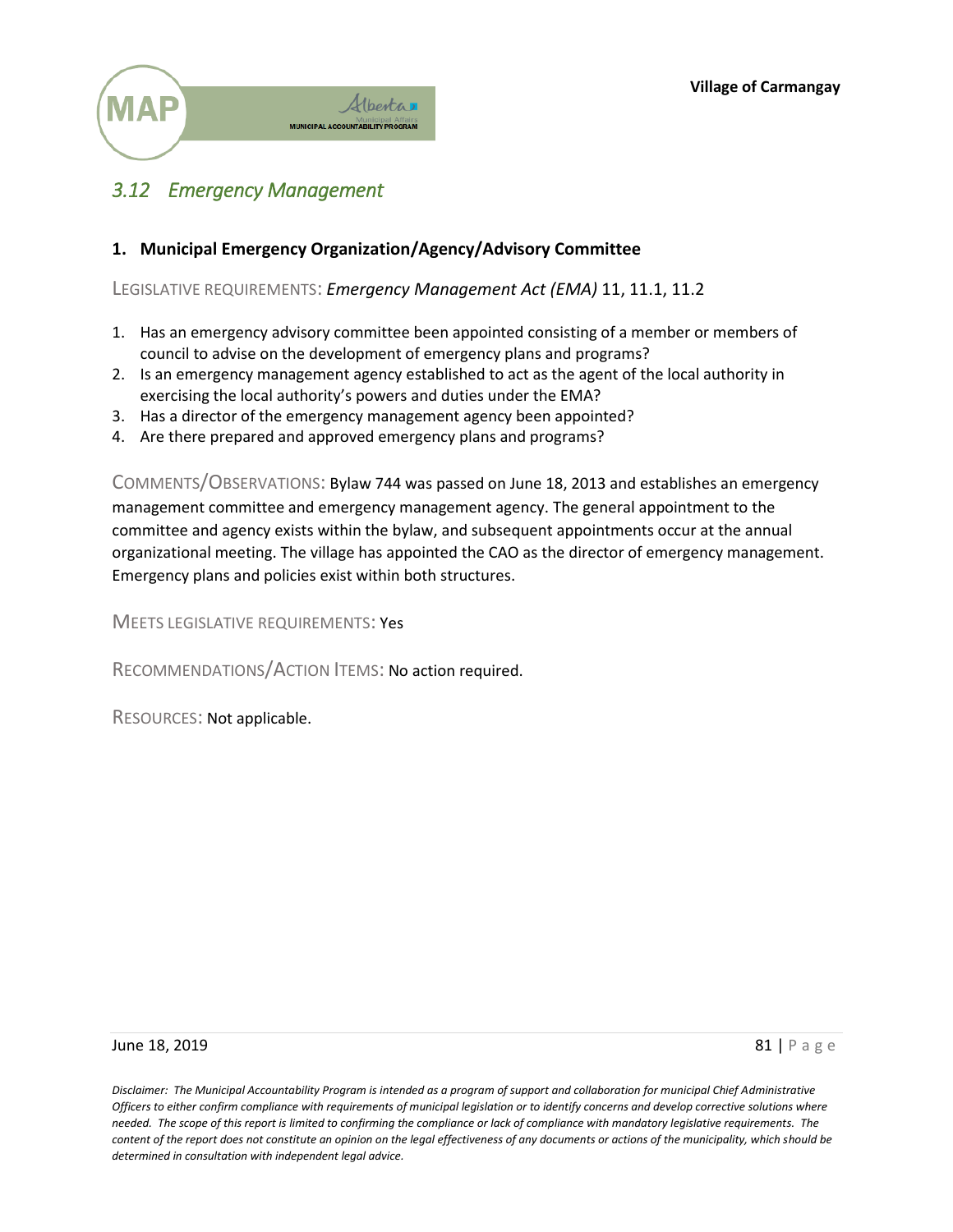## *3.12 Emergency Management*

### 1. Municipal Emergency Organization/Agency/Advisory Committee

LEGISLATIVE REQUIREMENTS: *Emergency Management Act (EMA)* 11, 11.1, 11.2

1. Has an emergency advisory committee been appointed consisting of a member or members of council to advise on the development of emergency plans and programs?
2. Is an emergency management agency established to act as the agent of the local authority in exercising the local authority's powers and duties under the EMA?
3. Has a director of the emergency management agency been appointed?
4. Are there prepared and approved emergency plans and programs?

COMMENTS/OBSERVATIONS: Bylaw 744 was passed on June 18, 2013 and establishes an emergency management committee and emergency management agency. The general appointment to the committee and agency exists within the bylaw, and subsequent appointments occur at the annual organizational meeting. The village has appointed the CAO as the director of emergency management. Emergency plans and policies exist within both structures.

MEETS LEGISLATIVE REQUIREMENTS: Yes

RECOMMENDATIONS/ACTION ITEMS: No action required.

RESOURCES: Not applicable.

*Disclaimer: The Municipal Accountability Program is intended as a program of support and collaboration for municipal Chief Administrative Officers to either confirm compliance with requirements of municipal legislation or to identify concerns and develop corrective solutions where needed. The scope of this report is limited to confirming the compliance or lack of compliance with mandatory legislative requirements. The content of the report does not constitute an opinion on the legal effectiveness of any documents or actions of the municipality, which should be determined in consultation with independent legal advice.*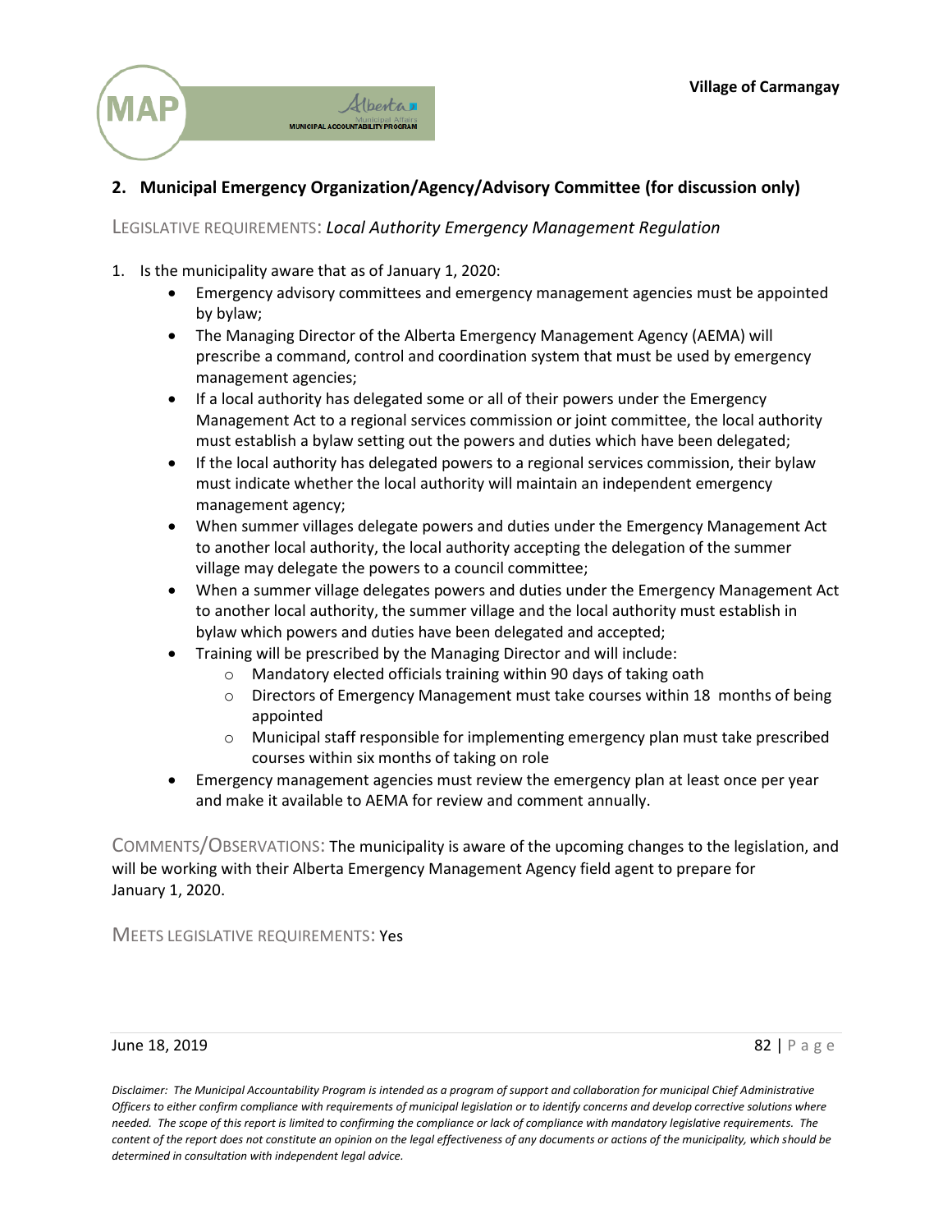## 2. Municipal Emergency Organization/Agency/Advisory Committee (for discussion only)

LEGISLATIVE REQUIREMENTS: *Local Authority Emergency Management Regulation*

1. Is the municipality aware that as of January 1, 2020:
    - Emergency advisory committees and emergency management agencies must be appointed by bylaw;
    - The Managing Director of the Alberta Emergency Management Agency (AEMA) will prescribe a command, control and coordination system that must be used by emergency management agencies;
    - If a local authority has delegated some or all of their powers under the Emergency Management Act to a regional services commission or joint committee, the local authority must establish a bylaw setting out the powers and duties which have been delegated;
    - If the local authority has delegated powers to a regional services commission, their bylaw must indicate whether the local authority will maintain an independent emergency management agency;
    - When summer villages delegate powers and duties under the Emergency Management Act to another local authority, the local authority accepting the delegation of the summer village may delegate the powers to a council committee;
    - When a summer village delegates powers and duties under the Emergency Management Act to another local authority, the summer village and the local authority must establish in bylaw which powers and duties have been delegated and accepted;
    - Training will be prescribed by the Managing Director and will include:
        - Mandatory elected officials training within 90 days of taking oath
        - Directors of Emergency Management must take courses within 18 months of being appointed
        - Municipal staff responsible for implementing emergency plan must take prescribed courses within six months of taking on role
    - Emergency management agencies must review the emergency plan at least once per year and make it available to AEMA for review and comment annually.

COMMENTS/OBSERVATIONS: The municipality is aware of the upcoming changes to the legislation, and will be working with their Alberta Emergency Management Agency field agent to prepare for January 1, 2020.

MEETS LEGISLATIVE REQUIREMENTS: Yes

*Disclaimer: The Municipal Accountability Program is intended as a program of support and collaboration for municipal Chief Administrative Officers to either confirm compliance with requirements of municipal legislation or to identify concerns and develop corrective solutions where needed. The scope of this report is limited to confirming the compliance or lack of compliance with mandatory legislative requirements. The content of the report does not constitute an opinion on the legal effectiveness of any documents or actions of the municipality, which should be determined in consultation with independent legal advice.*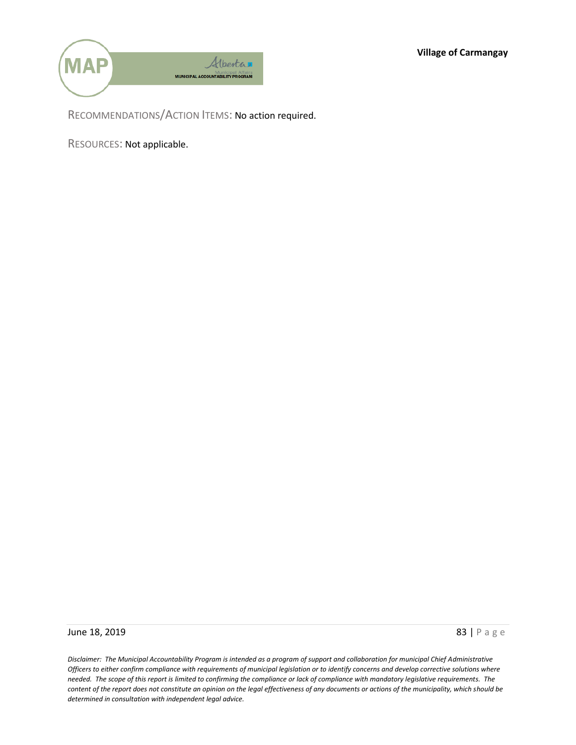RECOMMENDATIONS/ACTION ITEMS: No action required.

RESOURCES: Not applicable.

*Disclaimer: The Municipal Accountability Program is intended as a program of support and collaboration for municipal Chief Administrative Officers to either confirm compliance with requirements of municipal legislation or to identify concerns and develop corrective solutions where needed. The scope of this report is limited to confirming the compliance or lack of compliance with mandatory legislative requirements. The content of the report does not constitute an opinion on the legal effectiveness of any documents or actions of the municipality, which should be determined in consultation with independent legal advice.*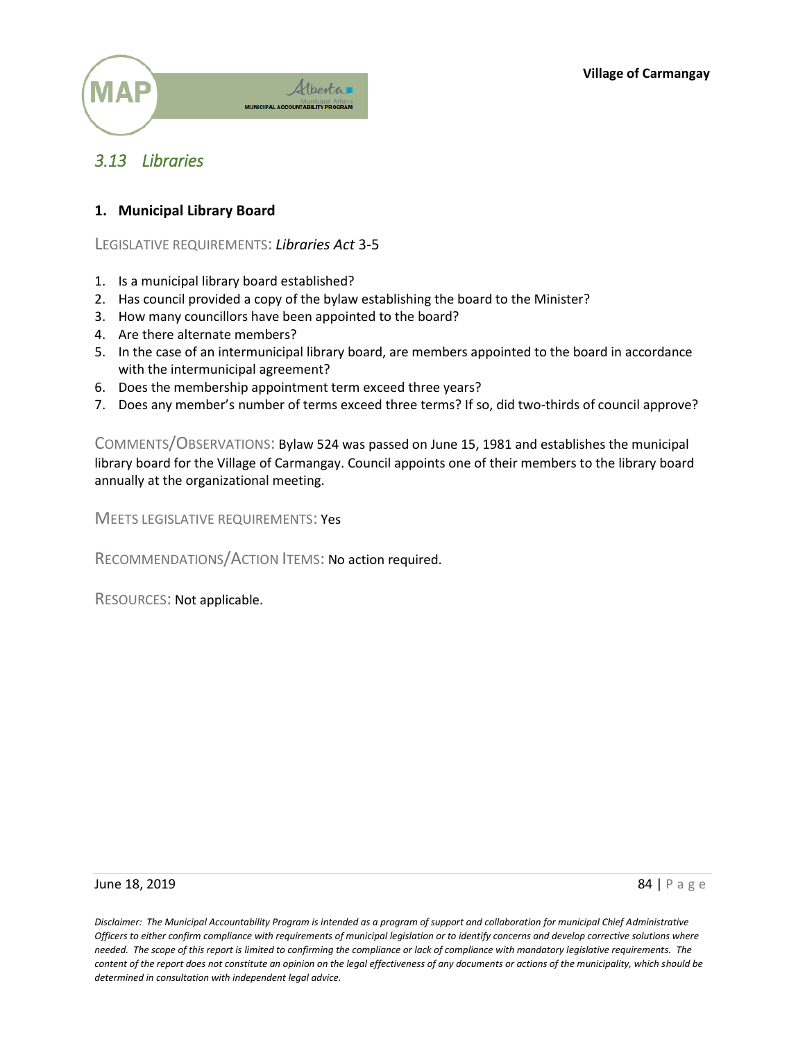## *3.13 Libraries*

### 1. Municipal Library Board

LEGISLATIVE REQUIREMENTS: *Libraries Act* 3-5

1. Is a municipal library board established?
2. Has council provided a copy of the bylaw establishing the board to the Minister?
3. How many councillors have been appointed to the board?
4. Are there alternate members?
5. In the case of an intermunicipal library board, are members appointed to the board in accordance with the intermunicipal agreement?
6. Does the membership appointment term exceed three years?
7. Does any member's number of terms exceed three terms? If so, did two-thirds of council approve?

COMMENTS/OBSERVATIONS: Bylaw 524 was passed on June 15, 1981 and establishes the municipal library board for the Village of Carmangay. Council appoints one of their members to the library board annually at the organizational meeting.

MEETS LEGISLATIVE REQUIREMENTS: Yes

RECOMMENDATIONS/ACTION ITEMS: No action required.

RESOURCES: Not applicable.

*Disclaimer: The Municipal Accountability Program is intended as a program of support and collaboration for municipal Chief Administrative Officers to either confirm compliance with requirements of municipal legislation or to identify concerns and develop corrective solutions where needed. The scope of this report is limited to confirming the compliance or lack of compliance with mandatory legislative requirements. The content of the report does not constitute an opinion on the legal effectiveness of any documents or actions of the municipality, which should be determined in consultation with independent legal advice.*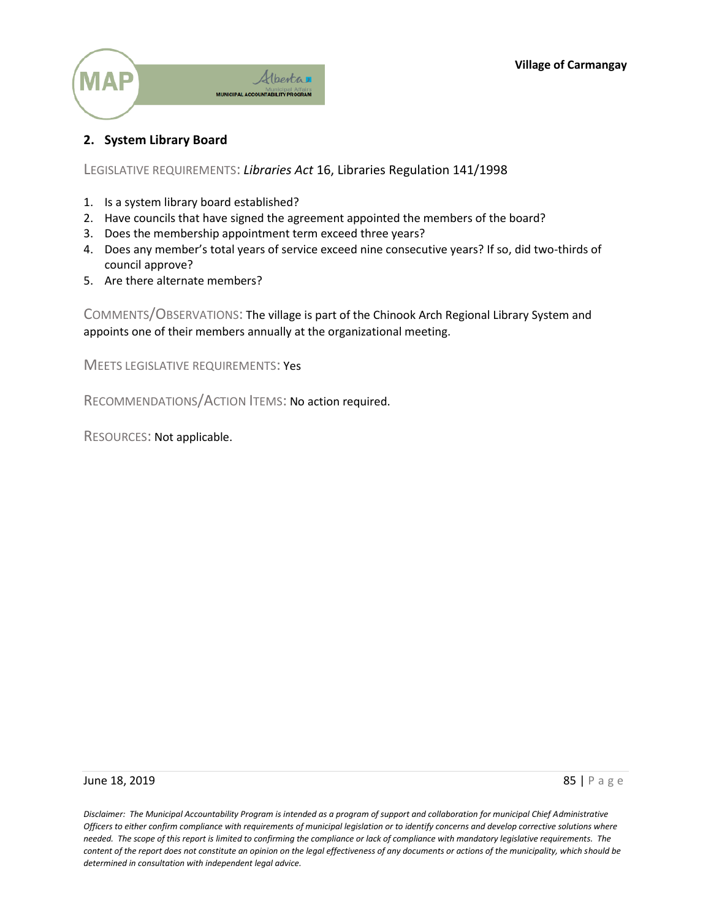## 2. System Library Board

LEGISLATIVE REQUIREMENTS: *Libraries Act* 16, Libraries Regulation 141/1998

1. Is a system library board established?
2. Have councils that have signed the agreement appointed the members of the board?
3. Does the membership appointment term exceed three years?
4. Does any member's total years of service exceed nine consecutive years? If so, did two-thirds of council approve?
5. Are there alternate members?

COMMENTS/OBSERVATIONS: The village is part of the Chinook Arch Regional Library System and appoints one of their members annually at the organizational meeting.

MEETS LEGISLATIVE REQUIREMENTS: Yes

RECOMMENDATIONS/ACTION ITEMS: No action required.

RESOURCES: Not applicable.

*Disclaimer: The Municipal Accountability Program is intended as a program of support and collaboration for municipal Chief Administrative Officers to either confirm compliance with requirements of municipal legislation or to identify concerns and develop corrective solutions where needed. The scope of this report is limited to confirming the compliance or lack of compliance with mandatory legislative requirements. The content of the report does not constitute an opinion on the legal effectiveness of any documents or actions of the municipality, which should be determined in consultation with independent legal advice.*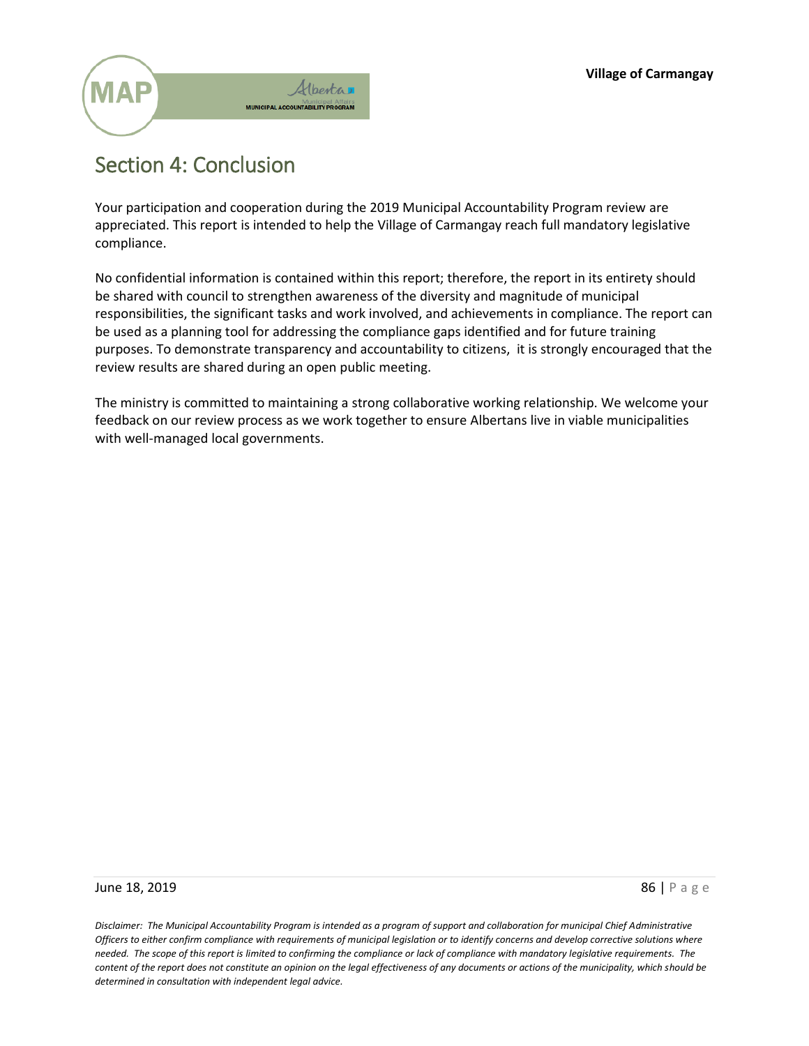# Section 4: Conclusion

Your participation and cooperation during the 2019 Municipal Accountability Program review are appreciated. This report is intended to help the Village of Carmangay reach full mandatory legislative compliance.

No confidential information is contained within this report; therefore, the report in its entirety should be shared with council to strengthen awareness of the diversity and magnitude of municipal responsibilities, the significant tasks and work involved, and achievements in compliance. The report can be used as a planning tool for addressing the compliance gaps identified and for future training purposes. To demonstrate transparency and accountability to citizens, it is strongly encouraged that the review results are shared during an open public meeting.

The ministry is committed to maintaining a strong collaborative working relationship. We welcome your feedback on our review process as we work together to ensure Albertans live in viable municipalities with well-managed local governments.

*Disclaimer: The Municipal Accountability Program is intended as a program of support and collaboration for municipal Chief Administrative Officers to either confirm compliance with requirements of municipal legislation or to identify concerns and develop corrective solutions where needed. The scope of this report is limited to confirming the compliance or lack of compliance with mandatory legislative requirements. The content of the report does not constitute an opinion on the legal effectiveness of any documents or actions of the municipality, which should be determined in consultation with independent legal advice.*